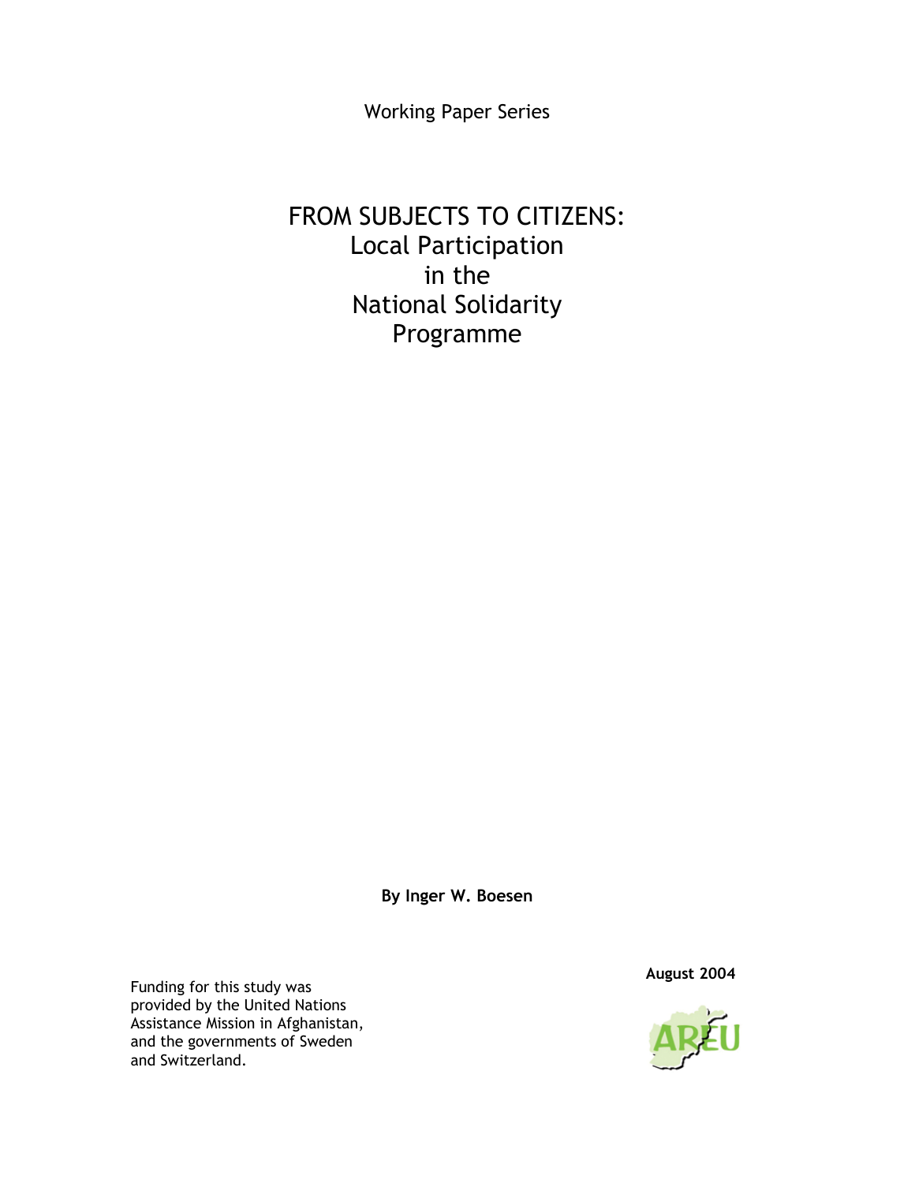Working Paper Series

# FROM SUBJECTS TO CITIZENS: Local Participation in the National Solidarity Programme

**By Inger W. Boesen**

**August 2004**

Funding for this study was provided by the United Nations Assistance Mission in Afghanistan, and the governments of Sweden and Switzerland.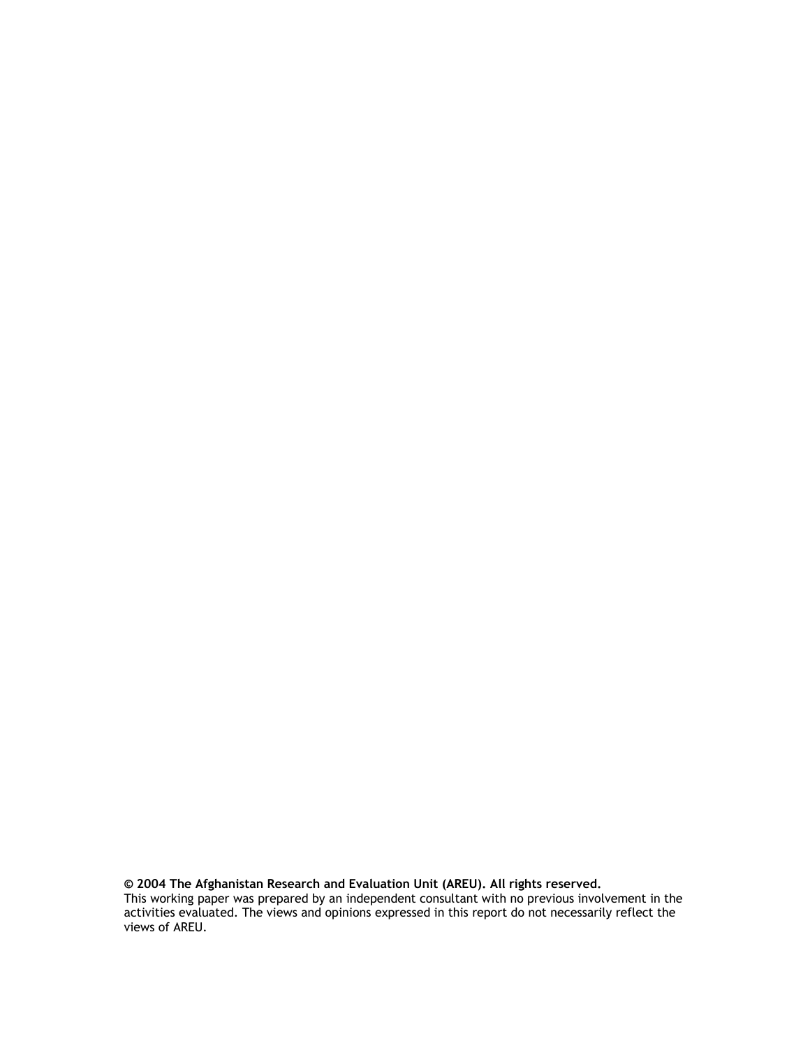**© 2004 The Afghanistan Research and Evaluation Unit (AREU). All rights reserved.**
This working paper was prepared by an independent consultant with no previous involvement in the activities evaluated. The views and opinions expressed in this report do not necessarily reflect the views of AREU.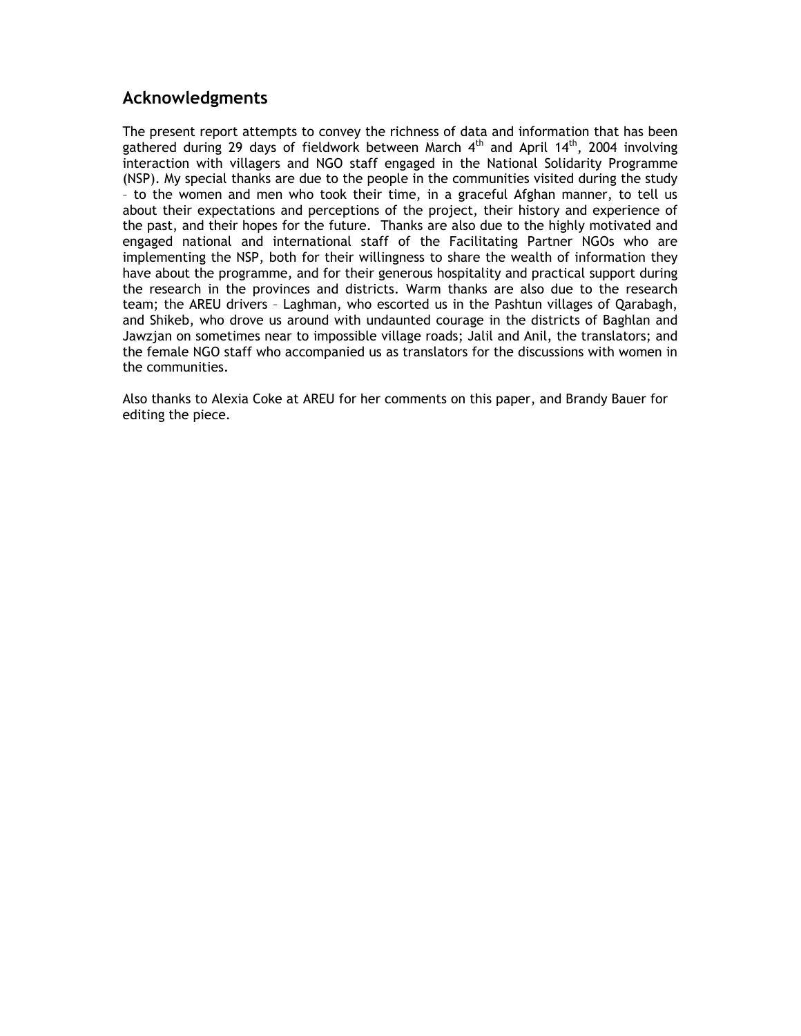## Acknowledgments

The present report attempts to convey the richness of data and information that has been gathered during 29 days of fieldwork between March 4th and April 14th, 2004 involving interaction with villagers and NGO staff engaged in the National Solidarity Programme (NSP). My special thanks are due to the people in the communities visited during the study – to the women and men who took their time, in a graceful Afghan manner, to tell us about their expectations and perceptions of the project, their history and experience of the past, and their hopes for the future. Thanks are also due to the highly motivated and engaged national and international staff of the Facilitating Partner NGOs who are implementing the NSP, both for their willingness to share the wealth of information they have about the programme, and for their generous hospitality and practical support during the research in the provinces and districts. Warm thanks are also due to the research team; the AREU drivers – Laghman, who escorted us in the Pashtun villages of Qarabagh, and Shikeb, who drove us around with undaunted courage in the districts of Baghlan and Jawzjan on sometimes near to impossible village roads; Jalil and Anil, the translators; and the female NGO staff who accompanied us as translators for the discussions with women in the communities.

Also thanks to Alexia Coke at AREU for her comments on this paper, and Brandy Bauer for editing the piece.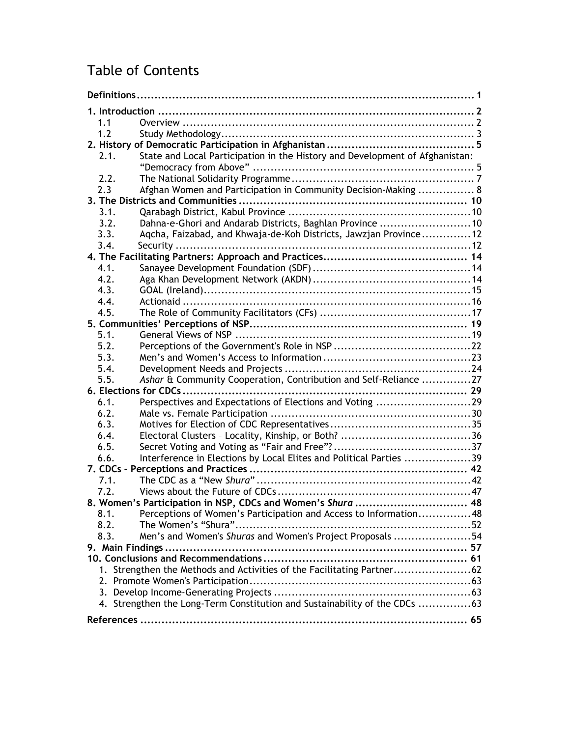# Table of Contents

| | | |
|---|---|---|
| **Definitions** | | **1** |
| **1. Introduction** | | **2** |
| 1.1 | Overview | 2 |
| 1.2 | Study Methodology | 3 |
| **2. History of Democratic Participation in Afghanistan** | | **5** |
| 2.1. | State and Local Participation in the History and Development of Afghanistan: "Democracy from Above" | 5 |
| 2.2. | The National Solidarity Programme | 7 |
| 2.3 | Afghan Women and Participation in Community Decision-Making | 8 |
| **3. The Districts and Communities** | | **10** |
| 3.1. | Qarabagh District, Kabul Province | 10 |
| 3.2. | Dahna-e-Ghori and Andarab Districts, Baghlan Province | 10 |
| 3.3. | Aqcha, Faizabad, and Khwaja-de-Koh Districts, Jawzjan Province | 12 |
| 3.4. | Security | 12 |
| **4. The Facilitating Partners: Approach and Practices** | | **14** |
| 4.1. | Sanayee Development Foundation (SDF) | 14 |
| 4.2. | Aga Khan Development Network (AKDN) | 14 |
| 4.3. | GOAL (Ireland) | 15 |
| 4.4. | Actionaid | 16 |
| 4.5. | The Role of Community Facilitators (CFs) | 17 |
| **5. Communities' Perceptions of NSP** | | **19** |
| 5.1. | General Views of NSP | 19 |
| 5.2. | Perceptions of the Government's Role in NSP | 22 |
| 5.3. | Men's and Women's Access to Information | 23 |
| 5.4. | Development Needs and Projects | 24 |
| 5.5. | *Ashar* & Community Cooperation, Contribution and Self-Reliance | 27 |
| **6. Elections for CDCs** | | **29** |
| 6.1. | Perspectives and Expectations of Elections and Voting | 29 |
| 6.2. | Male vs. Female Participation | 30 |
| 6.3. | Motives for Election of CDC Representatives | 35 |
| 6.4. | Electoral Clusters – Locality, Kinship, or Both? | 36 |
| 6.5. | Secret Voting and Voting as "Fair and Free"? | 37 |
| 6.6. | Interference in Elections by Local Elites and Political Parties | 39 |
| **7. CDCs – Perceptions and Practices** | | **42** |
| 7.1. | The CDC as a "New *Shura*" | 42 |
| 7.2. | Views about the Future of CDCs | 47 |
| **8. Women's Participation in NSP, CDCs and Women's *Shura*** | | **48** |
| 8.1. | Perceptions of Women's Participation and Access to Information | 48 |
| 8.2. | The Women's "Shura" | 52 |
| 8.3. | Men's and Women's *Shuras* and Women's Project Proposals | 54 |
| **9. Main Findings** | | **57** |
| **10. Conclusions and Recommendations** | | **61** |
| 1. | Strengthen the Methods and Activities of the Facilitating Partner | 62 |
| 2. | Promote Women's Participation | 63 |
| 3. | Develop Income-Generating Projects | 63 |
| 4. | Strengthen the Long-Term Constitution and Sustainability of the CDCs | 63 |
| **References** | | **65** |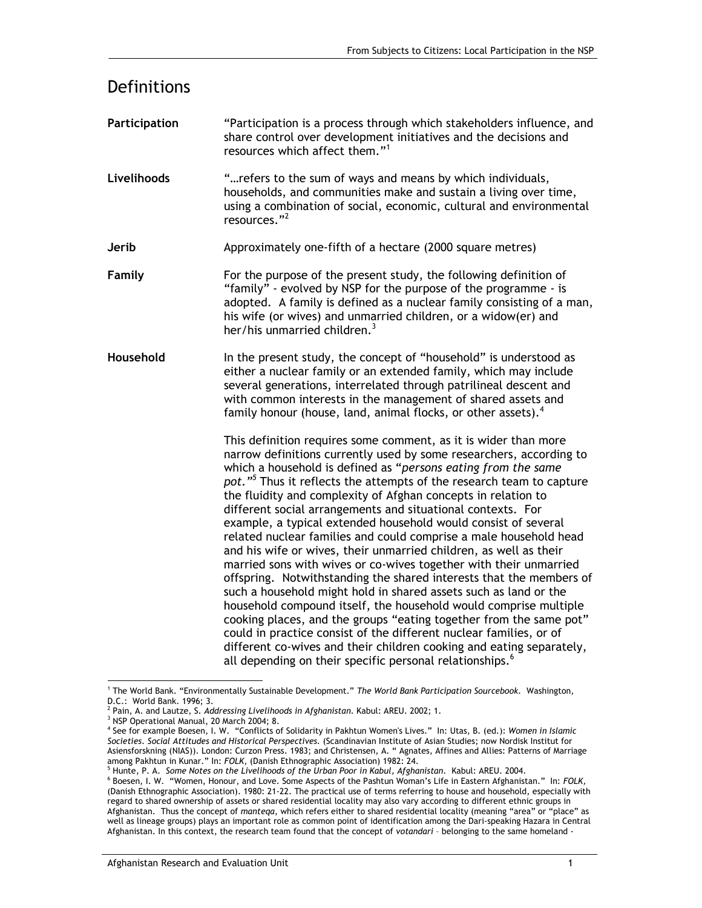# Definitions

**Participation** "Participation is a process through which stakeholders influence, and share control over development initiatives and the decisions and resources which affect them."[1]

**Livelihoods** "…refers to the sum of ways and means by which individuals, households, and communities make and sustain a living over time, using a combination of social, economic, cultural and environmental resources."[2]

**Jerib** Approximately one-fifth of a hectare (2000 square metres)

**Family** For the purpose of the present study, the following definition of "family" - evolved by NSP for the purpose of the programme - is adopted. A family is defined as a nuclear family consisting of a man, his wife (or wives) and unmarried children, or a widow(er) and her/his unmarried children.[3]

**Household** In the present study, the concept of "household" is understood as either a nuclear family or an extended family, which may include several generations, interrelated through patrilineal descent and with common interests in the management of shared assets and family honour (house, land, animal flocks, or other assets).[4]

This definition requires some comment, as it is wider than more narrow definitions currently used by some researchers, according to which a household is defined as "*persons eating from the same pot*."[5] Thus it reflects the attempts of the research team to capture the fluidity and complexity of Afghan concepts in relation to different social arrangements and situational contexts. For example, a typical extended household would consist of several related nuclear families and could comprise a male household head and his wife or wives, their unmarried children, as well as their married sons with wives or co-wives together with their unmarried offspring. Notwithstanding the shared interests that the members of such a household might hold in shared assets such as land or the household compound itself, the household would comprise multiple cooking places, and the groups "eating together from the same pot" could in practice consist of the different nuclear families, or of different co-wives and their children cooking and eating separately, all depending on their specific personal relationships.[6]

---

[1] The World Bank. "Environmentally Sustainable Development." *The World Bank Participation Sourcebook*. Washington, D.C.: World Bank. 1996; 3.

[2] Pain, A. and Lautze, S. *Addressing Livelihoods in Afghanistan*. Kabul: AREU. 2002; 1.

[3] NSP Operational Manual, 20 March 2004; 8.

[4] See for example Boesen, I. W. "Conflicts of Solidarity in Pakhtun Women's Lives." In: Utas, B. (ed.): *Women in Islamic Societies. Social Attitudes and Historical Perspectives.* (Scandinavian Institute of Asian Studies; now Nordisk Institut for Asiensforskning (NIAS)). London: Curzon Press. 1983; and Christensen, A. " Agnates, Affines and Allies: Patterns of Marriage among Pakhtun in Kunar." In: *FOLK*, (Danish Ethnographic Association) 1982: 24.

[5] Hunte, P. A. *Some Notes on the Livelihoods of the Urban Poor in Kabul, Afghanistan*. Kabul: AREU. 2004.

[6] Boesen, I. W. "Women, Honour, and Love. Some Aspects of the Pashtun Woman's Life in Eastern Afghanistan." In: *FOLK*, (Danish Ethnographic Association). 1980: 21-22. The practical use of terms referring to house and household, especially with regard to shared ownership of assets or shared residential locality may also vary according to different ethnic groups in Afghanistan. Thus the concept of *manteqa*, which refers either to shared residential locality (meaning "area" or "place" as well as lineage groups) plays an important role as common point of identification among the Dari-speaking Hazara in Central Afghanistan. In this context, the research team found that the concept of *votandari* – belonging to the same homeland -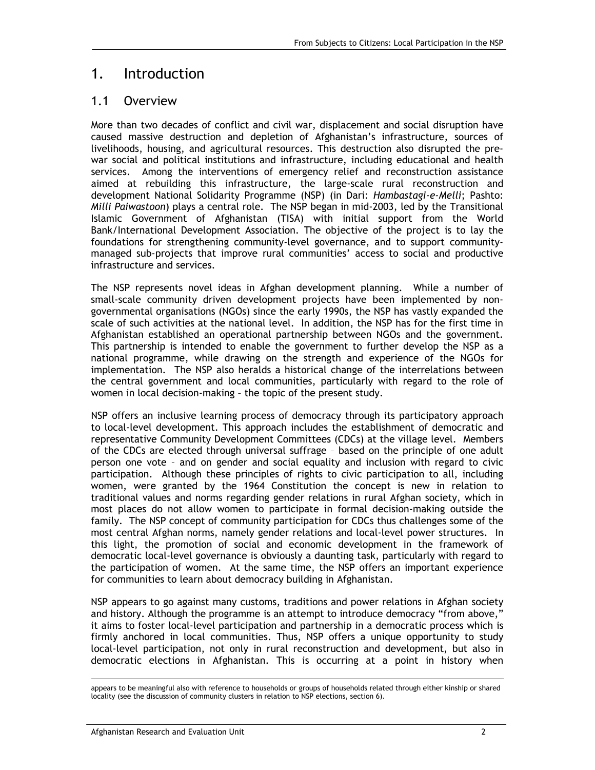# 1. Introduction

## 1.1 Overview

More than two decades of conflict and civil war, displacement and social disruption have caused massive destruction and depletion of Afghanistan's infrastructure, sources of livelihoods, housing, and agricultural resources. This destruction also disrupted the pre-war social and political institutions and infrastructure, including educational and health services. Among the interventions of emergency relief and reconstruction assistance aimed at rebuilding this infrastructure, the large-scale rural reconstruction and development National Solidarity Programme (NSP) (in Dari: *Hambastagi-e-Melli*; Pashto: *Milli Paiwastoon*) plays a central role. The NSP began in mid-2003, led by the Transitional Islamic Government of Afghanistan (TISA) with initial support from the World Bank/International Development Association. The objective of the project is to lay the foundations for strengthening community-level governance, and to support community-managed sub-projects that improve rural communities' access to social and productive infrastructure and services.

The NSP represents novel ideas in Afghan development planning. While a number of small-scale community driven development projects have been implemented by non-governmental organisations (NGOs) since the early 1990s, the NSP has vastly expanded the scale of such activities at the national level. In addition, the NSP has for the first time in Afghanistan established an operational partnership between NGOs and the government. This partnership is intended to enable the government to further develop the NSP as a national programme, while drawing on the strength and experience of the NGOs for implementation. The NSP also heralds a historical change of the interrelations between the central government and local communities, particularly with regard to the role of women in local decision-making – the topic of the present study.

NSP offers an inclusive learning process of democracy through its participatory approach to local-level development. This approach includes the establishment of democratic and representative Community Development Committees (CDCs) at the village level. Members of the CDCs are elected through universal suffrage – based on the principle of one adult person one vote – and on gender and social equality and inclusion with regard to civic participation. Although these principles of rights to civic participation to all, including women, were granted by the 1964 Constitution the concept is new in relation to traditional values and norms regarding gender relations in rural Afghan society, which in most places do not allow women to participate in formal decision-making outside the family. The NSP concept of community participation for CDCs thus challenges some of the most central Afghan norms, namely gender relations and local-level power structures. In this light, the promotion of social and economic development in the framework of democratic local-level governance is obviously a daunting task, particularly with regard to the participation of women. At the same time, the NSP offers an important experience for communities to learn about democracy building in Afghanistan.

NSP appears to go against many customs, traditions and power relations in Afghan society and history. Although the programme is an attempt to introduce democracy "from above," it aims to foster local-level participation and partnership in a democratic process which is firmly anchored in local communities. Thus, NSP offers a unique opportunity to study local-level participation, not only in rural reconstruction and development, but also in democratic elections in Afghanistan. This is occurring at a point in history when

appears to be meaningful also with reference to households or groups of households related through either kinship or shared locality (see the discussion of community clusters in relation to NSP elections, section 6).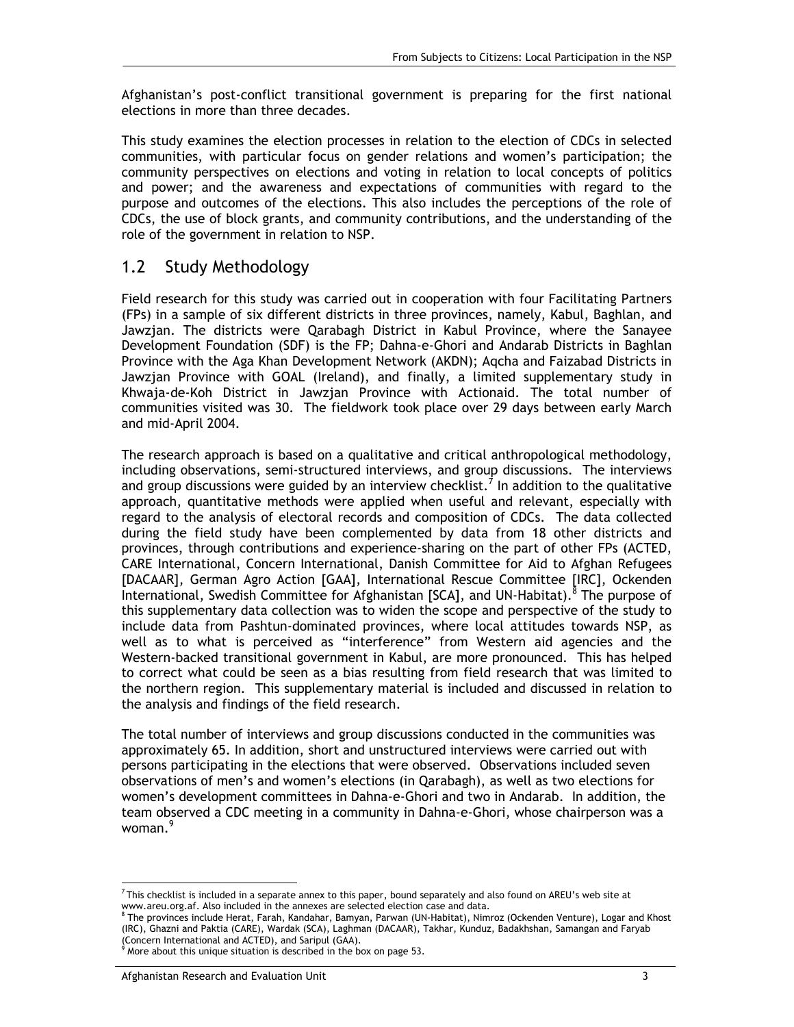Afghanistan's post-conflict transitional government is preparing for the first national elections in more than three decades.

This study examines the election processes in relation to the election of CDCs in selected communities, with particular focus on gender relations and women's participation; the community perspectives on elections and voting in relation to local concepts of politics and power; and the awareness and expectations of communities with regard to the purpose and outcomes of the elections. This also includes the perceptions of the role of CDCs, the use of block grants, and community contributions, and the understanding of the role of the government in relation to NSP.

## 1.2 Study Methodology

Field research for this study was carried out in cooperation with four Facilitating Partners (FPs) in a sample of six different districts in three provinces, namely, Kabul, Baghlan, and Jawzjan. The districts were Qarabagh District in Kabul Province, where the Sanayee Development Foundation (SDF) is the FP; Dahna-e-Ghori and Andarab Districts in Baghlan Province with the Aga Khan Development Network (AKDN); Aqcha and Faizabad Districts in Jawzjan Province with GOAL (Ireland), and finally, a limited supplementary study in Khwaja-de-Koh District in Jawzjan Province with Actionaid. The total number of communities visited was 30. The fieldwork took place over 29 days between early March and mid-April 2004.

The research approach is based on a qualitative and critical anthropological methodology, including observations, semi-structured interviews, and group discussions. The interviews and group discussions were guided by an interview checklist.[7] In addition to the qualitative approach, quantitative methods were applied when useful and relevant, especially with regard to the analysis of electoral records and composition of CDCs. The data collected during the field study have been complemented by data from 18 other districts and provinces, through contributions and experience-sharing on the part of other FPs (ACTED, CARE International, Concern International, Danish Committee for Aid to Afghan Refugees [DACAAR], German Agro Action [GAA], International Rescue Committee [IRC], Ockenden International, Swedish Committee for Afghanistan [SCA], and UN-Habitat).[8] The purpose of this supplementary data collection was to widen the scope and perspective of the study to include data from Pashtun-dominated provinces, where local attitudes towards NSP, as well as to what is perceived as "interference" from Western aid agencies and the Western-backed transitional government in Kabul, are more pronounced. This has helped to correct what could be seen as a bias resulting from field research that was limited to the northern region. This supplementary material is included and discussed in relation to the analysis and findings of the field research.

The total number of interviews and group discussions conducted in the communities was approximately 65. In addition, short and unstructured interviews were carried out with persons participating in the elections that were observed. Observations included seven observations of men's and women's elections (in Qarabagh), as well as two elections for women's development committees in Dahna-e-Ghori and two in Andarab. In addition, the team observed a CDC meeting in a community in Dahna-e-Ghori, whose chairperson was a woman.[9]

---

[7] This checklist is included in a separate annex to this paper, bound separately and also found on AREU's web site at www.areu.org.af. Also included in the annexes are selected election case and data.

[8] The provinces include Herat, Farah, Kandahar, Bamyan, Parwan (UN-Habitat), Nimroz (Ockenden Venture), Logar and Khost (IRC), Ghazni and Paktia (CARE), Wardak (SCA), Laghman (DACAAR), Takhar, Kunduz, Badakhshan, Samangan and Faryab (Concern International and ACTED), and Saripul (GAA).

[9] More about this unique situation is described in the box on page 53.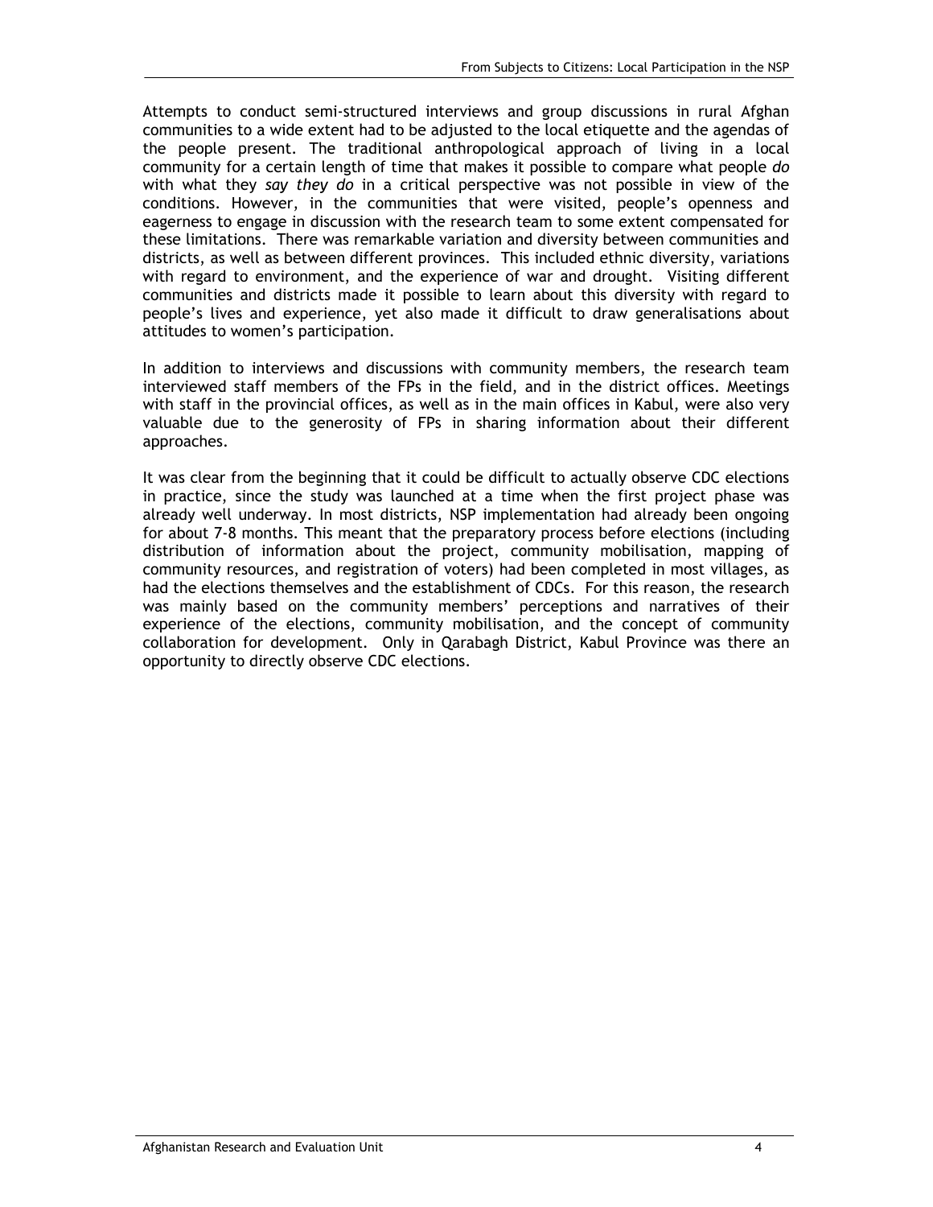Attempts to conduct semi-structured interviews and group discussions in rural Afghan communities to a wide extent had to be adjusted to the local etiquette and the agendas of the people present. The traditional anthropological approach of living in a local community for a certain length of time that makes it possible to compare what people *do* with what they *say they do* in a critical perspective was not possible in view of the conditions. However, in the communities that were visited, people's openness and eagerness to engage in discussion with the research team to some extent compensated for these limitations. There was remarkable variation and diversity between communities and districts, as well as between different provinces. This included ethnic diversity, variations with regard to environment, and the experience of war and drought. Visiting different communities and districts made it possible to learn about this diversity with regard to people's lives and experience, yet also made it difficult to draw generalisations about attitudes to women's participation.

In addition to interviews and discussions with community members, the research team interviewed staff members of the FPs in the field, and in the district offices. Meetings with staff in the provincial offices, as well as in the main offices in Kabul, were also very valuable due to the generosity of FPs in sharing information about their different approaches.

It was clear from the beginning that it could be difficult to actually observe CDC elections in practice, since the study was launched at a time when the first project phase was already well underway. In most districts, NSP implementation had already been ongoing for about 7-8 months. This meant that the preparatory process before elections (including distribution of information about the project, community mobilisation, mapping of community resources, and registration of voters) had been completed in most villages, as had the elections themselves and the establishment of CDCs. For this reason, the research was mainly based on the community members' perceptions and narratives of their experience of the elections, community mobilisation, and the concept of community collaboration for development. Only in Qarabagh District, Kabul Province was there an opportunity to directly observe CDC elections.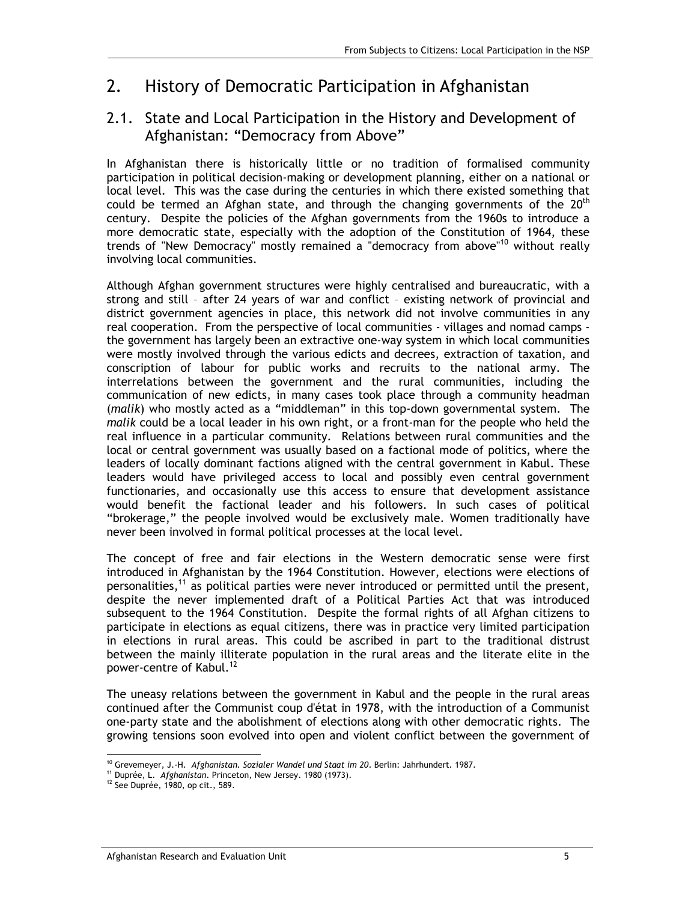# 2. History of Democratic Participation in Afghanistan

## 2.1. State and Local Participation in the History and Development of Afghanistan: "Democracy from Above"

In Afghanistan there is historically little or no tradition of formalised community participation in political decision-making or development planning, either on a national or local level. This was the case during the centuries in which there existed something that could be termed an Afghan state, and through the changing governments of the 20th century. Despite the policies of the Afghan governments from the 1960s to introduce a more democratic state, especially with the adoption of the Constitution of 1964, these trends of "New Democracy" mostly remained a "democracy from above"[10] without really involving local communities.

Although Afghan government structures were highly centralised and bureaucratic, with a strong and still – after 24 years of war and conflict – existing network of provincial and district government agencies in place, this network did not involve communities in any real cooperation. From the perspective of local communities - villages and nomad camps - the government has largely been an extractive one-way system in which local communities were mostly involved through the various edicts and decrees, extraction of taxation, and conscription of labour for public works and recruits to the national army. The interrelations between the government and the rural communities, including the communication of new edicts, in many cases took place through a community headman (*malik*) who mostly acted as a "middleman" in this top-down governmental system. The *malik* could be a local leader in his own right, or a front-man for the people who held the real influence in a particular community. Relations between rural communities and the local or central government was usually based on a factional mode of politics, where the leaders of locally dominant factions aligned with the central government in Kabul. These leaders would have privileged access to local and possibly even central government functionaries, and occasionally use this access to ensure that development assistance would benefit the factional leader and his followers. In such cases of political "brokerage," the people involved would be exclusively male. Women traditionally have never been involved in formal political processes at the local level.

The concept of free and fair elections in the Western democratic sense were first introduced in Afghanistan by the 1964 Constitution. However, elections were elections of personalities,[11] as political parties were never introduced or permitted until the present, despite the never implemented draft of a Political Parties Act that was introduced subsequent to the 1964 Constitution. Despite the formal rights of all Afghan citizens to participate in elections as equal citizens, there was in practice very limited participation in elections in rural areas. This could be ascribed in part to the traditional distrust between the mainly illiterate population in the rural areas and the literate elite in the power-centre of Kabul.[12]

The uneasy relations between the government in Kabul and the people in the rural areas continued after the Communist coup d'état in 1978, with the introduction of a Communist one-party state and the abolishment of elections along with other democratic rights. The growing tensions soon evolved into open and violent conflict between the government of

---

[10] Grevemeyer, J.-H. *Afghanistan. Sozialer Wandel und Staat im 20*. Berlin: Jahrhundert. 1987.

[11] Duprée, L. *Afghanistan*. Princeton, New Jersey. 1980 (1973).

[12] See Duprée, 1980, op cit., 589.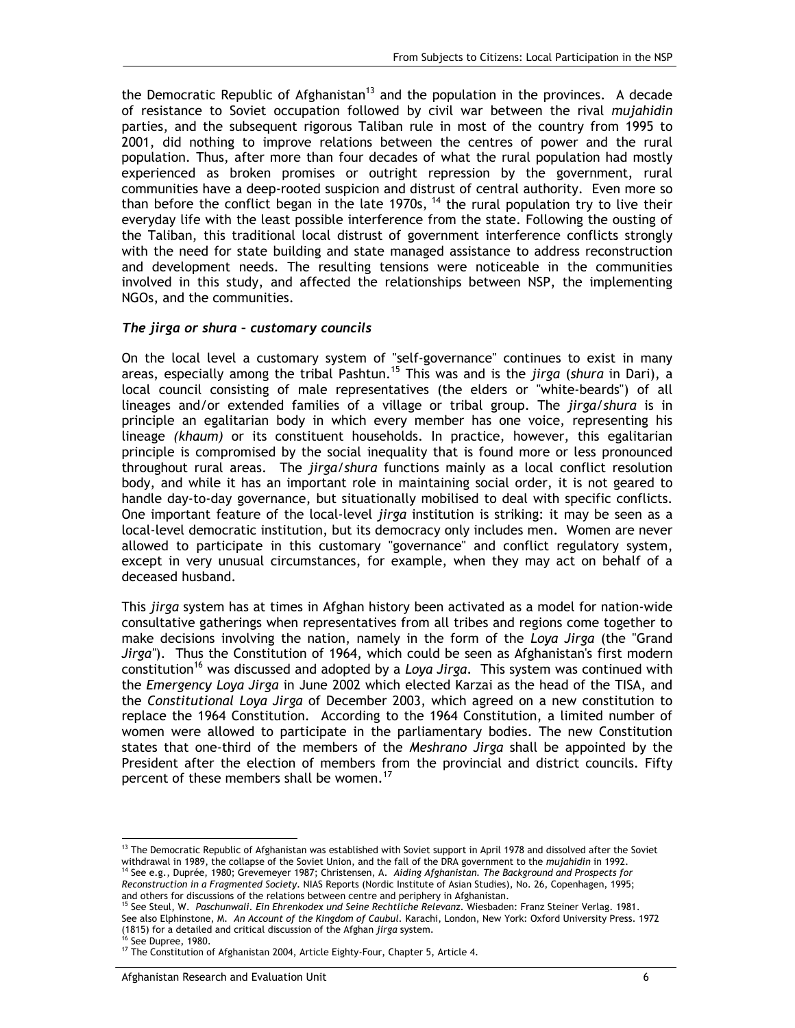the Democratic Republic of Afghanistan[13] and the population in the provinces. A decade of resistance to Soviet occupation followed by civil war between the rival *mujahidin* parties, and the subsequent rigorous Taliban rule in most of the country from 1995 to 2001, did nothing to improve relations between the centres of power and the rural population. Thus, after more than four decades of what the rural population had mostly experienced as broken promises or outright repression by the government, rural communities have a deep-rooted suspicion and distrust of central authority. Even more so than before the conflict began in the late 1970s, [14] the rural population try to live their everyday life with the least possible interference from the state. Following the ousting of the Taliban, this traditional local distrust of government interference conflicts strongly with the need for state building and state managed assistance to address reconstruction and development needs. The resulting tensions were noticeable in the communities involved in this study, and affected the relationships between NSP, the implementing NGOs, and the communities.

### *The jirga or shura – customary councils*

On the local level a customary system of "self-governance" continues to exist in many areas, especially among the tribal Pashtun.[15] This was and is the *jirga* (*shura* in Dari), a local council consisting of male representatives (the elders or "white-beards") of all lineages and/or extended families of a village or tribal group. The *jirga/shura* is in principle an egalitarian body in which every member has one voice, representing his lineage *(khaum)* or its constituent households. In practice, however, this egalitarian principle is compromised by the social inequality that is found more or less pronounced throughout rural areas. The *jirga/shura* functions mainly as a local conflict resolution body, and while it has an important role in maintaining social order, it is not geared to handle day-to-day governance, but situationally mobilised to deal with specific conflicts. One important feature of the local-level *jirga* institution is striking: it may be seen as a local-level democratic institution, but its democracy only includes men. Women are never allowed to participate in this customary "governance" and conflict regulatory system, except in very unusual circumstances, for example, when they may act on behalf of a deceased husband.

This *jirga* system has at times in Afghan history been activated as a model for nation-wide consultative gatherings when representatives from all tribes and regions come together to make decisions involving the nation, namely in the form of the *Loya Jirga* (the "Grand *Jirga*"). Thus the Constitution of 1964, which could be seen as Afghanistan's first modern constitution[16] was discussed and adopted by a *Loya Jirga*. This system was continued with the *Emergency Loya Jirga* in June 2002 which elected Karzai as the head of the TISA, and the *Constitutional Loya Jirga* of December 2003, which agreed on a new constitution to replace the 1964 Constitution. According to the 1964 Constitution, a limited number of women were allowed to participate in the parliamentary bodies. The new Constitution states that one-third of the members of the *Meshrano Jirga* shall be appointed by the President after the election of members from the provincial and district councils. Fifty percent of these members shall be women.[17]

---

[13] The Democratic Republic of Afghanistan was established with Soviet support in April 1978 and dissolved after the Soviet withdrawal in 1989, the collapse of the Soviet Union, and the fall of the DRA government to the *mujahidin* in 1992.

[14] See e.g., Duprée, 1980; Grevemeyer 1987; Christensen, A. *Aiding Afghanistan. The Background and Prospects for Reconstruction in a Fragmented Society*. NIAS Reports (Nordic Institute of Asian Studies), No. 26, Copenhagen, 1995; and others for discussions of the relations between centre and periphery in Afghanistan.

[15] See Steul, W. *Paschunwali. Ein Ehrenkodex und Seine Rechtliche Relevanz.* Wiesbaden: Franz Steiner Verlag. 1981. See also Elphinstone, M. *An Account of the Kingdom of Caubul*. Karachi, London, New York: Oxford University Press. 1972 (1815) for a detailed and critical discussion of the Afghan *jirga* system.

[16] See Dupree, 1980.

[17] The Constitution of Afghanistan 2004, Article Eighty-Four, Chapter 5, Article 4.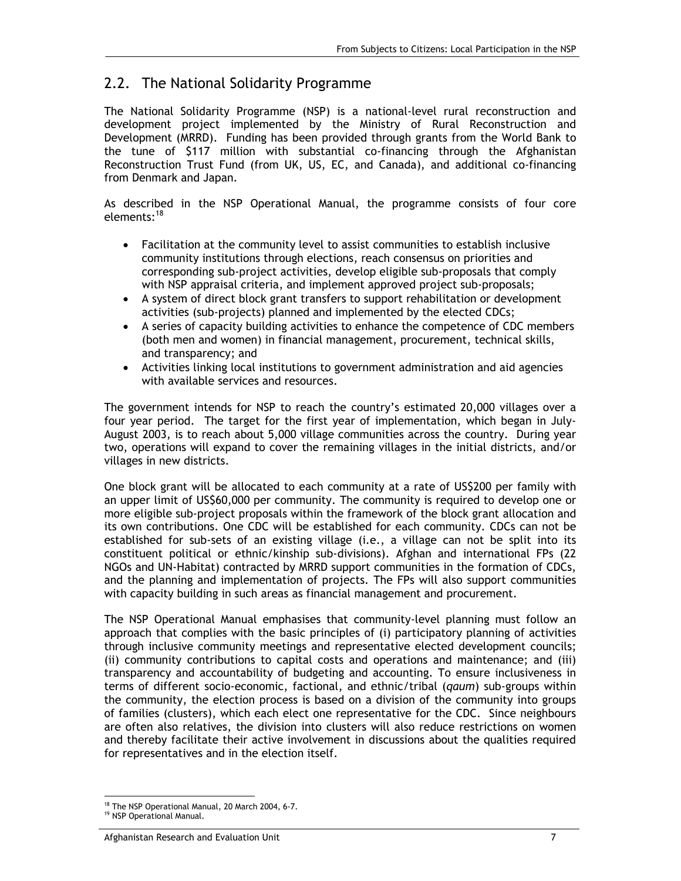## 2.2. The National Solidarity Programme

The National Solidarity Programme (NSP) is a national-level rural reconstruction and development project implemented by the Ministry of Rural Reconstruction and Development (MRRD). Funding has been provided through grants from the World Bank to the tune of $117 million with substantial co-financing through the Afghanistan Reconstruction Trust Fund (from UK, US, EC, and Canada), and additional co-financing from Denmark and Japan.

As described in the NSP Operational Manual, the programme consists of four core elements:[18]

- Facilitation at the community level to assist communities to establish inclusive community institutions through elections, reach consensus on priorities and corresponding sub-project activities, develop eligible sub-proposals that comply with NSP appraisal criteria, and implement approved project sub-proposals;
- A system of direct block grant transfers to support rehabilitation or development activities (sub-projects) planned and implemented by the elected CDCs;
- A series of capacity building activities to enhance the competence of CDC members (both men and women) in financial management, procurement, technical skills, and transparency; and
- Activities linking local institutions to government administration and aid agencies with available services and resources.

The government intends for NSP to reach the country's estimated 20,000 villages over a four year period. The target for the first year of implementation, which began in July-August 2003, is to reach about 5,000 village communities across the country. During year two, operations will expand to cover the remaining villages in the initial districts, and/or villages in new districts.

One block grant will be allocated to each community at a rate of US$200 per family with an upper limit of US$60,000 per community. The community is required to develop one or more eligible sub-project proposals within the framework of the block grant allocation and its own contributions. One CDC will be established for each community. CDCs can not be established for sub-sets of an existing village (i.e., a village can not be split into its constituent political or ethnic/kinship sub-divisions). Afghan and international FPs (22 NGOs and UN-Habitat) contracted by MRRD support communities in the formation of CDCs, and the planning and implementation of projects. The FPs will also support communities with capacity building in such areas as financial management and procurement.

The NSP Operational Manual emphasises that community-level planning must follow an approach that complies with the basic principles of (i) participatory planning of activities through inclusive community meetings and representative elected development councils; (ii) community contributions to capital costs and operations and maintenance; and (iii) transparency and accountability of budgeting and accounting. To ensure inclusiveness in terms of different socio-economic, factional, and ethnic/tribal (*qaum*) sub-groups within the community, the election process is based on a division of the community into groups of families (clusters), which each elect one representative for the CDC. Since neighbours are often also relatives, the division into clusters will also reduce restrictions on women and thereby facilitate their active involvement in discussions about the qualities required for representatives and in the election itself.

[18] The NSP Operational Manual, 20 March 2004, 6-7.
[19] NSP Operational Manual.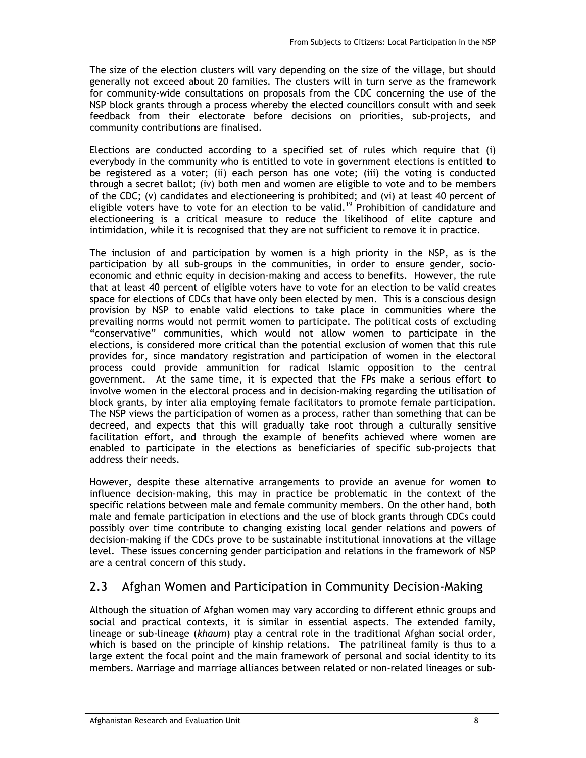The size of the election clusters will vary depending on the size of the village, but should generally not exceed about 20 families. The clusters will in turn serve as the framework for community-wide consultations on proposals from the CDC concerning the use of the NSP block grants through a process whereby the elected councillors consult with and seek feedback from their electorate before decisions on priorities, sub-projects, and community contributions are finalised.

Elections are conducted according to a specified set of rules which require that (i) everybody in the community who is entitled to vote in government elections is entitled to be registered as a voter; (ii) each person has one vote; (iii) the voting is conducted through a secret ballot; (iv) both men and women are eligible to vote and to be members of the CDC; (v) candidates and electioneering is prohibited; and (vi) at least 40 percent of eligible voters have to vote for an election to be valid.[19] Prohibition of candidature and electioneering is a critical measure to reduce the likelihood of elite capture and intimidation, while it is recognised that they are not sufficient to remove it in practice.

The inclusion of and participation by women is a high priority in the NSP, as is the participation by all sub-groups in the communities, in order to ensure gender, socio-economic and ethnic equity in decision-making and access to benefits. However, the rule that at least 40 percent of eligible voters have to vote for an election to be valid creates space for elections of CDCs that have only been elected by men. This is a conscious design provision by NSP to enable valid elections to take place in communities where the prevailing norms would not permit women to participate. The political costs of excluding "conservative" communities, which would not allow women to participate in the elections, is considered more critical than the potential exclusion of women that this rule provides for, since mandatory registration and participation of women in the electoral process could provide ammunition for radical Islamic opposition to the central government. At the same time, it is expected that the FPs make a serious effort to involve women in the electoral process and in decision-making regarding the utilisation of block grants, by inter alia employing female facilitators to promote female participation. The NSP views the participation of women as a process, rather than something that can be decreed, and expects that this will gradually take root through a culturally sensitive facilitation effort, and through the example of benefits achieved where women are enabled to participate in the elections as beneficiaries of specific sub-projects that address their needs.

However, despite these alternative arrangements to provide an avenue for women to influence decision-making, this may in practice be problematic in the context of the specific relations between male and female community members. On the other hand, both male and female participation in elections and the use of block grants through CDCs could possibly over time contribute to changing existing local gender relations and powers of decision-making if the CDCs prove to be sustainable institutional innovations at the village level. These issues concerning gender participation and relations in the framework of NSP are a central concern of this study.

## 2.3 Afghan Women and Participation in Community Decision-Making

Although the situation of Afghan women may vary according to different ethnic groups and social and practical contexts, it is similar in essential aspects. The extended family, lineage or sub-lineage (*khaum*) play a central role in the traditional Afghan social order, which is based on the principle of kinship relations. The patrilineal family is thus to a large extent the focal point and the main framework of personal and social identity to its members. Marriage and marriage alliances between related or non-related lineages or sub-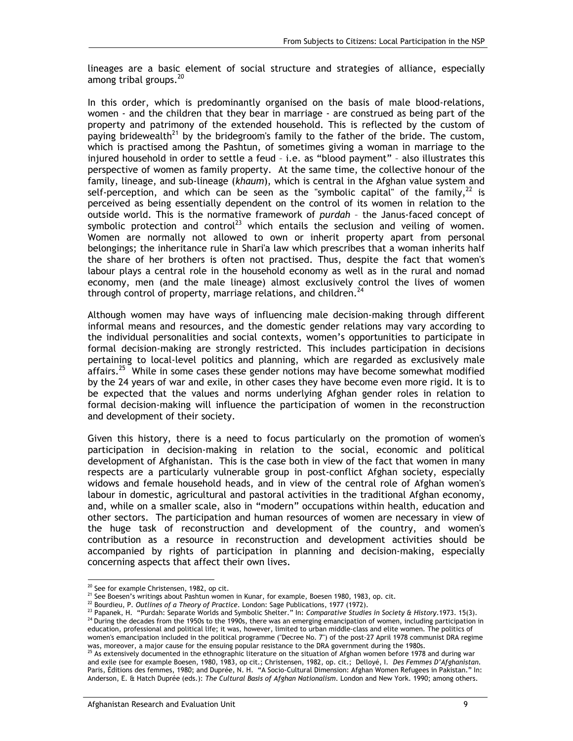lineages are a basic element of social structure and strategies of alliance, especially among tribal groups.[20]

In this order, which is predominantly organised on the basis of male blood-relations, women - and the children that they bear in marriage - are construed as being part of the property and patrimony of the extended household. This is reflected by the custom of paying bridewealth[21] by the bridegroom's family to the father of the bride. The custom, which is practised among the Pashtun, of sometimes giving a woman in marriage to the injured household in order to settle a feud – i.e. as "blood payment" – also illustrates this perspective of women as family property. At the same time, the collective honour of the family, lineage, and sub-lineage (*khaum*), which is central in the Afghan value system and self-perception, and which can be seen as the "symbolic capital" of the family,[22] is perceived as being essentially dependent on the control of its women in relation to the outside world. This is the normative framework of *purdah* – the Janus-faced concept of symbolic protection and control[23] which entails the seclusion and veiling of women. Women are normally not allowed to own or inherit property apart from personal belongings; the inheritance rule in Shari'a law which prescribes that a woman inherits half the share of her brothers is often not practised. Thus, despite the fact that women's labour plays a central role in the household economy as well as in the rural and nomad economy, men (and the male lineage) almost exclusively control the lives of women through control of property, marriage relations, and children.[24]

Although women may have ways of influencing male decision-making through different informal means and resources, and the domestic gender relations may vary according to the individual personalities and social contexts, women's opportunities to participate in formal decision-making are strongly restricted. This includes participation in decisions pertaining to local-level politics and planning, which are regarded as exclusively male affairs.[25] While in some cases these gender notions may have become somewhat modified by the 24 years of war and exile, in other cases they have become even more rigid. It is to be expected that the values and norms underlying Afghan gender roles in relation to formal decision-making will influence the participation of women in the reconstruction and development of their society.

Given this history, there is a need to focus particularly on the promotion of women's participation in decision-making in relation to the social, economic and political development of Afghanistan. This is the case both in view of the fact that women in many respects are a particularly vulnerable group in post-conflict Afghan society, especially widows and female household heads, and in view of the central role of Afghan women's labour in domestic, agricultural and pastoral activities in the traditional Afghan economy, and, while on a smaller scale, also in "modern" occupations within health, education and other sectors. The participation and human resources of women are necessary in view of the huge task of reconstruction and development of the country, and women's contribution as a resource in reconstruction and development activities should be accompanied by rights of participation in planning and decision-making, especially concerning aspects that affect their own lives.

---

[20] See for example Christensen, 1982, op cit.

[21] See Boesen's writings about Pashtun women in Kunar, for example, Boesen 1980, 1983, op. cit.

[22] Bourdieu, P. *Outlines of a Theory of Practice*. London: Sage Publications, 1977 (1972).

[23] Papanek, H. "Purdah: Separate Worlds and Symbolic Shelter." In: *Comparative Studies in Society & History*.1973. 15(3).

[24] During the decades from the 1950s to the 1990s, there was an emerging emancipation of women, including participation in education, professional and political life; it was, however, limited to urban middle-class and elite women. The politics of women's emancipation included in the political programme ("Decree No. 7") of the post-27 April 1978 communist DRA regime was, moreover, a major cause for the ensuing popular resistance to the DRA government during the 1980s.

[25] As extensively documented in the ethnographic literature on the situation of Afghan women before 1978 and during war and exile (see for example Boesen, 1980, 1983, op cit.; Christensen, 1982, op. cit.; Delloyé, I. *Des Femmes D'Afghanistan*. Paris, Éditions des femmes, 1980; and Duprée, N. H. "A Socio-Cultural Dimension: Afghan Women Refugees in Pakistan." In: Anderson, E. & Hatch Duprée (eds.): *The Cultural Basis of Afghan Nationalism*. London and New York. 1990; among others.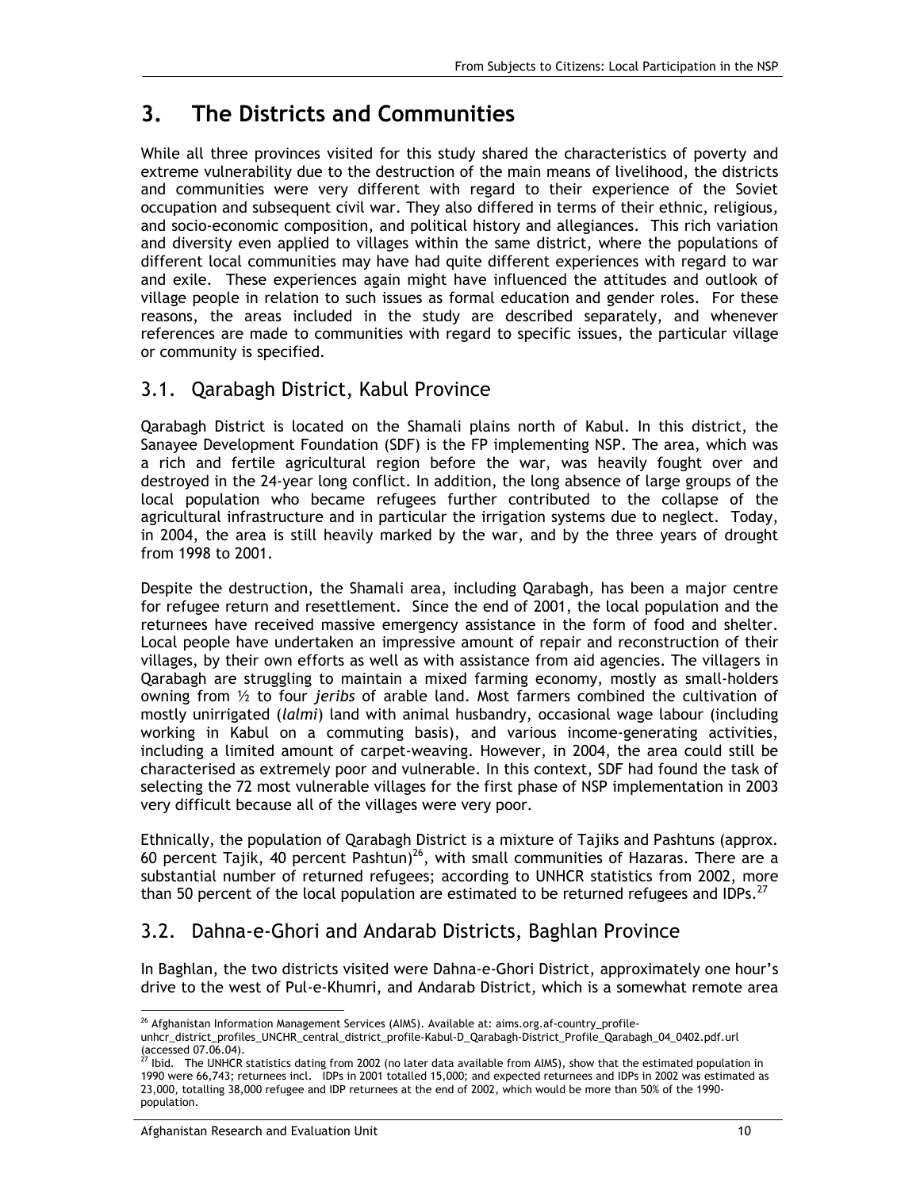# 3. The Districts and Communities

While all three provinces visited for this study shared the characteristics of poverty and extreme vulnerability due to the destruction of the main means of livelihood, the districts and communities were very different with regard to their experience of the Soviet occupation and subsequent civil war. They also differed in terms of their ethnic, religious, and socio-economic composition, and political history and allegiances. This rich variation and diversity even applied to villages within the same district, where the populations of different local communities may have had quite different experiences with regard to war and exile. These experiences again might have influenced the attitudes and outlook of village people in relation to such issues as formal education and gender roles. For these reasons, the areas included in the study are described separately, and whenever references are made to communities with regard to specific issues, the particular village or community is specified.

## 3.1. Qarabagh District, Kabul Province

Qarabagh District is located on the Shamali plains north of Kabul. In this district, the Sanayee Development Foundation (SDF) is the FP implementing NSP. The area, which was a rich and fertile agricultural region before the war, was heavily fought over and destroyed in the 24-year long conflict. In addition, the long absence of large groups of the local population who became refugees further contributed to the collapse of the agricultural infrastructure and in particular the irrigation systems due to neglect. Today, in 2004, the area is still heavily marked by the war, and by the three years of drought from 1998 to 2001.

Despite the destruction, the Shamali area, including Qarabagh, has been a major centre for refugee return and resettlement. Since the end of 2001, the local population and the returnees have received massive emergency assistance in the form of food and shelter. Local people have undertaken an impressive amount of repair and reconstruction of their villages, by their own efforts as well as with assistance from aid agencies. The villagers in Qarabagh are struggling to maintain a mixed farming economy, mostly as small-holders owning from ½ to four *jeribs* of arable land. Most farmers combined the cultivation of mostly unirrigated (*lalmi*) land with animal husbandry, occasional wage labour (including working in Kabul on a commuting basis), and various income-generating activities, including a limited amount of carpet-weaving. However, in 2004, the area could still be characterised as extremely poor and vulnerable. In this context, SDF had found the task of selecting the 72 most vulnerable villages for the first phase of NSP implementation in 2003 very difficult because all of the villages were very poor.

Ethnically, the population of Qarabagh District is a mixture of Tajiks and Pashtuns (approx. 60 percent Tajik, 40 percent Pashtun)[26], with small communities of Hazaras. There are a substantial number of returned refugees; according to UNHCR statistics from 2002, more than 50 percent of the local population are estimated to be returned refugees and IDPs.[27]

## 3.2. Dahna-e-Ghori and Andarab Districts, Baghlan Province

In Baghlan, the two districts visited were Dahna-e-Ghori District, approximately one hour's drive to the west of Pul-e-Khumri, and Andarab District, which is a somewhat remote area

---

[26] Afghanistan Information Management Services (AIMS). Available at: aims.org.af-country_profile-unhcr_district_profiles_UNCHR_central_district_profile-Kabul-D_Qarabagh-District_Profile_Qarabagh_04_0402.pdf.url (accessed 07.06.04).

[27] Ibid. The UNHCR statistics dating from 2002 (no later data available from AIMS), show that the estimated population in 1990 were 66,743; returnees incl. IDPs in 2001 totalled 15,000; and expected returnees and IDPs in 2002 was estimated as 23,000, totalling 38,000 refugee and IDP returnees at the end of 2002, which would be more than 50% of the 1990-population.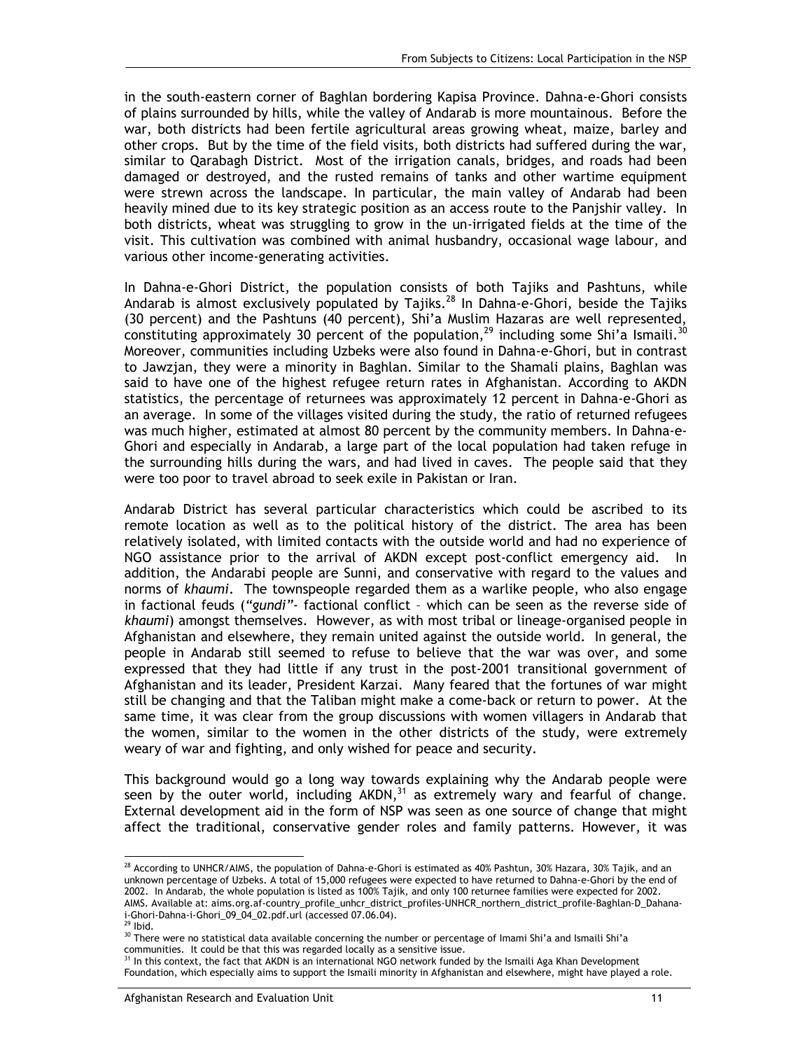in the south-eastern corner of Baghlan bordering Kapisa Province. Dahna-e-Ghori consists of plains surrounded by hills, while the valley of Andarab is more mountainous. Before the war, both districts had been fertile agricultural areas growing wheat, maize, barley and other crops. But by the time of the field visits, both districts had suffered during the war, similar to Qarabagh District. Most of the irrigation canals, bridges, and roads had been damaged or destroyed, and the rusted remains of tanks and other wartime equipment were strewn across the landscape. In particular, the main valley of Andarab had been heavily mined due to its key strategic position as an access route to the Panjshir valley. In both districts, wheat was struggling to grow in the un-irrigated fields at the time of the visit. This cultivation was combined with animal husbandry, occasional wage labour, and various other income-generating activities.

In Dahna-e-Ghori District, the population consists of both Tajiks and Pashtuns, while Andarab is almost exclusively populated by Tajiks.[28] In Dahna-e-Ghori, beside the Tajiks (30 percent) and the Pashtuns (40 percent), Shi'a Muslim Hazaras are well represented, constituting approximately 30 percent of the population,[29] including some Shi'a Ismaili.[30] Moreover, communities including Uzbeks were also found in Dahna-e-Ghori, but in contrast to Jawzjan, they were a minority in Baghlan. Similar to the Shamali plains, Baghlan was said to have one of the highest refugee return rates in Afghanistan. According to AKDN statistics, the percentage of returnees was approximately 12 percent in Dahna-e-Ghori as an average. In some of the villages visited during the study, the ratio of returned refugees was much higher, estimated at almost 80 percent by the community members. In Dahna-e-Ghori and especially in Andarab, a large part of the local population had taken refuge in the surrounding hills during the wars, and had lived in caves. The people said that they were too poor to travel abroad to seek exile in Pakistan or Iran.

Andarab District has several particular characteristics which could be ascribed to its remote location as well as to the political history of the district. The area has been relatively isolated, with limited contacts with the outside world and had no experience of NGO assistance prior to the arrival of AKDN except post-conflict emergency aid. In addition, the Andarabi people are Sunni, and conservative with regard to the values and norms of *khaumi*. The townspeople regarded them as a warlike people, who also engage in factional feuds (*"gundi"*- factional conflict – which can be seen as the reverse side of *khaumi*) amongst themselves. However, as with most tribal or lineage-organised people in Afghanistan and elsewhere, they remain united against the outside world. In general, the people in Andarab still seemed to refuse to believe that the war was over, and some expressed that they had little if any trust in the post-2001 transitional government of Afghanistan and its leader, President Karzai. Many feared that the fortunes of war might still be changing and that the Taliban might make a come-back or return to power. At the same time, it was clear from the group discussions with women villagers in Andarab that the women, similar to the women in the other districts of the study, were extremely weary of war and fighting, and only wished for peace and security.

This background would go a long way towards explaining why the Andarab people were seen by the outer world, including AKDN,[31] as extremely wary and fearful of change. External development aid in the form of NSP was seen as one source of change that might affect the traditional, conservative gender roles and family patterns. However, it was

---

[28] According to UNHCR/AIMS, the population of Dahna-e-Ghori is estimated as 40% Pashtun, 30% Hazara, 30% Tajik, and an unknown percentage of Uzbeks. A total of 15,000 refugees were expected to have returned to Dahna-e-Ghori by the end of 2002. In Andarab, the whole population is listed as 100% Tajik, and only 100 returnee families were expected for 2002. AIMS. Available at: aims.org.af-country_profile_unhcr_district_profiles-UNHCR_northern_district_profile-Baghlan-D_Dahana-i-Ghori-Dahna-i-Ghori_09_04_02.pdf.url (accessed 07.06.04).

[29] Ibid.

[30] There were no statistical data available concerning the number or percentage of Imami Shi'a and Ismaili Shi'a communities. It could be that this was regarded locally as a sensitive issue.

[31] In this context, the fact that AKDN is an international NGO network funded by the Ismaili Aga Khan Development Foundation, which especially aims to support the Ismaili minority in Afghanistan and elsewhere, might have played a role.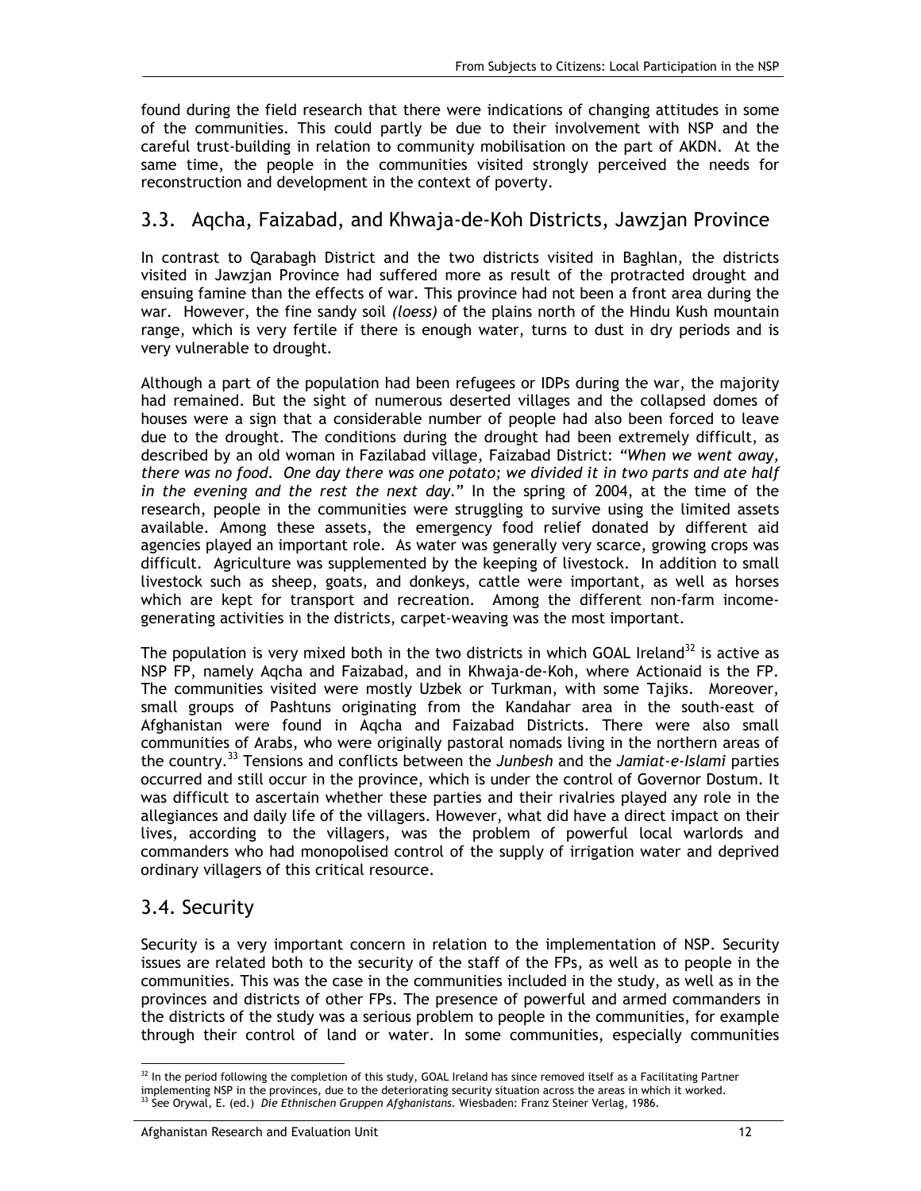found during the field research that there were indications of changing attitudes in some of the communities. This could partly be due to their involvement with NSP and the careful trust-building in relation to community mobilisation on the part of AKDN. At the same time, the people in the communities visited strongly perceived the needs for reconstruction and development in the context of poverty.

## 3.3. Aqcha, Faizabad, and Khwaja-de-Koh Districts, Jawzjan Province

In contrast to Qarabagh District and the two districts visited in Baghlan, the districts visited in Jawzjan Province had suffered more as result of the protracted drought and ensuing famine than the effects of war. This province had not been a front area during the war. However, the fine sandy soil *(loess)* of the plains north of the Hindu Kush mountain range, which is very fertile if there is enough water, turns to dust in dry periods and is very vulnerable to drought.

Although a part of the population had been refugees or IDPs during the war, the majority had remained. But the sight of numerous deserted villages and the collapsed domes of houses were a sign that a considerable number of people had also been forced to leave due to the drought. The conditions during the drought had been extremely difficult, as described by an old woman in Fazilabad village, Faizabad District: *"When we went away, there was no food. One day there was one potato; we divided it in two parts and ate half in the evening and the rest the next day."* In the spring of 2004, at the time of the research, people in the communities were struggling to survive using the limited assets available. Among these assets, the emergency food relief donated by different aid agencies played an important role. As water was generally very scarce, growing crops was difficult. Agriculture was supplemented by the keeping of livestock. In addition to small livestock such as sheep, goats, and donkeys, cattle were important, as well as horses which are kept for transport and recreation. Among the different non-farm income-generating activities in the districts, carpet-weaving was the most important.

The population is very mixed both in the two districts in which GOAL Ireland[32] is active as NSP FP, namely Aqcha and Faizabad, and in Khwaja-de-Koh, where Actionaid is the FP. The communities visited were mostly Uzbek or Turkman, with some Tajiks. Moreover, small groups of Pashtuns originating from the Kandahar area in the south-east of Afghanistan were found in Aqcha and Faizabad Districts. There were also small communities of Arabs, who were originally pastoral nomads living in the northern areas of the country.[33] Tensions and conflicts between the *Junbesh* and the *Jamiat-e-Islami* parties occurred and still occur in the province, which is under the control of Governor Dostum. It was difficult to ascertain whether these parties and their rivalries played any role in the allegiances and daily life of the villagers. However, what did have a direct impact on their lives, according to the villagers, was the problem of powerful local warlords and commanders who had monopolised control of the supply of irrigation water and deprived ordinary villagers of this critical resource.

## 3.4. Security

Security is a very important concern in relation to the implementation of NSP. Security issues are related both to the security of the staff of the FPs, as well as to people in the communities. This was the case in the communities included in the study, as well as in the provinces and districts of other FPs. The presence of powerful and armed commanders in the districts of the study was a serious problem to people in the communities, for example through their control of land or water. In some communities, especially communities

[32] In the period following the completion of this study, GOAL Ireland has since removed itself as a Facilitating Partner implementing NSP in the provinces, due to the deteriorating security situation across the areas in which it worked.

[33] See Orywal, E. (ed.) *Die Ethnischen Gruppen Afghanistans.* Wiesbaden: Franz Steiner Verlag, 1986.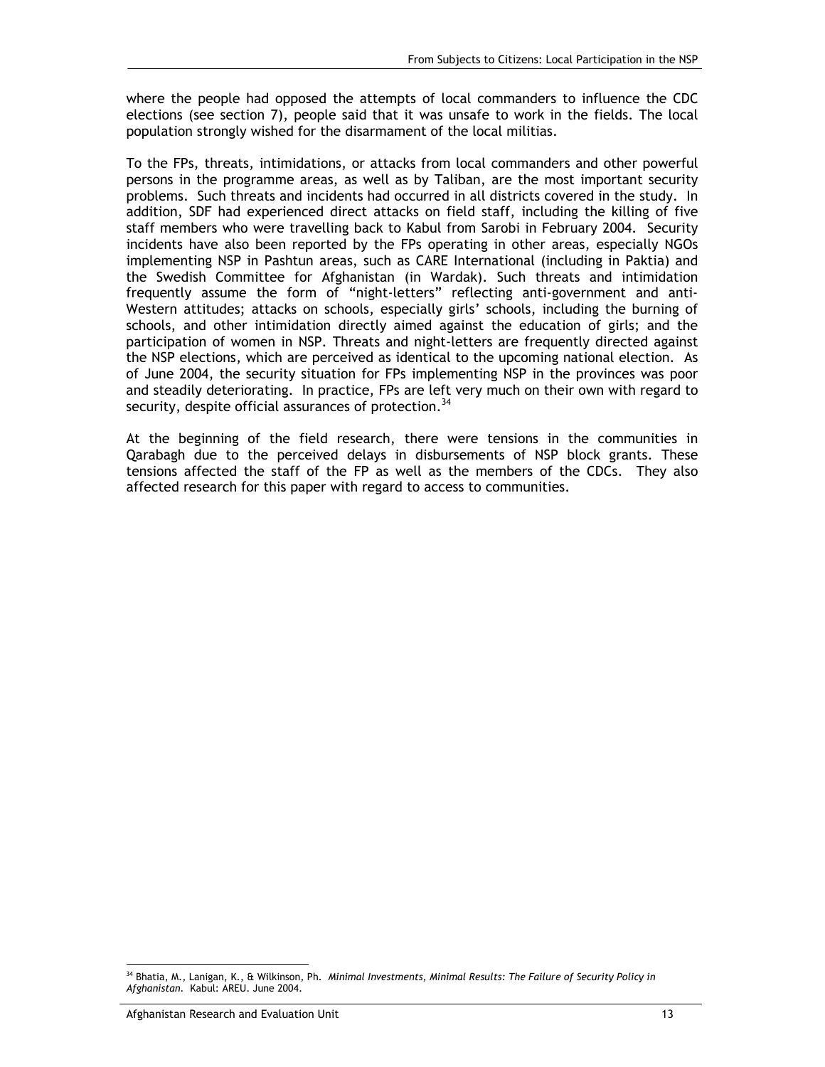where the people had opposed the attempts of local commanders to influence the CDC elections (see section 7), people said that it was unsafe to work in the fields. The local population strongly wished for the disarmament of the local militias.

To the FPs, threats, intimidations, or attacks from local commanders and other powerful persons in the programme areas, as well as by Taliban, are the most important security problems. Such threats and incidents had occurred in all districts covered in the study. In addition, SDF had experienced direct attacks on field staff, including the killing of five staff members who were travelling back to Kabul from Sarobi in February 2004. Security incidents have also been reported by the FPs operating in other areas, especially NGOs implementing NSP in Pashtun areas, such as CARE International (including in Paktia) and the Swedish Committee for Afghanistan (in Wardak). Such threats and intimidation frequently assume the form of "night-letters" reflecting anti-government and anti-Western attitudes; attacks on schools, especially girls' schools, including the burning of schools, and other intimidation directly aimed against the education of girls; and the participation of women in NSP. Threats and night-letters are frequently directed against the NSP elections, which are perceived as identical to the upcoming national election. As of June 2004, the security situation for FPs implementing NSP in the provinces was poor and steadily deteriorating. In practice, FPs are left very much on their own with regard to security, despite official assurances of protection.[34]

At the beginning of the field research, there were tensions in the communities in Qarabagh due to the perceived delays in disbursements of NSP block grants. These tensions affected the staff of the FP as well as the members of the CDCs. They also affected research for this paper with regard to access to communities.

[34] Bhatia, M., Lanigan, K., & Wilkinson, Ph. *Minimal Investments, Minimal Results: The Failure of Security Policy in Afghanistan*. Kabul: AREU. June 2004.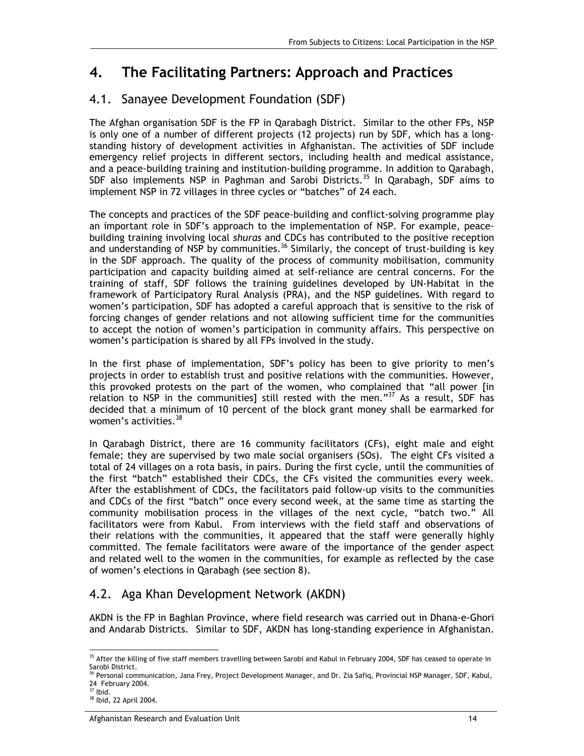# 4. The Facilitating Partners: Approach and Practices

## 4.1. Sanayee Development Foundation (SDF)

The Afghan organisation SDF is the FP in Qarabagh District. Similar to the other FPs, NSP is only one of a number of different projects (12 projects) run by SDF, which has a long-standing history of development activities in Afghanistan. The activities of SDF include emergency relief projects in different sectors, including health and medical assistance, and a peace-building training and institution-building programme. In addition to Qarabagh, SDF also implements NSP in Paghman and Sarobi Districts.[35] In Qarabagh, SDF aims to implement NSP in 72 villages in three cycles or "batches" of 24 each.

The concepts and practices of the SDF peace-building and conflict-solving programme play an important role in SDF's approach to the implementation of NSP. For example, peace-building training involving local *shuras* and CDCs has contributed to the positive reception and understanding of NSP by communities.[36] Similarly, the concept of trust-building is key in the SDF approach. The quality of the process of community mobilisation, community participation and capacity building aimed at self-reliance are central concerns. For the training of staff, SDF follows the training guidelines developed by UN-Habitat in the framework of Participatory Rural Analysis (PRA), and the NSP guidelines. With regard to women's participation, SDF has adopted a careful approach that is sensitive to the risk of forcing changes of gender relations and not allowing sufficient time for the communities to accept the notion of women's participation in community affairs. This perspective on women's participation is shared by all FPs involved in the study.

In the first phase of implementation, SDF's policy has been to give priority to men's projects in order to establish trust and positive relations with the communities. However, this provoked protests on the part of the women, who complained that "all power [in relation to NSP in the communities] still rested with the men."[37] As a result, SDF has decided that a minimum of 10 percent of the block grant money shall be earmarked for women's activities.[38]

In Qarabagh District, there are 16 community facilitators (CFs), eight male and eight female; they are supervised by two male social organisers (SOs). The eight CFs visited a total of 24 villages on a rota basis, in pairs. During the first cycle, until the communities of the first "batch" established their CDCs, the CFs visited the communities every week. After the establishment of CDCs, the facilitators paid follow-up visits to the communities and CDCs of the first "batch" once every second week, at the same time as starting the community mobilisation process in the villages of the next cycle, "batch two." All facilitators were from Kabul. From interviews with the field staff and observations of their relations with the communities, it appeared that the staff were generally highly committed. The female facilitators were aware of the importance of the gender aspect and related well to the women in the communities, for example as reflected by the case of women's elections in Qarabagh (see section 8).

## 4.2. Aga Khan Development Network (AKDN)

AKDN is the FP in Baghlan Province, where field research was carried out in Dhana-e-Ghori and Andarab Districts. Similar to SDF, AKDN has long-standing experience in Afghanistan.

---

[35] After the killing of five staff members travelling between Sarobi and Kabul in February 2004, SDF has ceased to operate in Sarobi District.

[36] Personal communication, Jana Frey, Project Development Manager, and Dr. Zia Safiq, Provincial NSP Manager, SDF, Kabul, 24 February 2004.

[37] Ibid.

[38] Ibid, 22 April 2004.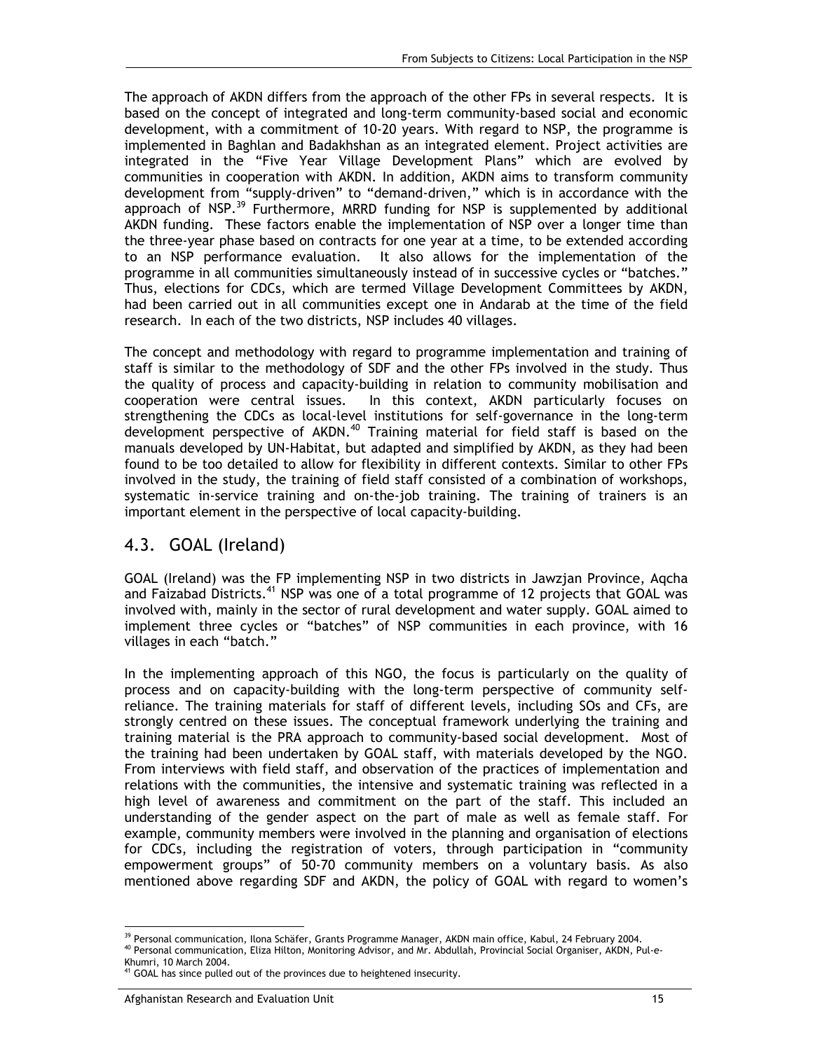The approach of AKDN differs from the approach of the other FPs in several respects. It is based on the concept of integrated and long-term community-based social and economic development, with a commitment of 10-20 years. With regard to NSP, the programme is implemented in Baghlan and Badakhshan as an integrated element. Project activities are integrated in the "Five Year Village Development Plans" which are evolved by communities in cooperation with AKDN. In addition, AKDN aims to transform community development from "supply-driven" to "demand-driven," which is in accordance with the approach of NSP.[39] Furthermore, MRRD funding for NSP is supplemented by additional AKDN funding. These factors enable the implementation of NSP over a longer time than the three-year phase based on contracts for one year at a time, to be extended according to an NSP performance evaluation. It also allows for the implementation of the programme in all communities simultaneously instead of in successive cycles or "batches." Thus, elections for CDCs, which are termed Village Development Committees by AKDN, had been carried out in all communities except one in Andarab at the time of the field research. In each of the two districts, NSP includes 40 villages.

The concept and methodology with regard to programme implementation and training of staff is similar to the methodology of SDF and the other FPs involved in the study. Thus the quality of process and capacity-building in relation to community mobilisation and cooperation were central issues. In this context, AKDN particularly focuses on strengthening the CDCs as local-level institutions for self-governance in the long-term development perspective of AKDN.[40] Training material for field staff is based on the manuals developed by UN-Habitat, but adapted and simplified by AKDN, as they had been found to be too detailed to allow for flexibility in different contexts. Similar to other FPs involved in the study, the training of field staff consisted of a combination of workshops, systematic in-service training and on-the-job training. The training of trainers is an important element in the perspective of local capacity-building.

## 4.3. GOAL (Ireland)

GOAL (Ireland) was the FP implementing NSP in two districts in Jawzjan Province, Aqcha and Faizabad Districts.[41] NSP was one of a total programme of 12 projects that GOAL was involved with, mainly in the sector of rural development and water supply. GOAL aimed to implement three cycles or "batches" of NSP communities in each province, with 16 villages in each "batch."

In the implementing approach of this NGO, the focus is particularly on the quality of process and on capacity-building with the long-term perspective of community self-reliance. The training materials for staff of different levels, including SOs and CFs, are strongly centred on these issues. The conceptual framework underlying the training and training material is the PRA approach to community-based social development. Most of the training had been undertaken by GOAL staff, with materials developed by the NGO. From interviews with field staff, and observation of the practices of implementation and relations with the communities, the intensive and systematic training was reflected in a high level of awareness and commitment on the part of the staff. This included an understanding of the gender aspect on the part of male as well as female staff. For example, community members were involved in the planning and organisation of elections for CDCs, including the registration of voters, through participation in "community empowerment groups" of 50-70 community members on a voluntary basis. As also mentioned above regarding SDF and AKDN, the policy of GOAL with regard to women's

---

[39] Personal communication, Ilona Schäfer, Grants Programme Manager, AKDN main office, Kabul, 24 February 2004.

[40] Personal communication, Eliza Hilton, Monitoring Advisor, and Mr. Abdullah, Provincial Social Organiser, AKDN, Pul-e-Khumri, 10 March 2004.

[41] GOAL has since pulled out of the provinces due to heightened insecurity.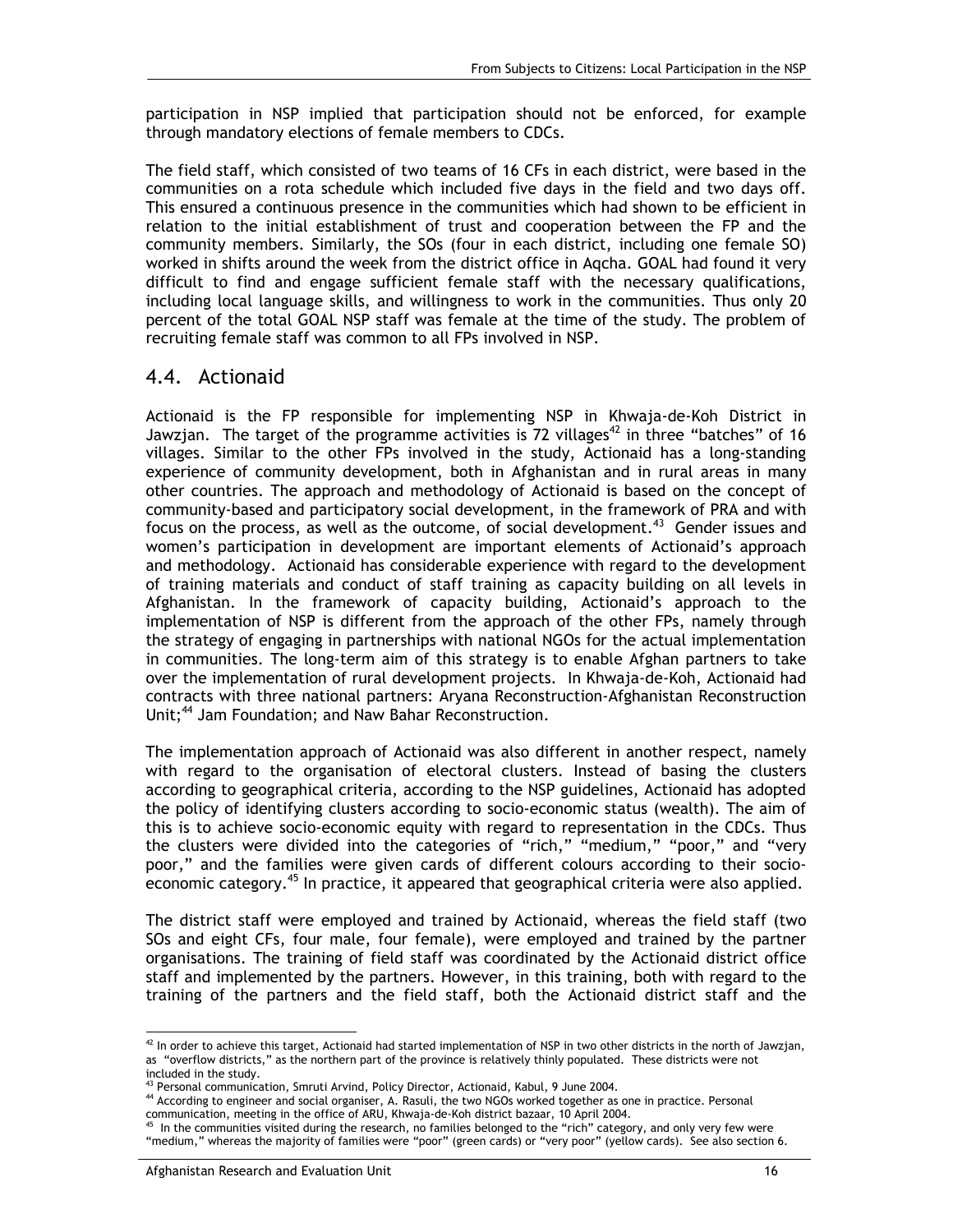participation in NSP implied that participation should not be enforced, for example through mandatory elections of female members to CDCs.

The field staff, which consisted of two teams of 16 CFs in each district, were based in the communities on a rota schedule which included five days in the field and two days off. This ensured a continuous presence in the communities which had shown to be efficient in relation to the initial establishment of trust and cooperation between the FP and the community members. Similarly, the SOs (four in each district, including one female SO) worked in shifts around the week from the district office in Aqcha. GOAL had found it very difficult to find and engage sufficient female staff with the necessary qualifications, including local language skills, and willingness to work in the communities. Thus only 20 percent of the total GOAL NSP staff was female at the time of the study. The problem of recruiting female staff was common to all FPs involved in NSP.

## 4.4. Actionaid

Actionaid is the FP responsible for implementing NSP in Khwaja-de-Koh District in Jawzjan. The target of the programme activities is 72 villages[42] in three "batches" of 16 villages. Similar to the other FPs involved in the study, Actionaid has a long-standing experience of community development, both in Afghanistan and in rural areas in many other countries. The approach and methodology of Actionaid is based on the concept of community-based and participatory social development, in the framework of PRA and with focus on the process, as well as the outcome, of social development.[43] Gender issues and women's participation in development are important elements of Actionaid's approach and methodology. Actionaid has considerable experience with regard to the development of training materials and conduct of staff training as capacity building on all levels in Afghanistan. In the framework of capacity building, Actionaid's approach to the implementation of NSP is different from the approach of the other FPs, namely through the strategy of engaging in partnerships with national NGOs for the actual implementation in communities. The long-term aim of this strategy is to enable Afghan partners to take over the implementation of rural development projects. In Khwaja-de-Koh, Actionaid had contracts with three national partners: Aryana Reconstruction-Afghanistan Reconstruction Unit;[44] Jam Foundation; and Naw Bahar Reconstruction.

The implementation approach of Actionaid was also different in another respect, namely with regard to the organisation of electoral clusters. Instead of basing the clusters according to geographical criteria, according to the NSP guidelines, Actionaid has adopted the policy of identifying clusters according to socio-economic status (wealth). The aim of this is to achieve socio-economic equity with regard to representation in the CDCs. Thus the clusters were divided into the categories of "rich," "medium," "poor," and "very poor," and the families were given cards of different colours according to their socio-economic category.[45] In practice, it appeared that geographical criteria were also applied.

The district staff were employed and trained by Actionaid, whereas the field staff (two SOs and eight CFs, four male, four female), were employed and trained by the partner organisations. The training of field staff was coordinated by the Actionaid district office staff and implemented by the partners. However, in this training, both with regard to the training of the partners and the field staff, both the Actionaid district staff and the

---

[42] In order to achieve this target, Actionaid had started implementation of NSP in two other districts in the north of Jawzjan, as "overflow districts," as the northern part of the province is relatively thinly populated. These districts were not included in the study.

[43] Personal communication, Smruti Arvind, Policy Director, Actionaid, Kabul, 9 June 2004.

[44] According to engineer and social organiser, A. Rasuli, the two NGOs worked together as one in practice. Personal communication, meeting in the office of ARU, Khwaja-de-Koh district bazaar, 10 April 2004.

[45] In the communities visited during the research, no families belonged to the "rich" category, and only very few were "medium," whereas the majority of families were "poor" (green cards) or "very poor" (yellow cards). See also section 6.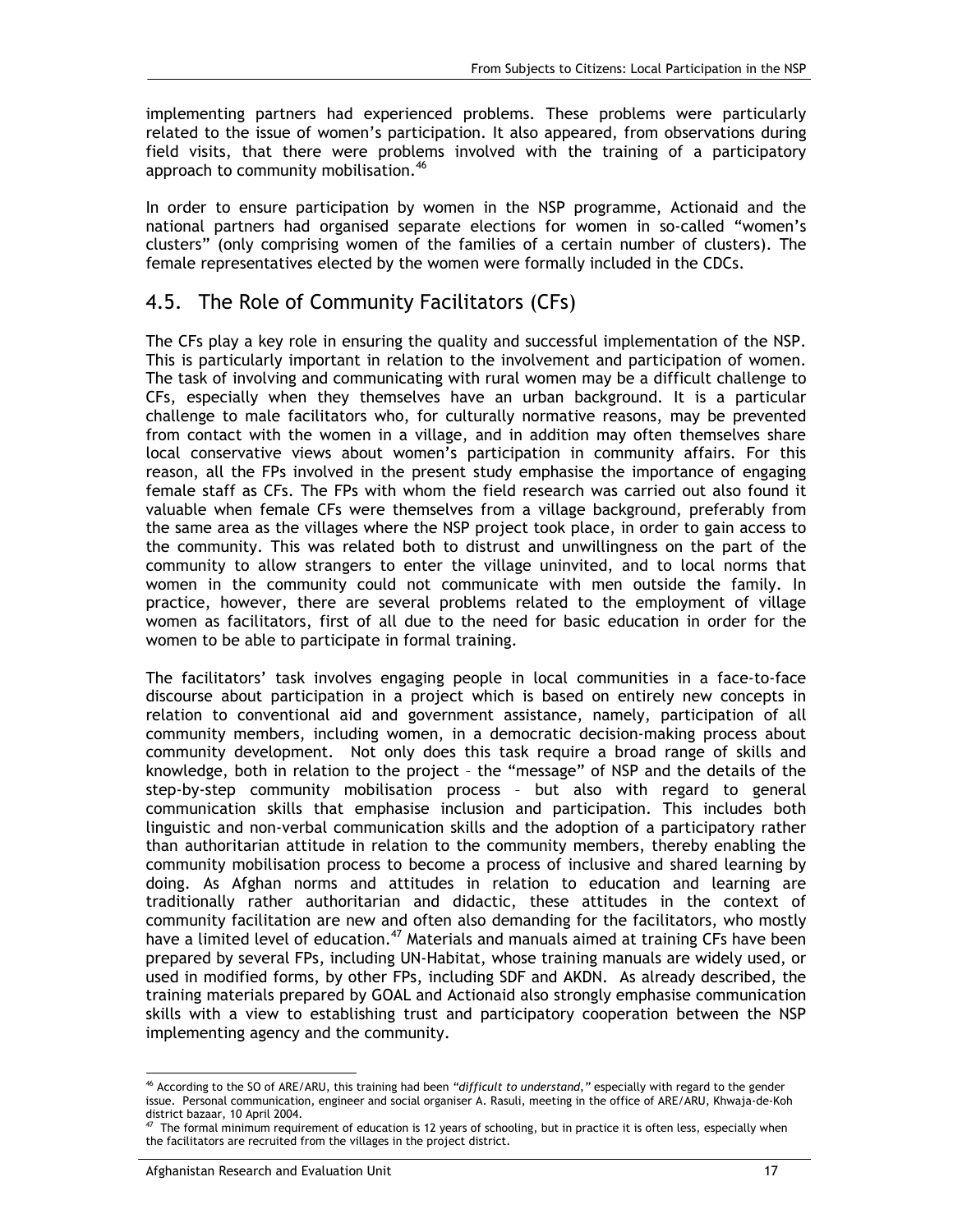implementing partners had experienced problems. These problems were particularly related to the issue of women's participation. It also appeared, from observations during field visits, that there were problems involved with the training of a participatory approach to community mobilisation.[46]

In order to ensure participation by women in the NSP programme, Actionaid and the national partners had organised separate elections for women in so-called "women's clusters" (only comprising women of the families of a certain number of clusters). The female representatives elected by the women were formally included in the CDCs.

## 4.5. The Role of Community Facilitators (CFs)

The CFs play a key role in ensuring the quality and successful implementation of the NSP. This is particularly important in relation to the involvement and participation of women. The task of involving and communicating with rural women may be a difficult challenge to CFs, especially when they themselves have an urban background. It is a particular challenge to male facilitators who, for culturally normative reasons, may be prevented from contact with the women in a village, and in addition may often themselves share local conservative views about women's participation in community affairs. For this reason, all the FPs involved in the present study emphasise the importance of engaging female staff as CFs. The FPs with whom the field research was carried out also found it valuable when female CFs were themselves from a village background, preferably from the same area as the villages where the NSP project took place, in order to gain access to the community. This was related both to distrust and unwillingness on the part of the community to allow strangers to enter the village uninvited, and to local norms that women in the community could not communicate with men outside the family. In practice, however, there are several problems related to the employment of village women as facilitators, first of all due to the need for basic education in order for the women to be able to participate in formal training.

The facilitators' task involves engaging people in local communities in a face-to-face discourse about participation in a project which is based on entirely new concepts in relation to conventional aid and government assistance, namely, participation of all community members, including women, in a democratic decision-making process about community development. Not only does this task require a broad range of skills and knowledge, both in relation to the project – the "message" of NSP and the details of the step-by-step community mobilisation process – but also with regard to general communication skills that emphasise inclusion and participation. This includes both linguistic and non-verbal communication skills and the adoption of a participatory rather than authoritarian attitude in relation to the community members, thereby enabling the community mobilisation process to become a process of inclusive and shared learning by doing. As Afghan norms and attitudes in relation to education and learning are traditionally rather authoritarian and didactic, these attitudes in the context of community facilitation are new and often also demanding for the facilitators, who mostly have a limited level of education.[47] Materials and manuals aimed at training CFs have been prepared by several FPs, including UN-Habitat, whose training manuals are widely used, or used in modified forms, by other FPs, including SDF and AKDN. As already described, the training materials prepared by GOAL and Actionaid also strongly emphasise communication skills with a view to establishing trust and participatory cooperation between the NSP implementing agency and the community.

---

[46] According to the SO of ARE/ARU, this training had been *"difficult to understand,"* especially with regard to the gender issue. Personal communication, engineer and social organiser A. Rasuli, meeting in the office of ARE/ARU, Khwaja-de-Koh district bazaar, 10 April 2004.

[47] The formal minimum requirement of education is 12 years of schooling, but in practice it is often less, especially when the facilitators are recruited from the villages in the project district.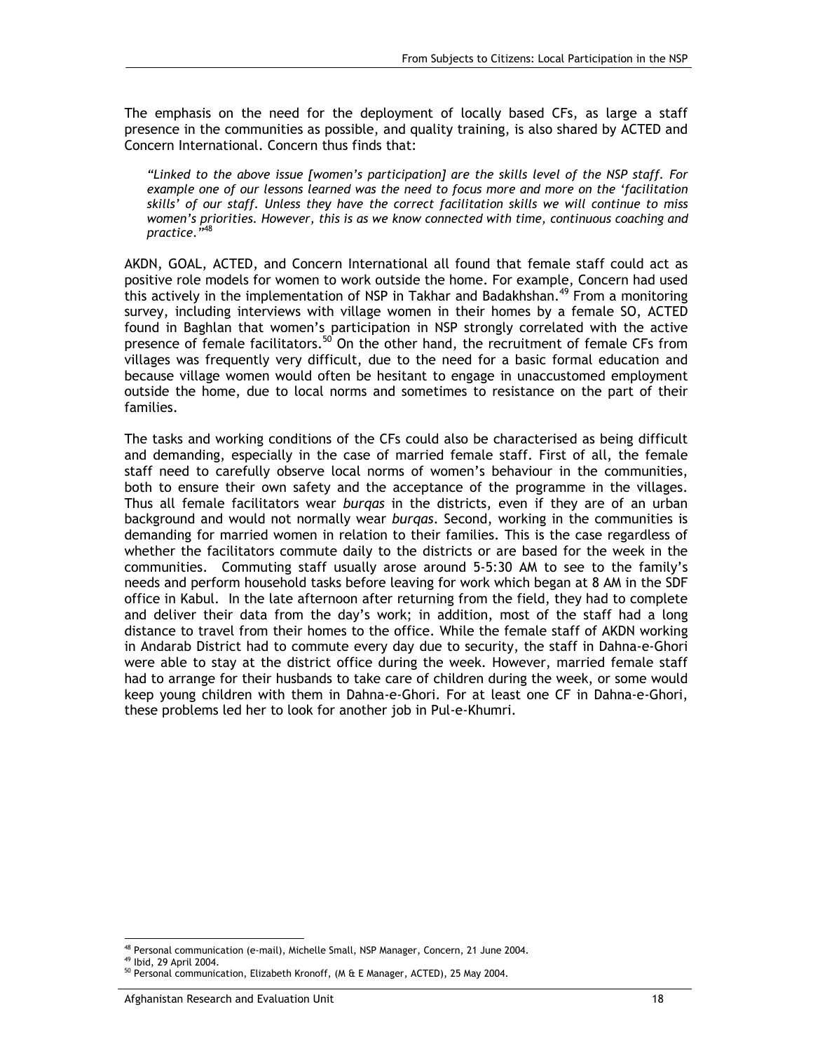The emphasis on the need for the deployment of locally based CFs, as large a staff presence in the communities as possible, and quality training, is also shared by ACTED and Concern International. Concern thus finds that:

> *"Linked to the above issue [women's participation] are the skills level of the NSP staff. For example one of our lessons learned was the need to focus more and more on the 'facilitation skills' of our staff. Unless they have the correct facilitation skills we will continue to miss women's priorities. However, this is as we know connected with time, continuous coaching and practice."*[48]

AKDN, GOAL, ACTED, and Concern International all found that female staff could act as positive role models for women to work outside the home. For example, Concern had used this actively in the implementation of NSP in Takhar and Badakhshan.[49] From a monitoring survey, including interviews with village women in their homes by a female SO, ACTED found in Baghlan that women's participation in NSP strongly correlated with the active presence of female facilitators.[50] On the other hand, the recruitment of female CFs from villages was frequently very difficult, due to the need for a basic formal education and because village women would often be hesitant to engage in unaccustomed employment outside the home, due to local norms and sometimes to resistance on the part of their families.

The tasks and working conditions of the CFs could also be characterised as being difficult and demanding, especially in the case of married female staff. First of all, the female staff need to carefully observe local norms of women's behaviour in the communities, both to ensure their own safety and the acceptance of the programme in the villages. Thus all female facilitators wear *burqas* in the districts, even if they are of an urban background and would not normally wear *burqas*. Second, working in the communities is demanding for married women in relation to their families. This is the case regardless of whether the facilitators commute daily to the districts or are based for the week in the communities. Commuting staff usually arose around 5-5:30 AM to see to the family's needs and perform household tasks before leaving for work which began at 8 AM in the SDF office in Kabul. In the late afternoon after returning from the field, they had to complete and deliver their data from the day's work; in addition, most of the staff had a long distance to travel from their homes to the office. While the female staff of AKDN working in Andarab District had to commute every day due to security, the staff in Dahna-e-Ghori were able to stay at the district office during the week. However, married female staff had to arrange for their husbands to take care of children during the week, or some would keep young children with them in Dahna-e-Ghori. For at least one CF in Dahna-e-Ghori, these problems led her to look for another job in Pul-e-Khumri.

---

[48] Personal communication (e-mail), Michelle Small, NSP Manager, Concern, 21 June 2004.
[49] Ibid, 29 April 2004.
[50] Personal communication, Elizabeth Kronoff, (M & E Manager, ACTED), 25 May 2004.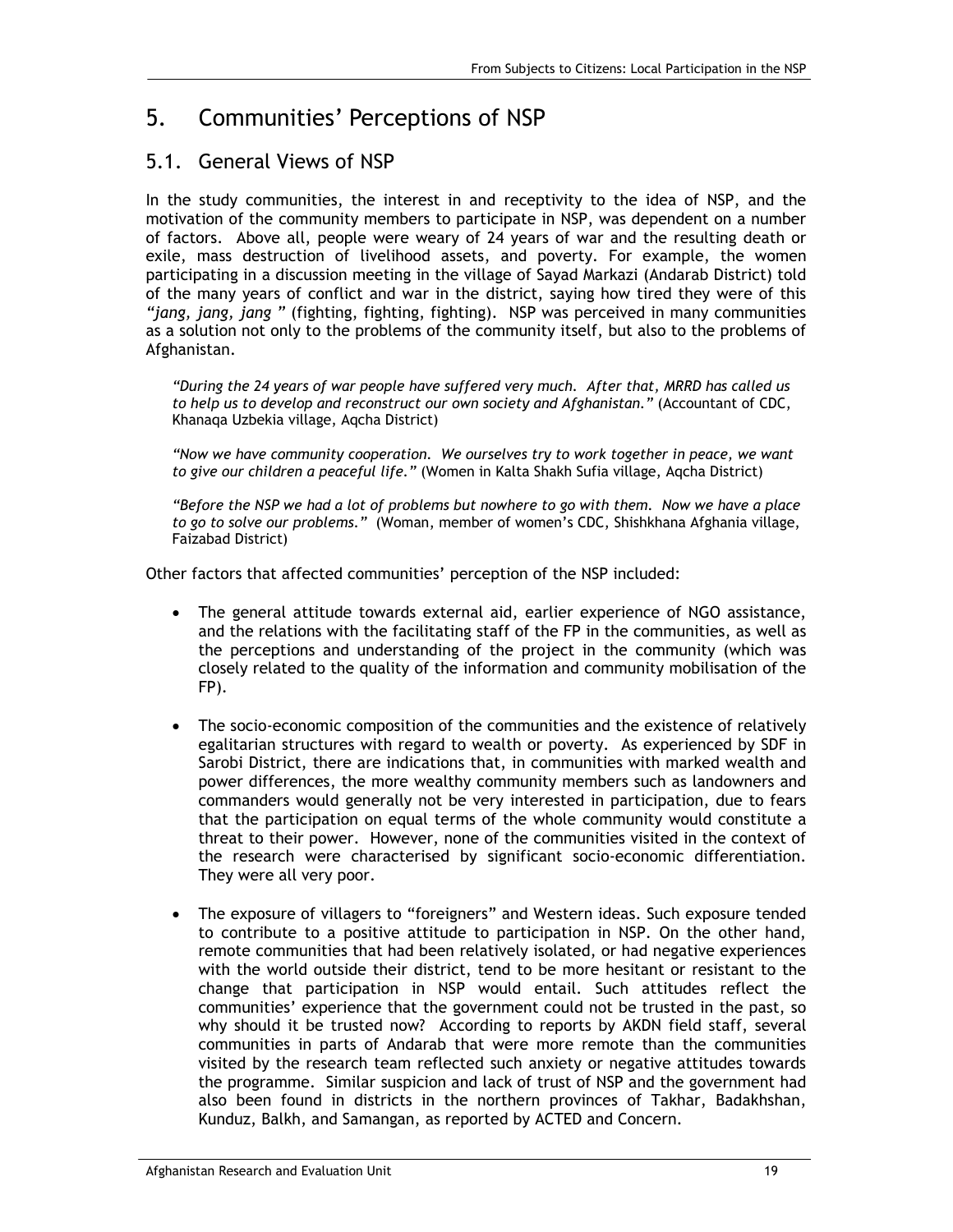# 5. Communities' Perceptions of NSP

## 5.1. General Views of NSP

In the study communities, the interest in and receptivity to the idea of NSP, and the motivation of the community members to participate in NSP, was dependent on a number of factors. Above all, people were weary of 24 years of war and the resulting death or exile, mass destruction of livelihood assets, and poverty. For example, the women participating in a discussion meeting in the village of Sayad Markazi (Andarab District) told of the many years of conflict and war in the district, saying how tired they were of this *"jang, jang, jang "* (fighting, fighting, fighting). NSP was perceived in many communities as a solution not only to the problems of the community itself, but also to the problems of Afghanistan.

> *"During the 24 years of war people have suffered very much. After that, MRRD has called us to help us to develop and reconstruct our own society and Afghanistan."* (Accountant of CDC, Khanaqa Uzbekia village, Aqcha District)
>
> *"Now we have community cooperation. We ourselves try to work together in peace, we want to give our children a peaceful life."* (Women in Kalta Shakh Sufia village, Aqcha District)
>
> *"Before the NSP we had a lot of problems but nowhere to go with them. Now we have a place to go to solve our problems."* (Woman, member of women's CDC, Shishkhana Afghania village, Faizabad District)

Other factors that affected communities' perception of the NSP included:

- The general attitude towards external aid, earlier experience of NGO assistance, and the relations with the facilitating staff of the FP in the communities, as well as the perceptions and understanding of the project in the community (which was closely related to the quality of the information and community mobilisation of the FP).

- The socio-economic composition of the communities and the existence of relatively egalitarian structures with regard to wealth or poverty. As experienced by SDF in Sarobi District, there are indications that, in communities with marked wealth and power differences, the more wealthy community members such as landowners and commanders would generally not be very interested in participation, due to fears that the participation on equal terms of the whole community would constitute a threat to their power. However, none of the communities visited in the context of the research were characterised by significant socio-economic differentiation. They were all very poor.

- The exposure of villagers to "foreigners" and Western ideas. Such exposure tended to contribute to a positive attitude to participation in NSP. On the other hand, remote communities that had been relatively isolated, or had negative experiences with the world outside their district, tend to be more hesitant or resistant to the change that participation in NSP would entail. Such attitudes reflect the communities' experience that the government could not be trusted in the past, so why should it be trusted now? According to reports by AKDN field staff, several communities in parts of Andarab that were more remote than the communities visited by the research team reflected such anxiety or negative attitudes towards the programme. Similar suspicion and lack of trust of NSP and the government had also been found in districts in the northern provinces of Takhar, Badakhshan, Kunduz, Balkh, and Samangan, as reported by ACTED and Concern.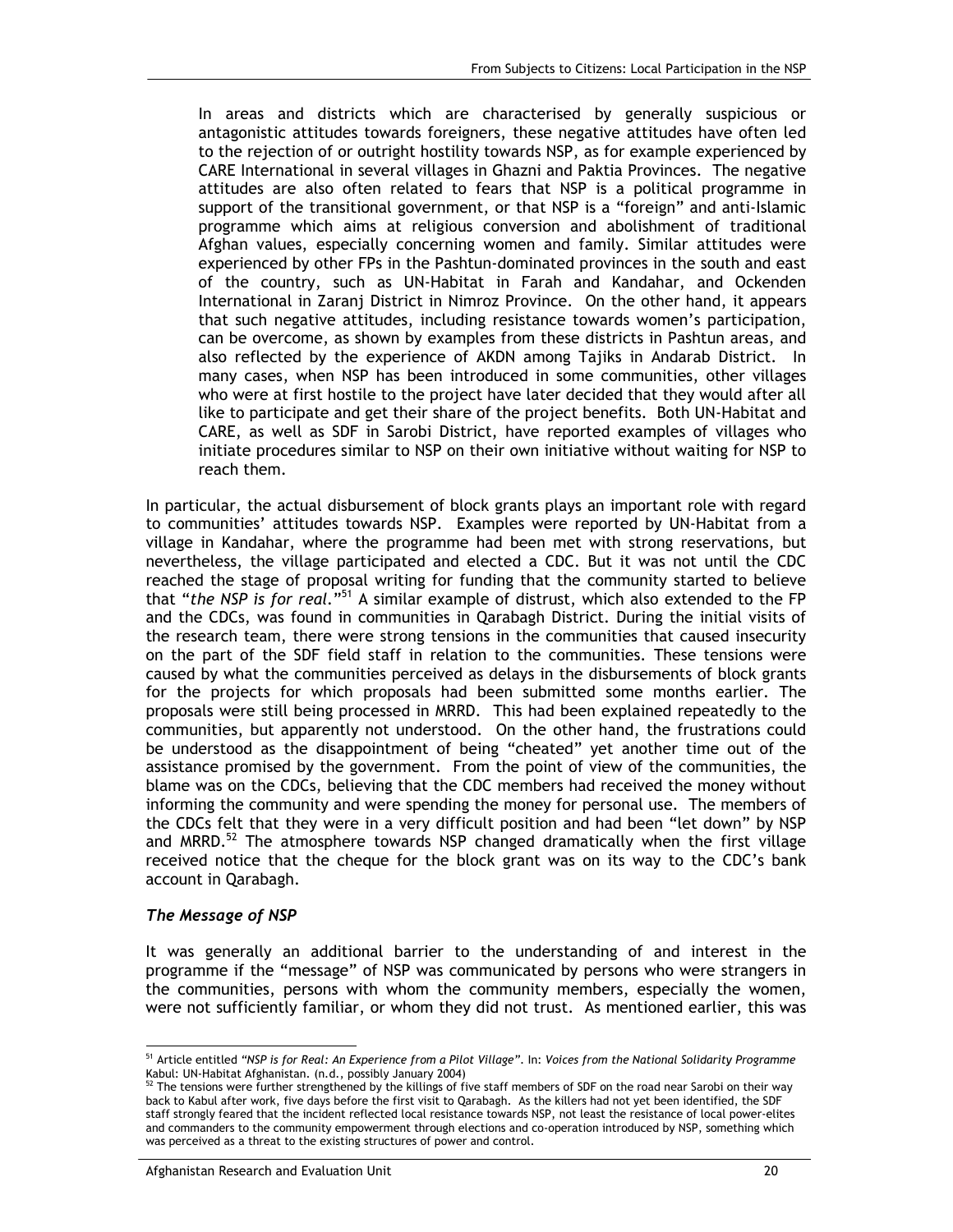> In areas and districts which are characterised by generally suspicious or antagonistic attitudes towards foreigners, these negative attitudes have often led to the rejection of or outright hostility towards NSP, as for example experienced by CARE International in several villages in Ghazni and Paktia Provinces. The negative attitudes are also often related to fears that NSP is a political programme in support of the transitional government, or that NSP is a "foreign" and anti-Islamic programme which aims at religious conversion and abolishment of traditional Afghan values, especially concerning women and family. Similar attitudes were experienced by other FPs in the Pashtun-dominated provinces in the south and east of the country, such as UN-Habitat in Farah and Kandahar, and Ockenden International in Zaranj District in Nimroz Province. On the other hand, it appears that such negative attitudes, including resistance towards women's participation, can be overcome, as shown by examples from these districts in Pashtun areas, and also reflected by the experience of AKDN among Tajiks in Andarab District. In many cases, when NSP has been introduced in some communities, other villages who were at first hostile to the project have later decided that they would after all like to participate and get their share of the project benefits. Both UN-Habitat and CARE, as well as SDF in Sarobi District, have reported examples of villages who initiate procedures similar to NSP on their own initiative without waiting for NSP to reach them.

In particular, the actual disbursement of block grants plays an important role with regard to communities' attitudes towards NSP. Examples were reported by UN-Habitat from a village in Kandahar, where the programme had been met with strong reservations, but nevertheless, the village participated and elected a CDC. But it was not until the CDC reached the stage of proposal writing for funding that the community started to believe that "*the NSP is for real*."[51] A similar example of distrust, which also extended to the FP and the CDCs, was found in communities in Qarabagh District. During the initial visits of the research team, there were strong tensions in the communities that caused insecurity on the part of the SDF field staff in relation to the communities. These tensions were caused by what the communities perceived as delays in the disbursements of block grants for the projects for which proposals had been submitted some months earlier. The proposals were still being processed in MRRD. This had been explained repeatedly to the communities, but apparently not understood. On the other hand, the frustrations could be understood as the disappointment of being "cheated" yet another time out of the assistance promised by the government. From the point of view of the communities, the blame was on the CDCs, believing that the CDC members had received the money without informing the community and were spending the money for personal use. The members of the CDCs felt that they were in a very difficult position and had been "let down" by NSP and MRRD.[52] The atmosphere towards NSP changed dramatically when the first village received notice that the cheque for the block grant was on its way to the CDC's bank account in Qarabagh.

### *The Message of NSP*

It was generally an additional barrier to the understanding of and interest in the programme if the "message" of NSP was communicated by persons who were strangers in the communities, persons with whom the community members, especially the women, were not sufficiently familiar, or whom they did not trust. As mentioned earlier, this was

---

[51] Article entitled *"NSP is for Real: An Experience from a Pilot Village"*. In: *Voices from the National Solidarity Programme* Kabul: UN-Habitat Afghanistan. (n.d., possibly January 2004)

[52] The tensions were further strengthened by the killings of five staff members of SDF on the road near Sarobi on their way back to Kabul after work, five days before the first visit to Qarabagh. As the killers had not yet been identified, the SDF staff strongly feared that the incident reflected local resistance towards NSP, not least the resistance of local power-elites and commanders to the community empowerment through elections and co-operation introduced by NSP, something which was perceived as a threat to the existing structures of power and control.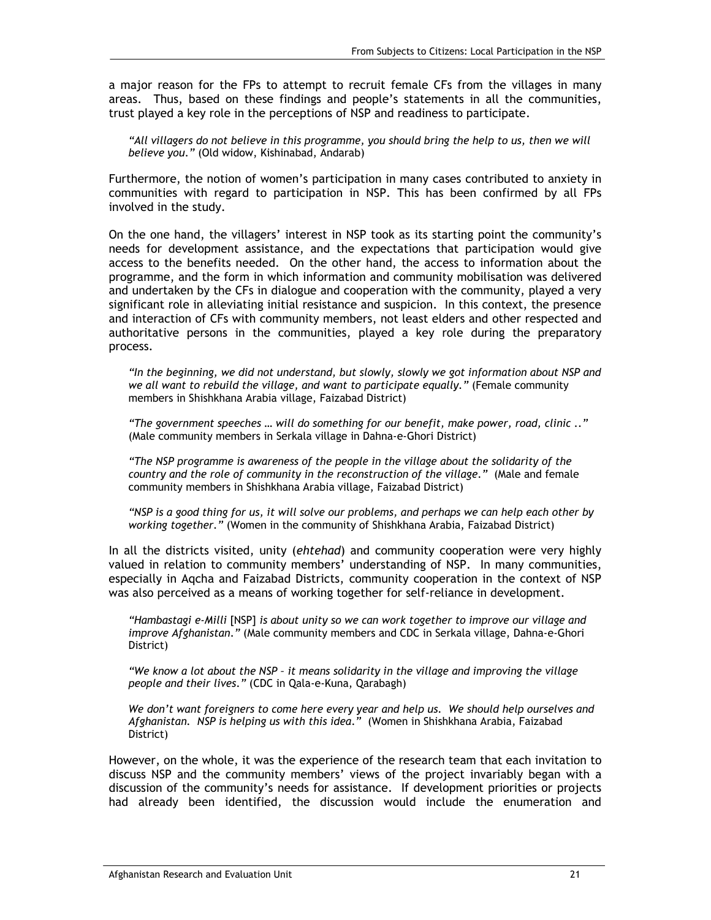a major reason for the FPs to attempt to recruit female CFs from the villages in many areas. Thus, based on these findings and people's statements in all the communities, trust played a key role in the perceptions of NSP and readiness to participate.

> *"All villagers do not believe in this programme, you should bring the help to us, then we will believe you."* (Old widow, Kishinabad, Andarab)

Furthermore, the notion of women's participation in many cases contributed to anxiety in communities with regard to participation in NSP. This has been confirmed by all FPs involved in the study.

On the one hand, the villagers' interest in NSP took as its starting point the community's needs for development assistance, and the expectations that participation would give access to the benefits needed. On the other hand, the access to information about the programme, and the form in which information and community mobilisation was delivered and undertaken by the CFs in dialogue and cooperation with the community, played a very significant role in alleviating initial resistance and suspicion. In this context, the presence and interaction of CFs with community members, not least elders and other respected and authoritative persons in the communities, played a key role during the preparatory process.

> *"In the beginning, we did not understand, but slowly, slowly we got information about NSP and we all want to rebuild the village, and want to participate equally."* (Female community members in Shishkhana Arabia village, Faizabad District)

> *"The government speeches … will do something for our benefit, make power, road, clinic .."* (Male community members in Serkala village in Dahna-e-Ghori District)

> *"The NSP programme is awareness of the people in the village about the solidarity of the country and the role of community in the reconstruction of the village."* (Male and female community members in Shishkhana Arabia village, Faizabad District)

> *"NSP is a good thing for us, it will solve our problems, and perhaps we can help each other by working together."* (Women in the community of Shishkhana Arabia, Faizabad District)

In all the districts visited, unity (*ehtehad*) and community cooperation were very highly valued in relation to community members' understanding of NSP. In many communities, especially in Aqcha and Faizabad Districts, community cooperation in the context of NSP was also perceived as a means of working together for self-reliance in development.

> *"Hambastagi e-Milli* [NSP] *is about unity so we can work together to improve our village and improve Afghanistan."* (Male community members and CDC in Serkala village, Dahna-e-Ghori District)

> *"We know a lot about the NSP – it means solidarity in the village and improving the village people and their lives."* (CDC in Qala-e-Kuna, Qarabagh)

> *We don't want foreigners to come here every year and help us. We should help ourselves and Afghanistan. NSP is helping us with this idea."* (Women in Shishkhana Arabia, Faizabad District)

However, on the whole, it was the experience of the research team that each invitation to discuss NSP and the community members' views of the project invariably began with a discussion of the community's needs for assistance. If development priorities or projects had already been identified, the discussion would include the enumeration and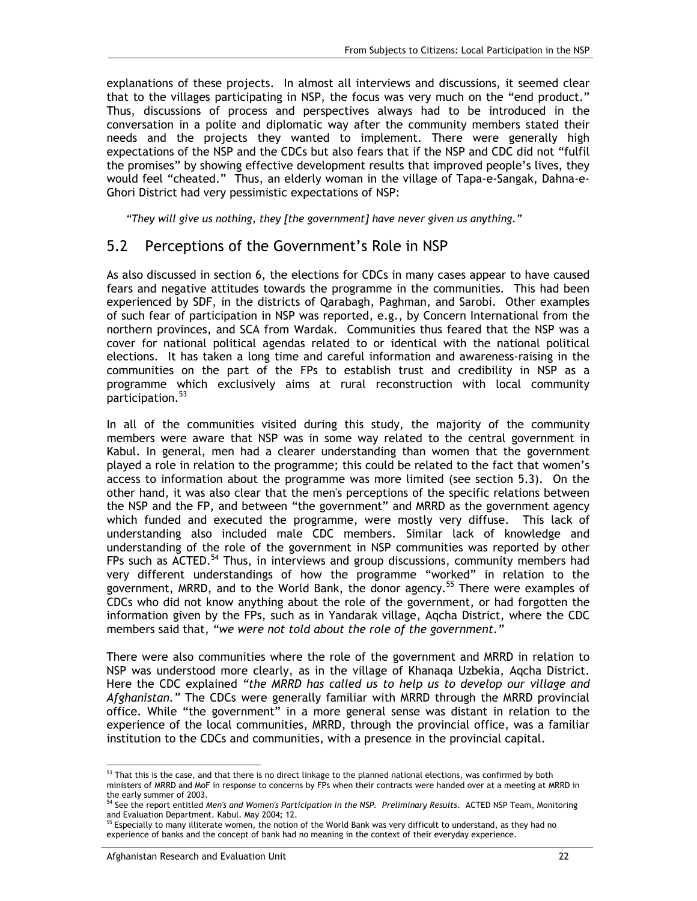explanations of these projects. In almost all interviews and discussions, it seemed clear that to the villages participating in NSP, the focus was very much on the "end product." Thus, discussions of process and perspectives always had to be introduced in the conversation in a polite and diplomatic way after the community members stated their needs and the projects they wanted to implement. There were generally high expectations of the NSP and the CDCs but also fears that if the NSP and CDC did not "fulfil the promises" by showing effective development results that improved people's lives, they would feel "cheated." Thus, an elderly woman in the village of Tapa-e-Sangak, Dahna-e-Ghori District had very pessimistic expectations of NSP:

> *"They will give us nothing, they [the government] have never given us anything."*

## 5.2 Perceptions of the Government's Role in NSP

As also discussed in section 6, the elections for CDCs in many cases appear to have caused fears and negative attitudes towards the programme in the communities. This had been experienced by SDF, in the districts of Qarabagh, Paghman, and Sarobi. Other examples of such fear of participation in NSP was reported, e.g., by Concern International from the northern provinces, and SCA from Wardak. Communities thus feared that the NSP was a cover for national political agendas related to or identical with the national political elections. It has taken a long time and careful information and awareness-raising in the communities on the part of the FPs to establish trust and credibility in NSP as a programme which exclusively aims at rural reconstruction with local community participation.[53]

In all of the communities visited during this study, the majority of the community members were aware that NSP was in some way related to the central government in Kabul. In general, men had a clearer understanding than women that the government played a role in relation to the programme; this could be related to the fact that women's access to information about the programme was more limited (see section 5.3). On the other hand, it was also clear that the men's perceptions of the specific relations between the NSP and the FP, and between "the government" and MRRD as the government agency which funded and executed the programme, were mostly very diffuse. This lack of understanding also included male CDC members. Similar lack of knowledge and understanding of the role of the government in NSP communities was reported by other FPs such as ACTED.[54] Thus, in interviews and group discussions, community members had very different understandings of how the programme "worked" in relation to the government, MRRD, and to the World Bank, the donor agency.[55] There were examples of CDCs who did not know anything about the role of the government, or had forgotten the information given by the FPs, such as in Yandarak village, Aqcha District, where the CDC members said that, *"we were not told about the role of the government."*

There were also communities where the role of the government and MRRD in relation to NSP was understood more clearly, as in the village of Khanaqa Uzbekia, Aqcha District. Here the CDC explained *"the MRRD has called us to help us to develop our village and Afghanistan."* The CDCs were generally familiar with MRRD through the MRRD provincial office. While "the government" in a more general sense was distant in relation to the experience of the local communities, MRRD, through the provincial office, was a familiar institution to the CDCs and communities, with a presence in the provincial capital.

---

[53] That this is the case, and that there is no direct linkage to the planned national elections, was confirmed by both ministers of MRRD and MoF in response to concerns by FPs when their contracts were handed over at a meeting at MRRD in the early summer of 2003.

[54] See the report entitled *Men's and Women's Participation in the NSP. Preliminary Results*. ACTED NSP Team, Monitoring and Evaluation Department. Kabul. May 2004; 12.

[55] Especially to many illiterate women, the notion of the World Bank was very difficult to understand, as they had no experience of banks and the concept of bank had no meaning in the context of their everyday experience.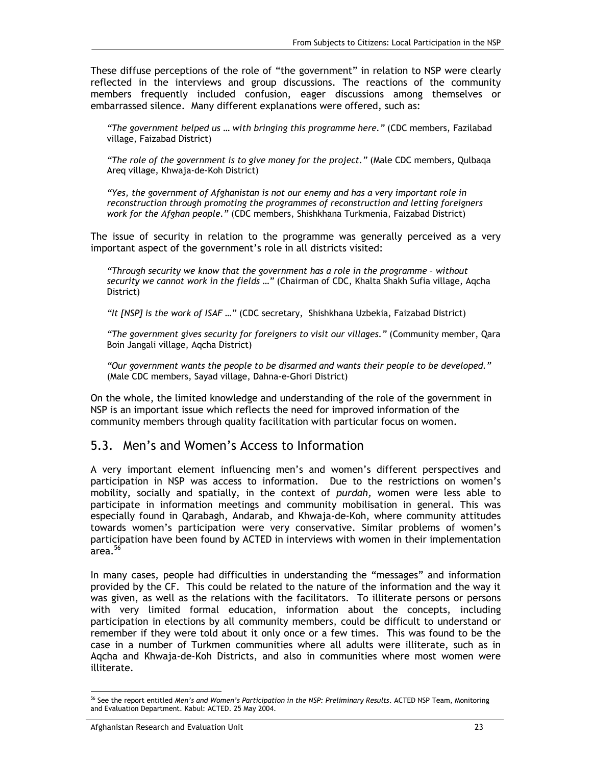These diffuse perceptions of the role of "the government" in relation to NSP were clearly reflected in the interviews and group discussions. The reactions of the community members frequently included confusion, eager discussions among themselves or embarrassed silence. Many different explanations were offered, such as:

> *"The government helped us … with bringing this programme here."* (CDC members, Fazilabad village, Faizabad District)

> *"The role of the government is to give money for the project."* (Male CDC members, Qulbaqa Areq village, Khwaja-de-Koh District)

> *"Yes, the government of Afghanistan is not our enemy and has a very important role in reconstruction through promoting the programmes of reconstruction and letting foreigners work for the Afghan people."* (CDC members, Shishkhana Turkmenia, Faizabad District)

The issue of security in relation to the programme was generally perceived as a very important aspect of the government's role in all districts visited:

> *"Through security we know that the government has a role in the programme – without security we cannot work in the fields …"* (Chairman of CDC, Khalta Shakh Sufia village, Aqcha District)

> *"It [NSP] is the work of ISAF …"* (CDC secretary, Shishkhana Uzbekia, Faizabad District)

> *"The government gives security for foreigners to visit our villages."* (Community member, Qara Boin Jangali village, Aqcha District)

> *"Our government wants the people to be disarmed and wants their people to be developed."* (Male CDC members, Sayad village, Dahna-e-Ghori District)

On the whole, the limited knowledge and understanding of the role of the government in NSP is an important issue which reflects the need for improved information of the community members through quality facilitation with particular focus on women.

## 5.3. Men's and Women's Access to Information

A very important element influencing men's and women's different perspectives and participation in NSP was access to information. Due to the restrictions on women's mobility, socially and spatially, in the context of *purdah,* women were less able to participate in information meetings and community mobilisation in general. This was especially found in Qarabagh, Andarab, and Khwaja-de-Koh, where community attitudes towards women's participation were very conservative. Similar problems of women's participation have been found by ACTED in interviews with women in their implementation area.[56]

In many cases, people had difficulties in understanding the "messages" and information provided by the CF. This could be related to the nature of the information and the way it was given, as well as the relations with the facilitators. To illiterate persons or persons with very limited formal education, information about the concepts, including participation in elections by all community members, could be difficult to understand or remember if they were told about it only once or a few times. This was found to be the case in a number of Turkmen communities where all adults were illiterate, such as in Aqcha and Khwaja-de-Koh Districts, and also in communities where most women were illiterate.

---

[56] See the report entitled *Men's and Women's Participation in the NSP: Preliminary Results.* ACTED NSP Team, Monitoring and Evaluation Department. Kabul: ACTED. 25 May 2004.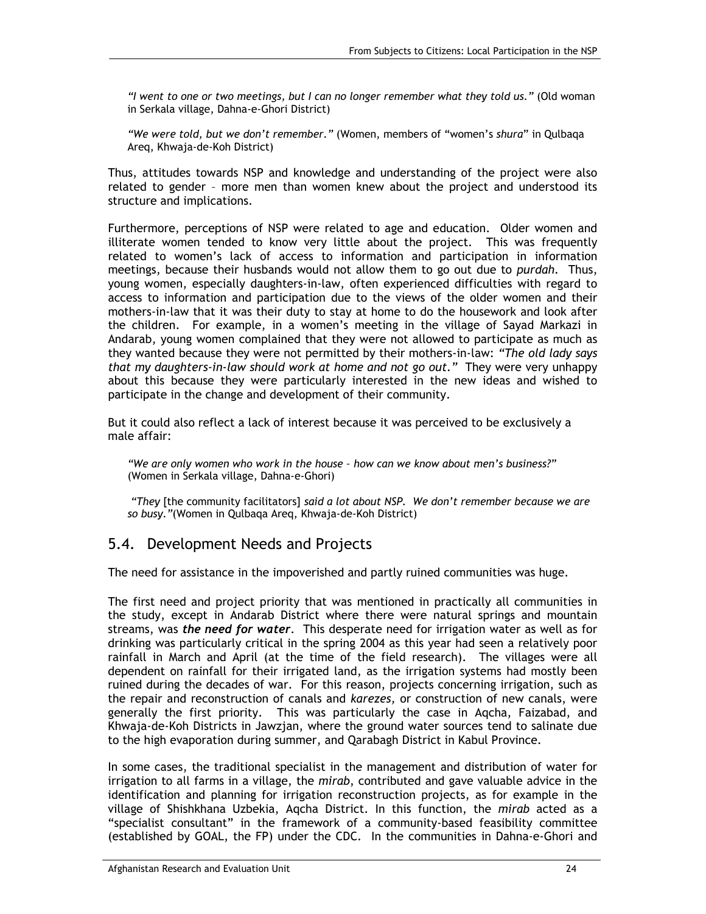*"I went to one or two meetings, but I can no longer remember what they told us."* (Old woman in Serkala village, Dahna-e-Ghori District)

*"We were told, but we don't remember."* (Women, members of "women's *shura*" in Qulbaqa Areq, Khwaja-de-Koh District)

Thus, attitudes towards NSP and knowledge and understanding of the project were also related to gender – more men than women knew about the project and understood its structure and implications.

Furthermore, perceptions of NSP were related to age and education. Older women and illiterate women tended to know very little about the project. This was frequently related to women's lack of access to information and participation in information meetings, because their husbands would not allow them to go out due to *purdah*. Thus, young women, especially daughters-in-law, often experienced difficulties with regard to access to information and participation due to the views of the older women and their mothers-in-law that it was their duty to stay at home to do the housework and look after the children. For example, in a women's meeting in the village of Sayad Markazi in Andarab, young women complained that they were not allowed to participate as much as they wanted because they were not permitted by their mothers-in-law: *"The old lady says that my daughters-in-law should work at home and not go out."* They were very unhappy about this because they were particularly interested in the new ideas and wished to participate in the change and development of their community.

But it could also reflect a lack of interest because it was perceived to be exclusively a male affair:

*"We are only women who work in the house – how can we know about men's business?"* (Women in Serkala village, Dahna-e-Ghori)

*"They* [the community facilitators] *said a lot about NSP. We don't remember because we are so busy."*(Women in Qulbaqa Areq, Khwaja-de-Koh District)

## 5.4. Development Needs and Projects

The need for assistance in the impoverished and partly ruined communities was huge.

The first need and project priority that was mentioned in practically all communities in the study, except in Andarab District where there were natural springs and mountain streams, was ***the need for water***. This desperate need for irrigation water as well as for drinking was particularly critical in the spring 2004 as this year had seen a relatively poor rainfall in March and April (at the time of the field research). The villages were all dependent on rainfall for their irrigated land, as the irrigation systems had mostly been ruined during the decades of war. For this reason, projects concerning irrigation, such as the repair and reconstruction of canals and *karezes,* or construction of new canals, were generally the first priority. This was particularly the case in Aqcha, Faizabad, and Khwaja-de-Koh Districts in Jawzjan, where the ground water sources tend to salinate due to the high evaporation during summer, and Qarabagh District in Kabul Province.

In some cases, the traditional specialist in the management and distribution of water for irrigation to all farms in a village, the *mirab*, contributed and gave valuable advice in the identification and planning for irrigation reconstruction projects, as for example in the village of Shishkhana Uzbekia, Aqcha District. In this function, the *mirab* acted as a "specialist consultant" in the framework of a community-based feasibility committee (established by GOAL, the FP) under the CDC. In the communities in Dahna-e-Ghori and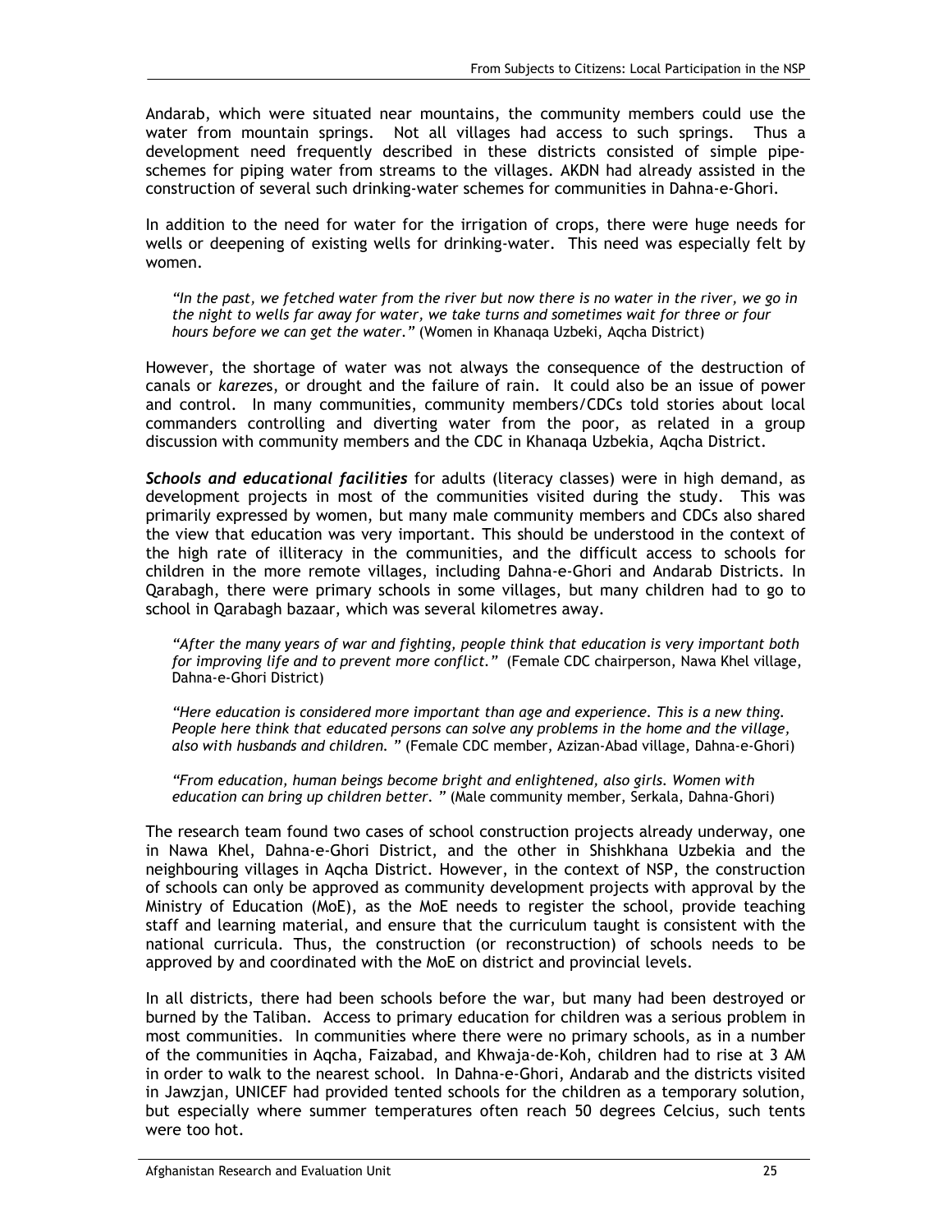Andarab, which were situated near mountains, the community members could use the water from mountain springs. Not all villages had access to such springs. Thus a development need frequently described in these districts consisted of simple pipe-schemes for piping water from streams to the villages. AKDN had already assisted in the construction of several such drinking-water schemes for communities in Dahna-e-Ghori.

In addition to the need for water for the irrigation of crops, there were huge needs for wells or deepening of existing wells for drinking-water. This need was especially felt by women.

> *"In the past, we fetched water from the river but now there is no water in the river, we go in the night to wells far away for water, we take turns and sometimes wait for three or four hours before we can get the water."* (Women in Khanaqa Uzbeki, Aqcha District)

However, the shortage of water was not always the consequence of the destruction of canals or *karezes*, or drought and the failure of rain. It could also be an issue of power and control. In many communities, community members/CDCs told stories about local commanders controlling and diverting water from the poor, as related in a group discussion with community members and the CDC in Khanaqa Uzbekia, Aqcha District.

***Schools and educational facilities*** for adults (literacy classes) were in high demand, as development projects in most of the communities visited during the study. This was primarily expressed by women, but many male community members and CDCs also shared the view that education was very important. This should be understood in the context of the high rate of illiteracy in the communities, and the difficult access to schools for children in the more remote villages, including Dahna-e-Ghori and Andarab Districts. In Qarabagh, there were primary schools in some villages, but many children had to go to school in Qarabagh bazaar, which was several kilometres away.

> *"After the many years of war and fighting, people think that education is very important both for improving life and to prevent more conflict."* (Female CDC chairperson, Nawa Khel village, Dahna-e-Ghori District)

> *"Here education is considered more important than age and experience. This is a new thing. People here think that educated persons can solve any problems in the home and the village, also with husbands and children. "* (Female CDC member, Azizan-Abad village, Dahna-e-Ghori)

> *"From education, human beings become bright and enlightened, also girls. Women with education can bring up children better. "* (Male community member, Serkala, Dahna-Ghori)

The research team found two cases of school construction projects already underway, one in Nawa Khel, Dahna-e-Ghori District, and the other in Shishkhana Uzbekia and the neighbouring villages in Aqcha District. However, in the context of NSP, the construction of schools can only be approved as community development projects with approval by the Ministry of Education (MoE), as the MoE needs to register the school, provide teaching staff and learning material, and ensure that the curriculum taught is consistent with the national curricula. Thus, the construction (or reconstruction) of schools needs to be approved by and coordinated with the MoE on district and provincial levels.

In all districts, there had been schools before the war, but many had been destroyed or burned by the Taliban. Access to primary education for children was a serious problem in most communities. In communities where there were no primary schools, as in a number of the communities in Aqcha, Faizabad, and Khwaja-de-Koh, children had to rise at 3 AM in order to walk to the nearest school. In Dahna-e-Ghori, Andarab and the districts visited in Jawzjan, UNICEF had provided tented schools for the children as a temporary solution, but especially where summer temperatures often reach 50 degrees Celcius, such tents were too hot.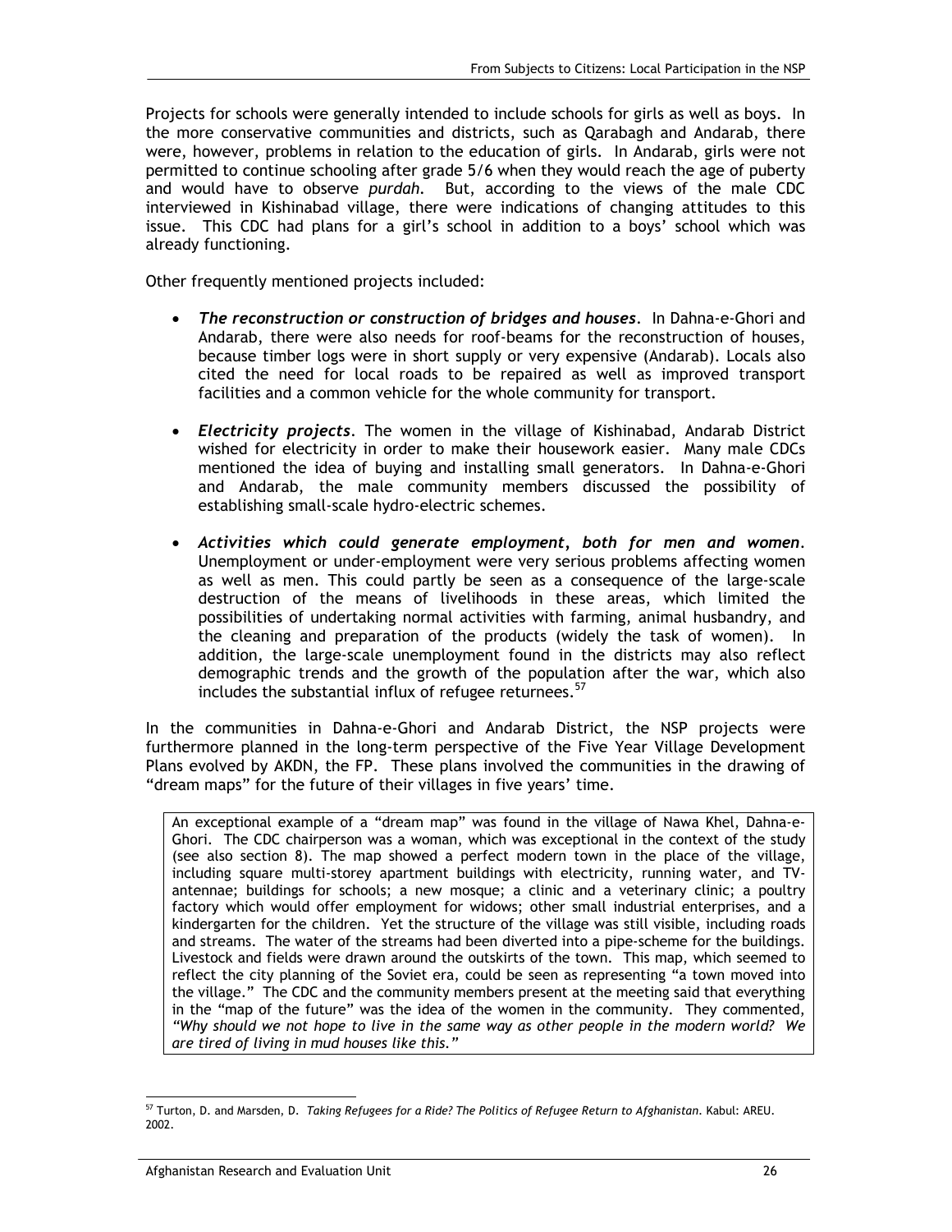Projects for schools were generally intended to include schools for girls as well as boys. In the more conservative communities and districts, such as Qarabagh and Andarab, there were, however, problems in relation to the education of girls. In Andarab, girls were not permitted to continue schooling after grade 5/6 when they would reach the age of puberty and would have to observe *purdah*. But, according to the views of the male CDC interviewed in Kishinabad village, there were indications of changing attitudes to this issue. This CDC had plans for a girl's school in addition to a boys' school which was already functioning.

Other frequently mentioned projects included:

- ***The reconstruction or construction of bridges and houses***. In Dahna-e-Ghori and Andarab, there were also needs for roof-beams for the reconstruction of houses, because timber logs were in short supply or very expensive (Andarab). Locals also cited the need for local roads to be repaired as well as improved transport facilities and a common vehicle for the whole community for transport.

- ***Electricity projects***. The women in the village of Kishinabad, Andarab District wished for electricity in order to make their housework easier. Many male CDCs mentioned the idea of buying and installing small generators. In Dahna-e-Ghori and Andarab, the male community members discussed the possibility of establishing small-scale hydro-electric schemes.

- ***Activities which could generate employment, both for men and women***. Unemployment or under-employment were very serious problems affecting women as well as men. This could partly be seen as a consequence of the large-scale destruction of the means of livelihoods in these areas, which limited the possibilities of undertaking normal activities with farming, animal husbandry, and the cleaning and preparation of the products (widely the task of women). In addition, the large-scale unemployment found in the districts may also reflect demographic trends and the growth of the population after the war, which also includes the substantial influx of refugee returnees.[57]

In the communities in Dahna-e-Ghori and Andarab District, the NSP projects were furthermore planned in the long-term perspective of the Five Year Village Development Plans evolved by AKDN, the FP. These plans involved the communities in the drawing of "dream maps" for the future of their villages in five years' time.

> An exceptional example of a "dream map" was found in the village of Nawa Khel, Dahna-e-Ghori. The CDC chairperson was a woman, which was exceptional in the context of the study (see also section 8). The map showed a perfect modern town in the place of the village, including square multi-storey apartment buildings with electricity, running water, and TV-antennae; buildings for schools; a new mosque; a clinic and a veterinary clinic; a poultry factory which would offer employment for widows; other small industrial enterprises, and a kindergarten for the children. Yet the structure of the village was still visible, including roads and streams. The water of the streams had been diverted into a pipe-scheme for the buildings. Livestock and fields were drawn around the outskirts of the town. This map, which seemed to reflect the city planning of the Soviet era, could be seen as representing "a town moved into the village." The CDC and the community members present at the meeting said that everything in the "map of the future" was the idea of the women in the community. They commented, *"Why should we not hope to live in the same way as other people in the modern world? We are tired of living in mud houses like this."*

[57] Turton, D. and Marsden, D. *Taking Refugees for a Ride? The Politics of Refugee Return to Afghanistan*. Kabul: AREU. 2002.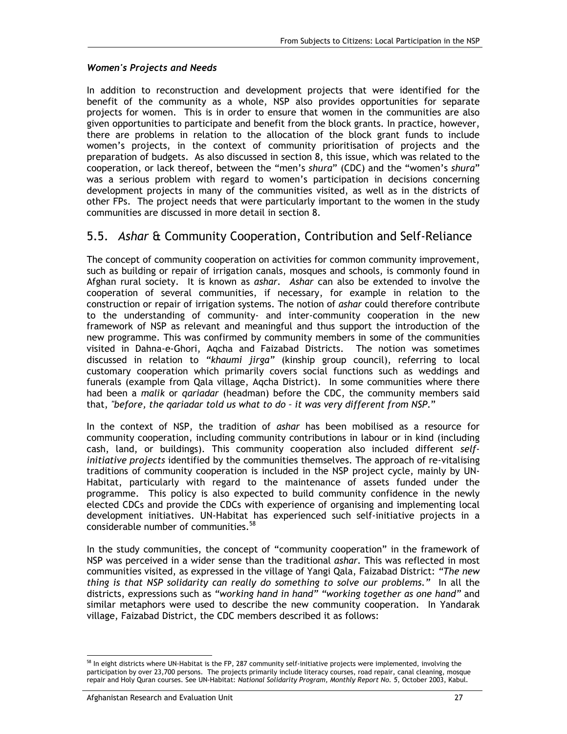### *Women's Projects and Needs*

In addition to reconstruction and development projects that were identified for the benefit of the community as a whole, NSP also provides opportunities for separate projects for women. This is in order to ensure that women in the communities are also given opportunities to participate and benefit from the block grants. In practice, however, there are problems in relation to the allocation of the block grant funds to include women's projects, in the context of community prioritisation of projects and the preparation of budgets. As also discussed in section 8, this issue, which was related to the cooperation, or lack thereof, between the "men's *shura*" (CDC) and the "women's *shura*" was a serious problem with regard to women's participation in decisions concerning development projects in many of the communities visited, as well as in the districts of other FPs. The project needs that were particularly important to the women in the study communities are discussed in more detail in section 8.

## 5.5. *Ashar* & Community Cooperation, Contribution and Self-Reliance

The concept of community cooperation on activities for common community improvement, such as building or repair of irrigation canals, mosques and schools, is commonly found in Afghan rural society. It is known as *ashar*. *Ashar* can also be extended to involve the cooperation of several communities, if necessary, for example in relation to the construction or repair of irrigation systems. The notion of *ashar* could therefore contribute to the understanding of community- and inter-community cooperation in the new framework of NSP as relevant and meaningful and thus support the introduction of the new programme. This was confirmed by community members in some of the communities visited in Dahna-e-Ghori, Aqcha and Faizabad Districts. The notion was sometimes discussed in relation to *"khaumi jirga"* (kinship group council), referring to local customary cooperation which primarily covers social functions such as weddings and funerals (example from Qala village, Aqcha District). In some communities where there had been a *malik* or *qariadar* (headman) before the CDC, the community members said that, *"before, the qariadar told us what to do – it was very different from NSP."*

In the context of NSP, the tradition of *ashar* has been mobilised as a resource for community cooperation, including community contributions in labour or in kind (including cash, land, or buildings). This community cooperation also included different *self-initiative projects* identified by the communities themselves. The approach of re-vitalising traditions of community cooperation is included in the NSP project cycle, mainly by UN-Habitat, particularly with regard to the maintenance of assets funded under the programme. This policy is also expected to build community confidence in the newly elected CDCs and provide the CDCs with experience of organising and implementing local development initiatives. UN-Habitat has experienced such self-initiative projects in a considerable number of communities.[58]

In the study communities, the concept of "community cooperation" in the framework of NSP was perceived in a wider sense than the traditional *ashar*. This was reflected in most communities visited, as expressed in the village of Yangi Qala, Faizabad District: *"The new thing is that NSP solidarity can really do something to solve our problems."* In all the districts, expressions such as *"working hand in hand" "working together as one hand"* and similar metaphors were used to describe the new community cooperation. In Yandarak village, Faizabad District, the CDC members described it as follows:

[58] In eight districts where UN-Habitat is the FP, 287 community self-initiative projects were implemented, involving the participation by over 23,700 persons. The projects primarily include literacy courses, road repair, canal cleaning, mosque repair and Holy Quran courses. See UN-Habitat: *National Solidarity Program, Monthly Report No. 5*, October 2003, Kabul.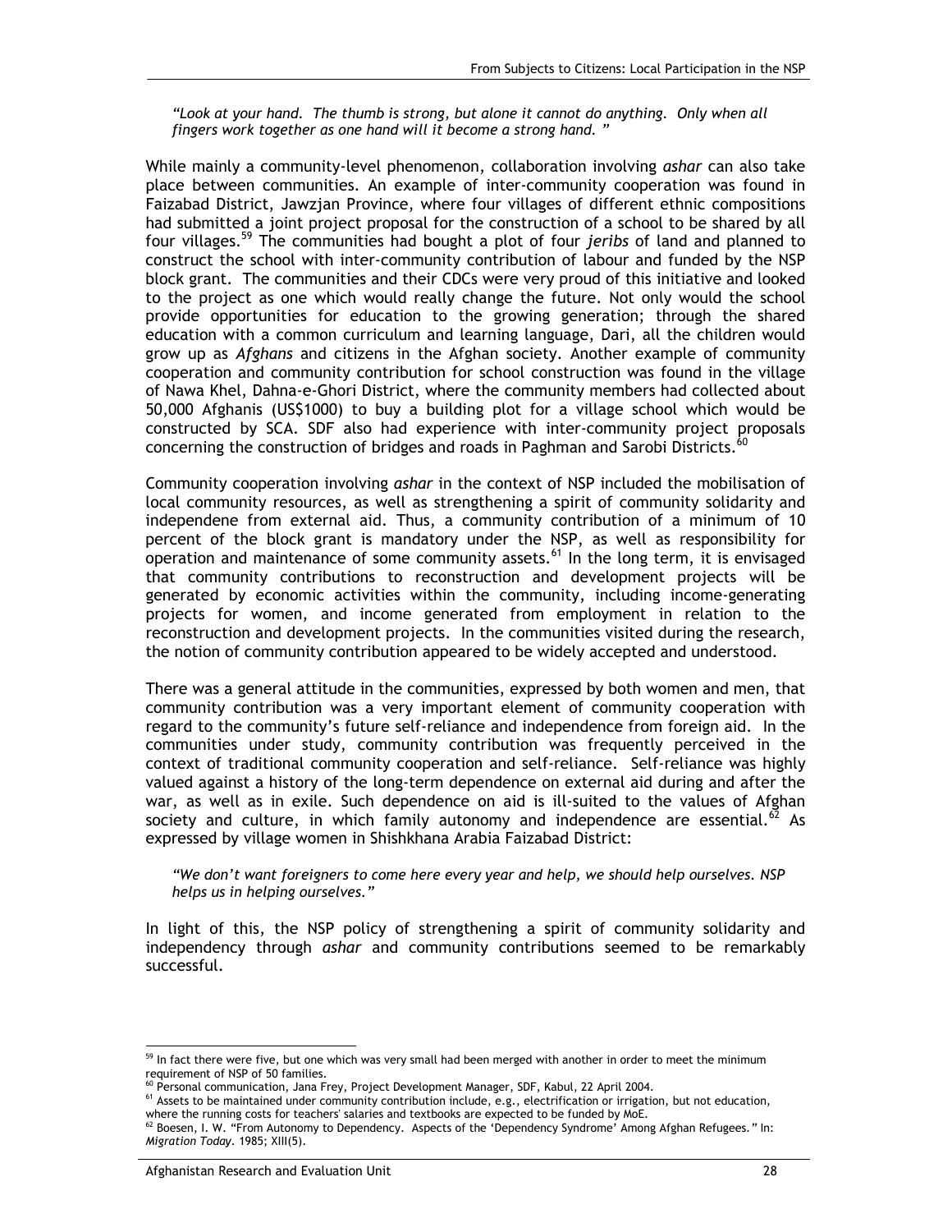*"Look at your hand. The thumb is strong, but alone it cannot do anything. Only when all fingers work together as one hand will it become a strong hand. "*

While mainly a community-level phenomenon, collaboration involving *ashar* can also take place between communities. An example of inter-community cooperation was found in Faizabad District, Jawzjan Province, where four villages of different ethnic compositions had submitted a joint project proposal for the construction of a school to be shared by all four villages.[59] The communities had bought a plot of four *jeribs* of land and planned to construct the school with inter-community contribution of labour and funded by the NSP block grant. The communities and their CDCs were very proud of this initiative and looked to the project as one which would really change the future. Not only would the school provide opportunities for education to the growing generation; through the shared education with a common curriculum and learning language, Dari, all the children would grow up as *Afghans* and citizens in the Afghan society. Another example of community cooperation and community contribution for school construction was found in the village of Nawa Khel, Dahna-e-Ghori District, where the community members had collected about 50,000 Afghanis (US$1000) to buy a building plot for a village school which would be constructed by SCA. SDF also had experience with inter-community project proposals concerning the construction of bridges and roads in Paghman and Sarobi Districts.[60]

Community cooperation involving *ashar* in the context of NSP included the mobilisation of local community resources, as well as strengthening a spirit of community solidarity and independene from external aid. Thus, a community contribution of a minimum of 10 percent of the block grant is mandatory under the NSP, as well as responsibility for operation and maintenance of some community assets.[61] In the long term, it is envisaged that community contributions to reconstruction and development projects will be generated by economic activities within the community, including income-generating projects for women, and income generated from employment in relation to the reconstruction and development projects. In the communities visited during the research, the notion of community contribution appeared to be widely accepted and understood.

There was a general attitude in the communities, expressed by both women and men, that community contribution was a very important element of community cooperation with regard to the community's future self-reliance and independence from foreign aid. In the communities under study, community contribution was frequently perceived in the context of traditional community cooperation and self-reliance. Self-reliance was highly valued against a history of the long-term dependence on external aid during and after the war, as well as in exile. Such dependence on aid is ill-suited to the values of Afghan society and culture, in which family autonomy and independence are essential.[62] As expressed by village women in Shishkhana Arabia Faizabad District:

*"We don't want foreigners to come here every year and help, we should help ourselves. NSP helps us in helping ourselves."*

In light of this, the NSP policy of strengthening a spirit of community solidarity and independency through *ashar* and community contributions seemed to be remarkably successful.

---

[59] In fact there were five, but one which was very small had been merged with another in order to meet the minimum requirement of NSP of 50 families.

[60] Personal communication, Jana Frey, Project Development Manager, SDF, Kabul, 22 April 2004.

[61] Assets to be maintained under community contribution include, e.g., electrification or irrigation, but not education, where the running costs for teachers' salaries and textbooks are expected to be funded by MoE.

[62] Boesen, I. W. "From Autonomy to Dependency. Aspects of the 'Dependency Syndrome' Among Afghan Refugees." In: *Migration Today*. 1985; XIII(5).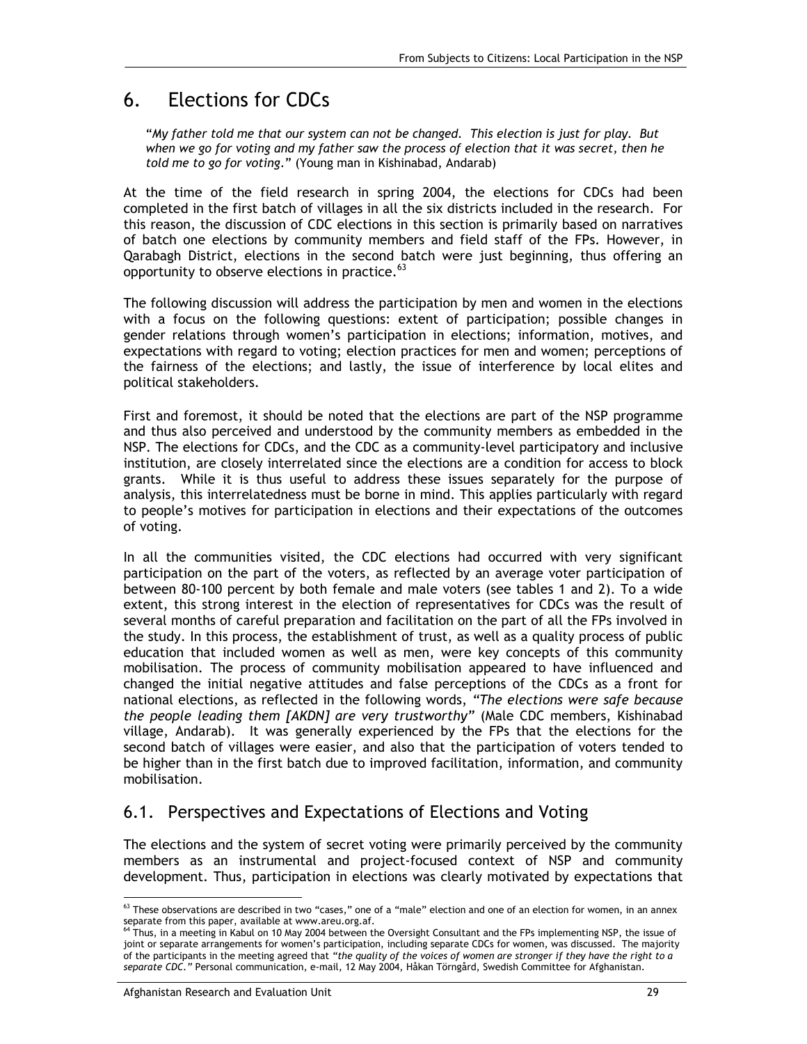# 6. Elections for CDCs

"*My father told me that our system can not be changed. This election is just for play. But when we go for voting and my father saw the process of election that it was secret, then he told me to go for voting.*" (Young man in Kishinabad, Andarab)

At the time of the field research in spring 2004, the elections for CDCs had been completed in the first batch of villages in all the six districts included in the research. For this reason, the discussion of CDC elections in this section is primarily based on narratives of batch one elections by community members and field staff of the FPs. However, in Qarabagh District, elections in the second batch were just beginning, thus offering an opportunity to observe elections in practice.[63]

The following discussion will address the participation by men and women in the elections with a focus on the following questions: extent of participation; possible changes in gender relations through women's participation in elections; information, motives, and expectations with regard to voting; election practices for men and women; perceptions of the fairness of the elections; and lastly, the issue of interference by local elites and political stakeholders.

First and foremost, it should be noted that the elections are part of the NSP programme and thus also perceived and understood by the community members as embedded in the NSP. The elections for CDCs, and the CDC as a community-level participatory and inclusive institution, are closely interrelated since the elections are a condition for access to block grants. While it is thus useful to address these issues separately for the purpose of analysis, this interrelatedness must be borne in mind. This applies particularly with regard to people's motives for participation in elections and their expectations of the outcomes of voting.

In all the communities visited, the CDC elections had occurred with very significant participation on the part of the voters, as reflected by an average voter participation of between 80-100 percent by both female and male voters (see tables 1 and 2). To a wide extent, this strong interest in the election of representatives for CDCs was the result of several months of careful preparation and facilitation on the part of all the FPs involved in the study. In this process, the establishment of trust, as well as a quality process of public education that included women as well as men, were key concepts of this community mobilisation. The process of community mobilisation appeared to have influenced and changed the initial negative attitudes and false perceptions of the CDCs as a front for national elections, as reflected in the following words, *"The elections were safe because the people leading them [AKDN] are very trustworthy"* (Male CDC members, Kishinabad village, Andarab). It was generally experienced by the FPs that the elections for the second batch of villages were easier, and also that the participation of voters tended to be higher than in the first batch due to improved facilitation, information, and community mobilisation.

## 6.1. Perspectives and Expectations of Elections and Voting

The elections and the system of secret voting were primarily perceived by the community members as an instrumental and project-focused context of NSP and community development. Thus, participation in elections was clearly motivated by expectations that

---

[63] These observations are described in two "cases," one of a "male" election and one of an election for women, in an annex separate from this paper, available at www.areu.org.af.

[64] Thus, in a meeting in Kabul on 10 May 2004 between the Oversight Consultant and the FPs implementing NSP, the issue of joint or separate arrangements for women's participation, including separate CDCs for women, was discussed. The majority of the participants in the meeting agreed that *"the quality of the voices of women are stronger if they have the right to a separate CDC."* Personal communication, e-mail, 12 May 2004, Håkan Törngård, Swedish Committee for Afghanistan.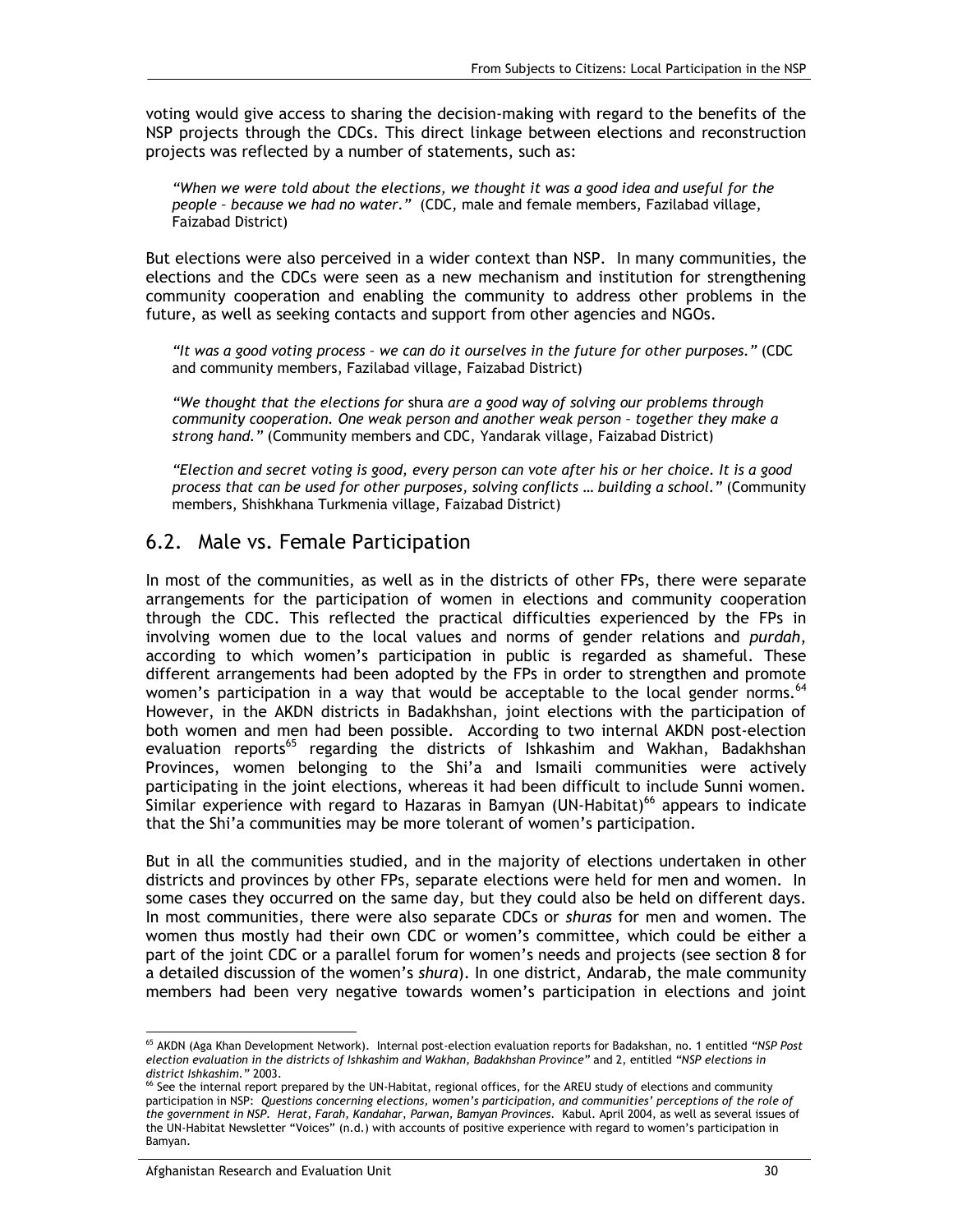voting would give access to sharing the decision-making with regard to the benefits of the NSP projects through the CDCs. This direct linkage between elections and reconstruction projects was reflected by a number of statements, such as:

> *"When we were told about the elections, we thought it was a good idea and useful for the people – because we had no water."* (CDC, male and female members, Fazilabad village, Faizabad District)

But elections were also perceived in a wider context than NSP. In many communities, the elections and the CDCs were seen as a new mechanism and institution for strengthening community cooperation and enabling the community to address other problems in the future, as well as seeking contacts and support from other agencies and NGOs.

> *"It was a good voting process – we can do it ourselves in the future for other purposes."* (CDC and community members, Fazilabad village, Faizabad District)

> *"We thought that the elections for* shura *are a good way of solving our problems through community cooperation. One weak person and another weak person – together they make a strong hand."* (Community members and CDC, Yandarak village, Faizabad District)

> *"Election and secret voting is good, every person can vote after his or her choice. It is a good process that can be used for other purposes, solving conflicts … building a school."* (Community members, Shishkhana Turkmenia village, Faizabad District)

## 6.2. Male vs. Female Participation

In most of the communities, as well as in the districts of other FPs, there were separate arrangements for the participation of women in elections and community cooperation through the CDC. This reflected the practical difficulties experienced by the FPs in involving women due to the local values and norms of gender relations and *purdah*, according to which women's participation in public is regarded as shameful. These different arrangements had been adopted by the FPs in order to strengthen and promote women's participation in a way that would be acceptable to the local gender norms.[64] However, in the AKDN districts in Badakhshan, joint elections with the participation of both women and men had been possible. According to two internal AKDN post-election evaluation reports[65] regarding the districts of Ishkashim and Wakhan, Badakhshan Provinces, women belonging to the Shi'a and Ismaili communities were actively participating in the joint elections, whereas it had been difficult to include Sunni women. Similar experience with regard to Hazaras in Bamyan (UN-Habitat)[66] appears to indicate that the Shi'a communities may be more tolerant of women's participation.

But in all the communities studied, and in the majority of elections undertaken in other districts and provinces by other FPs, separate elections were held for men and women. In some cases they occurred on the same day, but they could also be held on different days. In most communities, there were also separate CDCs or *shuras* for men and women. The women thus mostly had their own CDC or women's committee, which could be either a part of the joint CDC or a parallel forum for women's needs and projects (see section 8 for a detailed discussion of the women's *shura*). In one district, Andarab, the male community members had been very negative towards women's participation in elections and joint

---

[65] AKDN (Aga Khan Development Network). Internal post-election evaluation reports for Badakshan, no. 1 entitled *"NSP Post election evaluation in the districts of Ishkashim and Wakhan, Badakhshan Province"* and 2, entitled *"NSP elections in district Ishkashim."* 2003.

[66] See the internal report prepared by the UN-Habitat, regional offices, for the AREU study of elections and community participation in NSP: *Questions concerning elections, women's participation, and communities' perceptions of the role of the government in NSP. Herat, Farah, Kandahar, Parwan, Bamyan Provinces.* Kabul. April 2004, as well as several issues of the UN-Habitat Newsletter "Voices" (n.d.) with accounts of positive experience with regard to women's participation in Bamyan.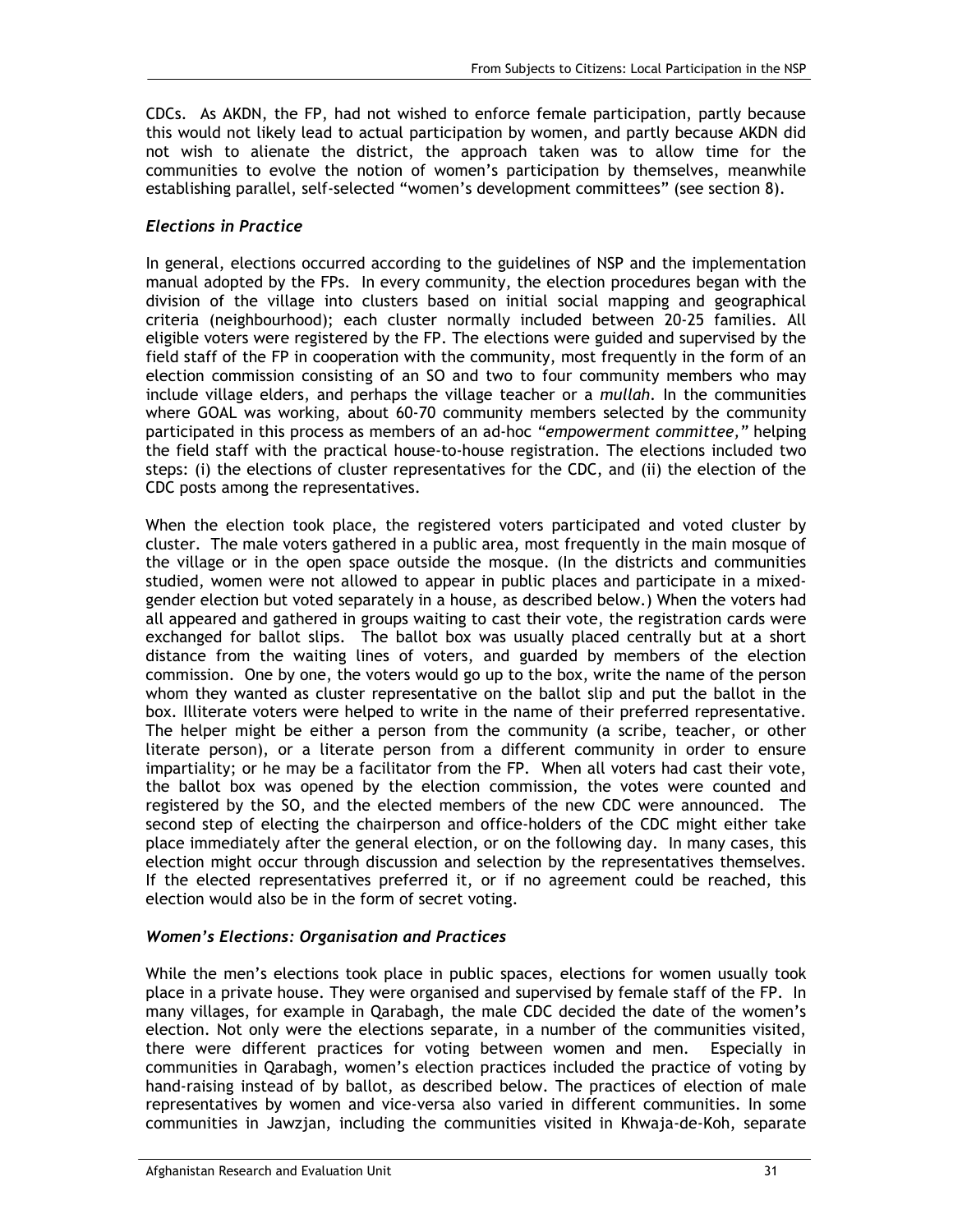CDCs. As AKDN, the FP, had not wished to enforce female participation, partly because this would not likely lead to actual participation by women, and partly because AKDN did not wish to alienate the district, the approach taken was to allow time for the communities to evolve the notion of women's participation by themselves, meanwhile establishing parallel, self-selected "women's development committees" (see section 8).

### *Elections in Practice*

In general, elections occurred according to the guidelines of NSP and the implementation manual adopted by the FPs. In every community, the election procedures began with the division of the village into clusters based on initial social mapping and geographical criteria (neighbourhood); each cluster normally included between 20-25 families. All eligible voters were registered by the FP. The elections were guided and supervised by the field staff of the FP in cooperation with the community, most frequently in the form of an election commission consisting of an SO and two to four community members who may include village elders, and perhaps the village teacher or a *mullah*. In the communities where GOAL was working, about 60-70 community members selected by the community participated in this process as members of an ad-hoc *"empowerment committee,"* helping the field staff with the practical house-to-house registration. The elections included two steps: (i) the elections of cluster representatives for the CDC, and (ii) the election of the CDC posts among the representatives.

When the election took place, the registered voters participated and voted cluster by cluster. The male voters gathered in a public area, most frequently in the main mosque of the village or in the open space outside the mosque. (In the districts and communities studied, women were not allowed to appear in public places and participate in a mixed-gender election but voted separately in a house, as described below.) When the voters had all appeared and gathered in groups waiting to cast their vote, the registration cards were exchanged for ballot slips. The ballot box was usually placed centrally but at a short distance from the waiting lines of voters, and guarded by members of the election commission. One by one, the voters would go up to the box, write the name of the person whom they wanted as cluster representative on the ballot slip and put the ballot in the box. Illiterate voters were helped to write in the name of their preferred representative. The helper might be either a person from the community (a scribe, teacher, or other literate person), or a literate person from a different community in order to ensure impartiality; or he may be a facilitator from the FP. When all voters had cast their vote, the ballot box was opened by the election commission, the votes were counted and registered by the SO, and the elected members of the new CDC were announced. The second step of electing the chairperson and office-holders of the CDC might either take place immediately after the general election, or on the following day. In many cases, this election might occur through discussion and selection by the representatives themselves. If the elected representatives preferred it, or if no agreement could be reached, this election would also be in the form of secret voting.

### *Women's Elections: Organisation and Practices*

While the men's elections took place in public spaces, elections for women usually took place in a private house. They were organised and supervised by female staff of the FP. In many villages, for example in Qarabagh, the male CDC decided the date of the women's election. Not only were the elections separate, in a number of the communities visited, there were different practices for voting between women and men. Especially in communities in Qarabagh, women's election practices included the practice of voting by hand-raising instead of by ballot, as described below. The practices of election of male representatives by women and vice-versa also varied in different communities. In some communities in Jawzjan, including the communities visited in Khwaja-de-Koh, separate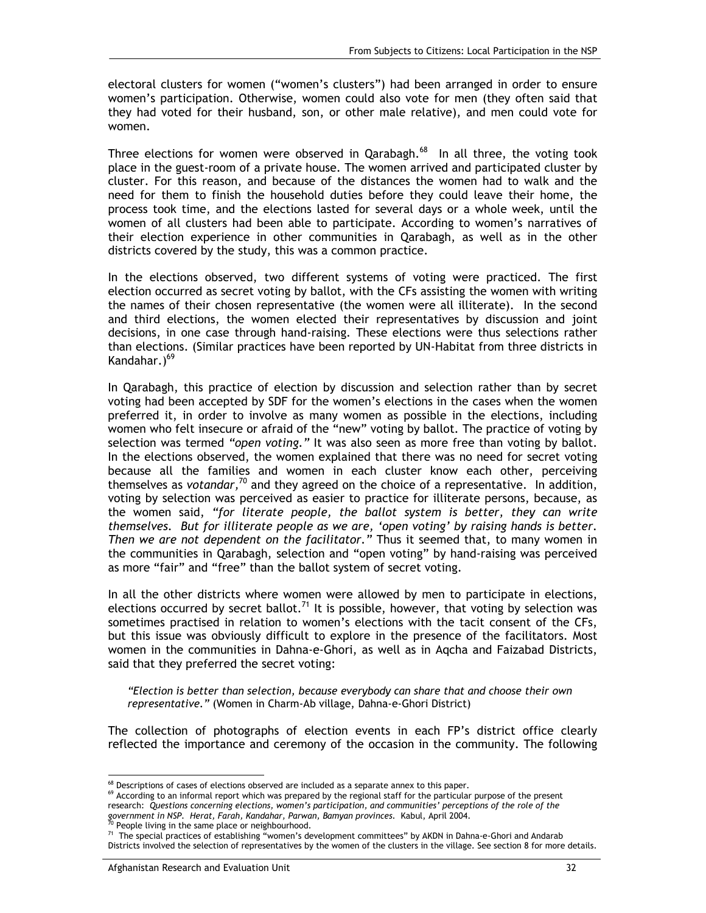electoral clusters for women ("women's clusters") had been arranged in order to ensure women's participation. Otherwise, women could also vote for men (they often said that they had voted for their husband, son, or other male relative), and men could vote for women.

Three elections for women were observed in Qarabagh.[68] In all three, the voting took place in the guest-room of a private house. The women arrived and participated cluster by cluster. For this reason, and because of the distances the women had to walk and the need for them to finish the household duties before they could leave their home, the process took time, and the elections lasted for several days or a whole week, until the women of all clusters had been able to participate. According to women's narratives of their election experience in other communities in Qarabagh, as well as in the other districts covered by the study, this was a common practice.

In the elections observed, two different systems of voting were practiced. The first election occurred as secret voting by ballot, with the CFs assisting the women with writing the names of their chosen representative (the women were all illiterate). In the second and third elections, the women elected their representatives by discussion and joint decisions, in one case through hand-raising. These elections were thus selections rather than elections. (Similar practices have been reported by UN-Habitat from three districts in Kandahar.)[69]

In Qarabagh, this practice of election by discussion and selection rather than by secret voting had been accepted by SDF for the women's elections in the cases when the women preferred it, in order to involve as many women as possible in the elections, including women who felt insecure or afraid of the "new" voting by ballot. The practice of voting by selection was termed *"open voting."* It was also seen as more free than voting by ballot. In the elections observed, the women explained that there was no need for secret voting because all the families and women in each cluster know each other, perceiving themselves as *votandar,*[70] and they agreed on the choice of a representative. In addition, voting by selection was perceived as easier to practice for illiterate persons, because, as the women said, *"for literate people, the ballot system is better, they can write themselves. But for illiterate people as we are, 'open voting' by raising hands is better. Then we are not dependent on the facilitator."* Thus it seemed that, to many women in the communities in Qarabagh, selection and "open voting" by hand-raising was perceived as more "fair" and "free" than the ballot system of secret voting.

In all the other districts where women were allowed by men to participate in elections, elections occurred by secret ballot.[71] It is possible, however, that voting by selection was sometimes practised in relation to women's elections with the tacit consent of the CFs, but this issue was obviously difficult to explore in the presence of the facilitators. Most women in the communities in Dahna-e-Ghori, as well as in Aqcha and Faizabad Districts, said that they preferred the secret voting:

> *"Election is better than selection, because everybody can share that and choose their own representative."* (Women in Charm-Ab village, Dahna-e-Ghori District)

The collection of photographs of election events in each FP's district office clearly reflected the importance and ceremony of the occasion in the community. The following

---

[68] Descriptions of cases of elections observed are included as a separate annex to this paper.

[69] According to an informal report which was prepared by the regional staff for the particular purpose of the present research: *Questions concerning elections, women's participation, and communities' perceptions of the role of the government in NSP. Herat, Farah, Kandahar, Parwan, Bamyan provinces.* Kabul, April 2004.

[70] People living in the same place or neighbourhood.

[71] The special practices of establishing "women's development committees" by AKDN in Dahna-e-Ghori and Andarab Districts involved the selection of representatives by the women of the clusters in the village. See section 8 for more details.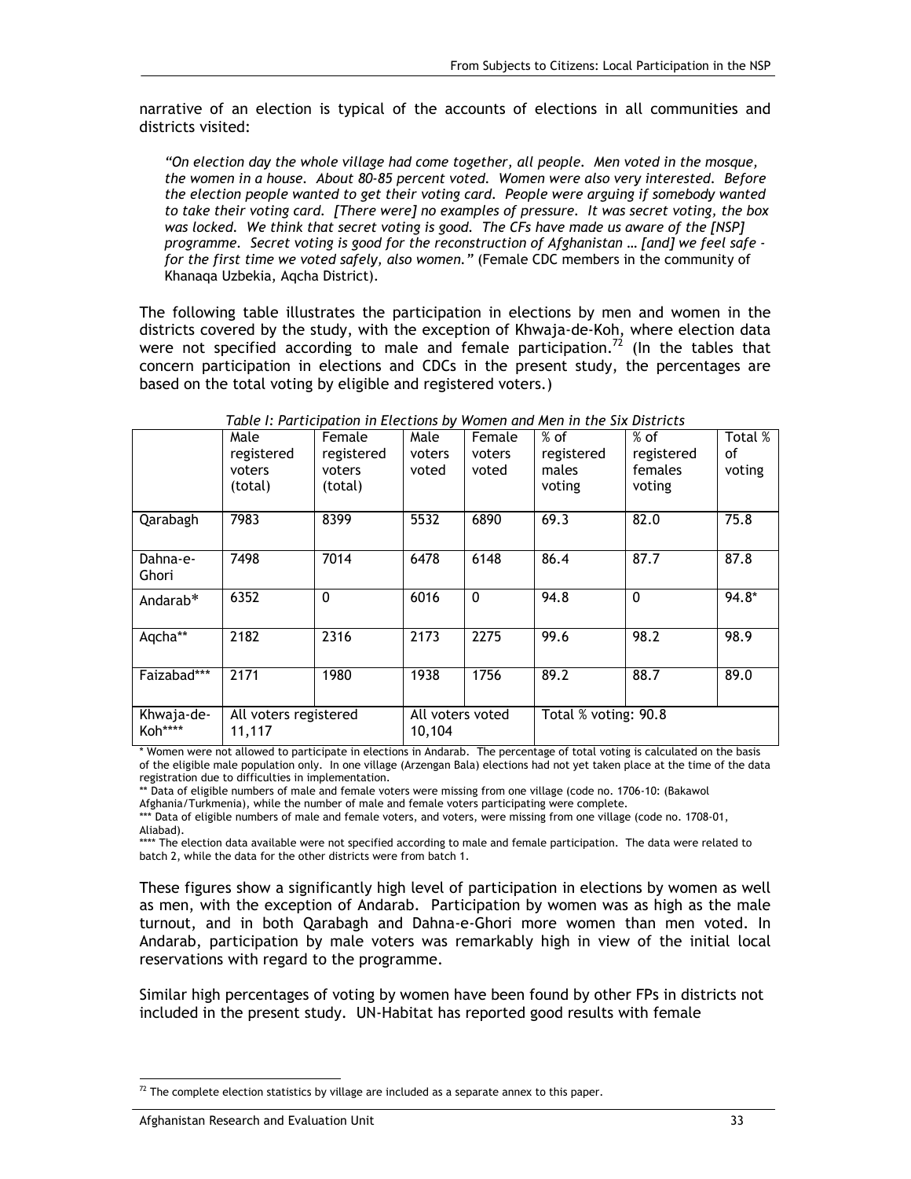narrative of an election is typical of the accounts of elections in all communities and districts visited:

> *"On election day the whole village had come together, all people. Men voted in the mosque, the women in a house. About 80-85 percent voted. Women were also very interested. Before the election people wanted to get their voting card. People were arguing if somebody wanted to take their voting card. [There were] no examples of pressure. It was secret voting, the box was locked. We think that secret voting is good. The CFs have made us aware of the [NSP] programme. Secret voting is good for the reconstruction of Afghanistan … [and] we feel safe - for the first time we voted safely, also women."* (Female CDC members in the community of Khanaqa Uzbekia, Aqcha District).

The following table illustrates the participation in elections by men and women in the districts covered by the study, with the exception of Khwaja-de-Koh, where election data were not specified according to male and female participation.[72] (In the tables that concern participation in elections and CDCs in the present study, the percentages are based on the total voting by eligible and registered voters.)

*Table I: Participation in Elections by Women and Men in the Six Districts*

| | Male registered voters (total) | Female registered voters (total) | Male voters voted | Female voters voted | % of registered males voting | % of registered females voting | Total % of voting |
|---|---|---|---|---|---|---|---|
| Qarabagh | 7983 | 8399 | 5532 | 6890 | 69.3 | 82.0 | 75.8 |
| Dahna-e-Ghori | 7498 | 7014 | 6478 | 6148 | 86.4 | 87.7 | 87.8 |
| Andarab* | 6352 | 0 | 6016 | 0 | 94.8 | 0 | 94.8* |
| Aqcha** | 2182 | 2316 | 2173 | 2275 | 99.6 | 98.2 | 98.9 |
| Faizabad*** | 2171 | 1980 | 1938 | 1756 | 89.2 | 88.7 | 89.0 |
| Khwaja-de-Koh**** | All voters registered 11,117 | | All voters voted 10,104 | | Total % voting: 90.8 | | |

\* Women were not allowed to participate in elections in Andarab. The percentage of total voting is calculated on the basis of the eligible male population only. In one village (Arzengan Bala) elections had not yet taken place at the time of the data registration due to difficulties in implementation.

** Data of eligible numbers of male and female voters were missing from one village (code no. 1706-10: (Bakawol Afghania/Turkmenia), while the number of male and female voters participating were complete.

*** Data of eligible numbers of male and female voters, and voters, were missing from one village (code no. 1708-01, Aliabad).

**** The election data available were not specified according to male and female participation. The data were related to batch 2, while the data for the other districts were from batch 1.

These figures show a significantly high level of participation in elections by women as well as men, with the exception of Andarab. Participation by women was as high as the male turnout, and in both Qarabagh and Dahna-e-Ghori more women than men voted. In Andarab, participation by male voters was remarkably high in view of the initial local reservations with regard to the programme.

Similar high percentages of voting by women have been found by other FPs in districts not included in the present study. UN-Habitat has reported good results with female

[72] The complete election statistics by village are included as a separate annex to this paper.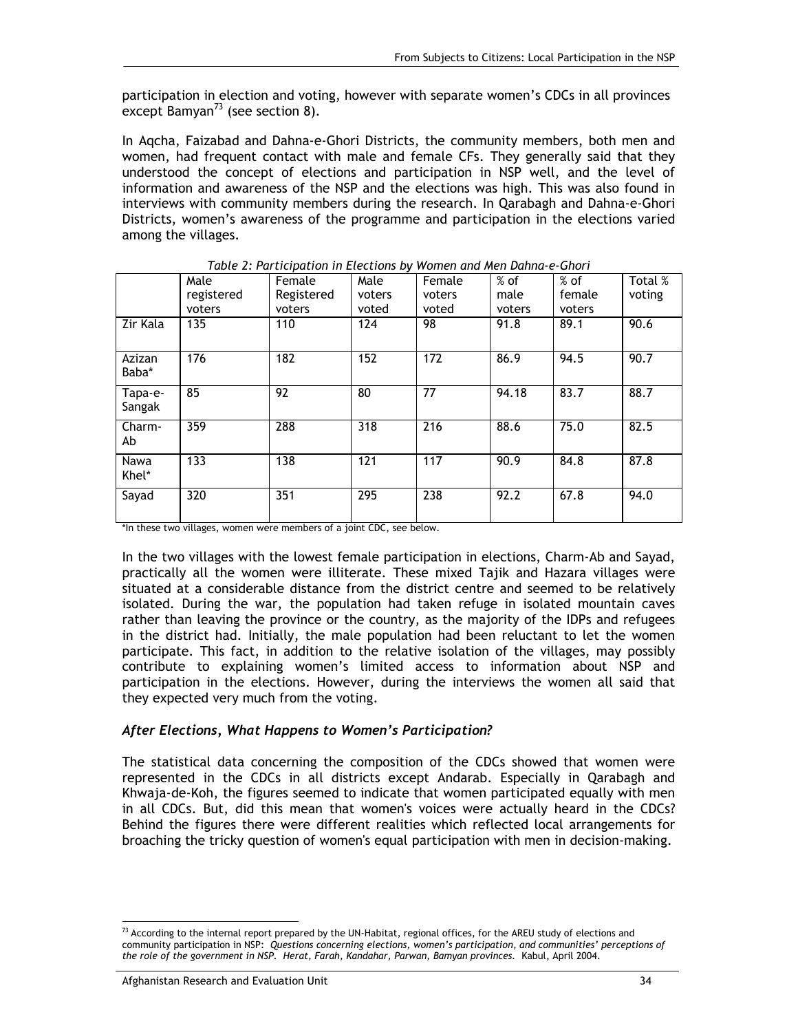participation in election and voting, however with separate women's CDCs in all provinces except Bamyan[73] (see section 8).

In Aqcha, Faizabad and Dahna-e-Ghori Districts, the community members, both men and women, had frequent contact with male and female CFs. They generally said that they understood the concept of elections and participation in NSP well, and the level of information and awareness of the NSP and the elections was high. This was also found in interviews with community members during the research. In Qarabagh and Dahna-e-Ghori Districts, women's awareness of the programme and participation in the elections varied among the villages.

*Table 2: Participation in Elections by Women and Men Dahna-e-Ghori*

| | Male registered voters | Female Registered voters | Male voters voted | Female voters voted | % of male voters | % of female voters | Total % voting |
|---|---|---|---|---|---|---|---|
| Zir Kala | 135 | 110 | 124 | 98 | 91.8 | 89.1 | 90.6 |
| Azizan Baba* | 176 | 182 | 152 | 172 | 86.9 | 94.5 | 90.7 |
| Tapa-e-Sangak | 85 | 92 | 80 | 77 | 94.18 | 83.7 | 88.7 |
| Charm-Ab | 359 | 288 | 318 | 216 | 88.6 | 75.0 | 82.5 |
| Nawa Khel* | 133 | 138 | 121 | 117 | 90.9 | 84.8 | 87.8 |
| Sayad | 320 | 351 | 295 | 238 | 92.2 | 67.8 | 94.0 |

*In these two villages, women were members of a joint CDC, see below.

In the two villages with the lowest female participation in elections, Charm-Ab and Sayad, practically all the women were illiterate. These mixed Tajik and Hazara villages were situated at a considerable distance from the district centre and seemed to be relatively isolated. During the war, the population had taken refuge in isolated mountain caves rather than leaving the province or the country, as the majority of the IDPs and refugees in the district had. Initially, the male population had been reluctant to let the women participate. This fact, in addition to the relative isolation of the villages, may possibly contribute to explaining women's limited access to information about NSP and participation in the elections. However, during the interviews the women all said that they expected very much from the voting.

### *After Elections, What Happens to Women's Participation?*

The statistical data concerning the composition of the CDCs showed that women were represented in the CDCs in all districts except Andarab. Especially in Qarabagh and Khwaja-de-Koh, the figures seemed to indicate that women participated equally with men in all CDCs. But, did this mean that women's voices were actually heard in the CDCs? Behind the figures there were different realities which reflected local arrangements for broaching the tricky question of women's equal participation with men in decision-making.

[73] According to the internal report prepared by the UN-Habitat, regional offices, for the AREU study of elections and community participation in NSP: *Questions concerning elections, women's participation, and communities' perceptions of the role of the government in NSP. Herat, Farah, Kandahar, Parwan, Bamyan provinces.* Kabul, April 2004.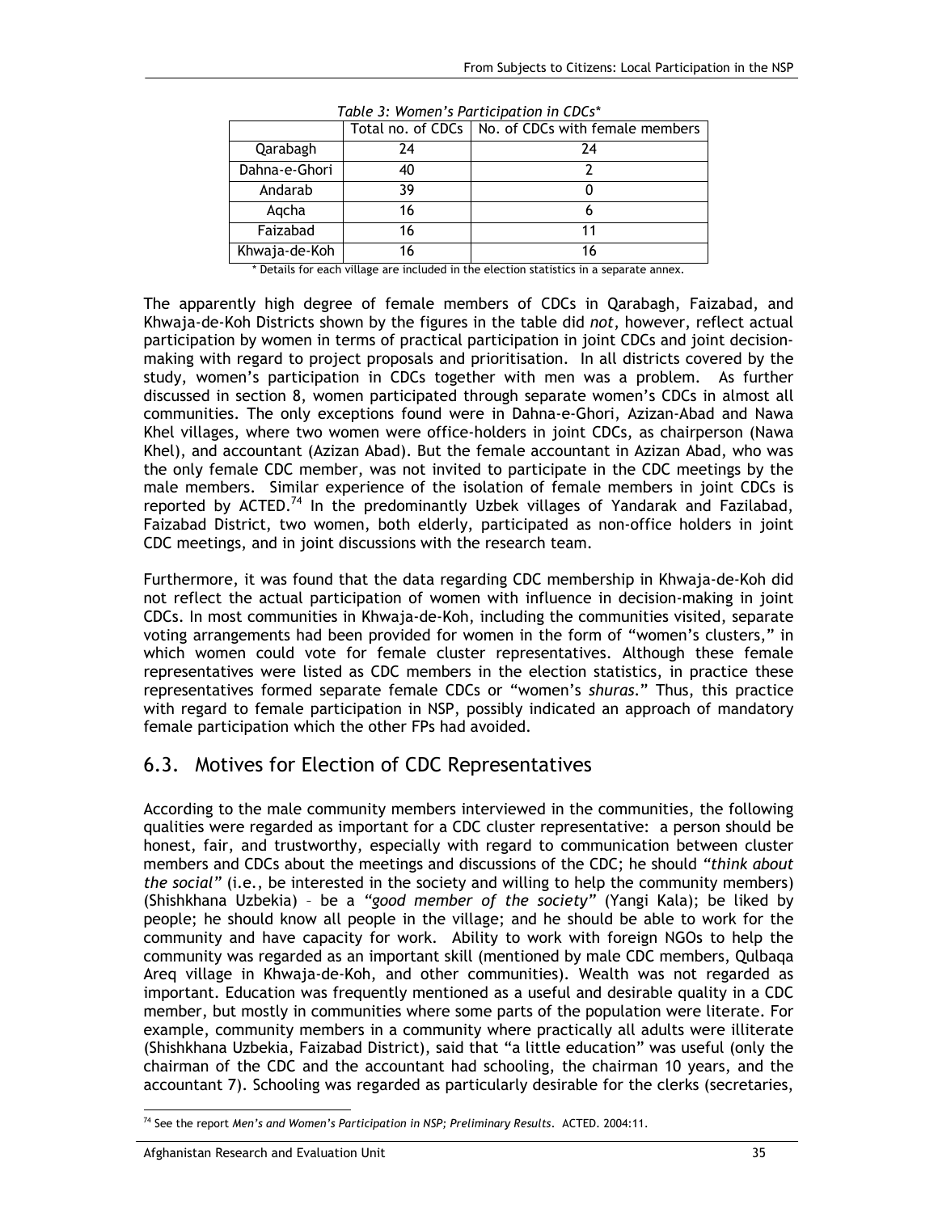*Table 3: Women's Participation in CDCs**

| | Total no. of CDCs | No. of CDCs with female members |
|---|---|---|
| Qarabagh | 24 | 24 |
| Dahna-e-Ghori | 40 | 2 |
| Andarab | 39 | 0 |
| Aqcha | 16 | 6 |
| Faizabad | 16 | 11 |
| Khwaja-de-Koh | 16 | 16 |

\* Details for each village are included in the election statistics in a separate annex.

The apparently high degree of female members of CDCs in Qarabagh, Faizabad, and Khwaja-de-Koh Districts shown by the figures in the table did *not*, however, reflect actual participation by women in terms of practical participation in joint CDCs and joint decision-making with regard to project proposals and prioritisation. In all districts covered by the study, women's participation in CDCs together with men was a problem. As further discussed in section 8, women participated through separate women's CDCs in almost all communities. The only exceptions found were in Dahna-e-Ghori, Azizan-Abad and Nawa Khel villages, where two women were office-holders in joint CDCs, as chairperson (Nawa Khel), and accountant (Azizan Abad). But the female accountant in Azizan Abad, who was the only female CDC member, was not invited to participate in the CDC meetings by the male members. Similar experience of the isolation of female members in joint CDCs is reported by ACTED.[74] In the predominantly Uzbek villages of Yandarak and Fazilabad, Faizabad District, two women, both elderly, participated as non-office holders in joint CDC meetings, and in joint discussions with the research team.

Furthermore, it was found that the data regarding CDC membership in Khwaja-de-Koh did not reflect the actual participation of women with influence in decision-making in joint CDCs. In most communities in Khwaja-de-Koh, including the communities visited, separate voting arrangements had been provided for women in the form of "women's clusters," in which women could vote for female cluster representatives. Although these female representatives were listed as CDC members in the election statistics, in practice these representatives formed separate female CDCs or "women's *shuras*." Thus, this practice with regard to female participation in NSP, possibly indicated an approach of mandatory female participation which the other FPs had avoided.

## 6.3. Motives for Election of CDC Representatives

According to the male community members interviewed in the communities, the following qualities were regarded as important for a CDC cluster representative: a person should be honest, fair, and trustworthy, especially with regard to communication between cluster members and CDCs about the meetings and discussions of the CDC; he should *"think about the social"* (i.e., be interested in the society and willing to help the community members) (Shishkhana Uzbekia) – be a *"good member of the society"* (Yangi Kala); be liked by people; he should know all people in the village; and he should be able to work for the community and have capacity for work. Ability to work with foreign NGOs to help the community was regarded as an important skill (mentioned by male CDC members, Qulbaqa Areq village in Khwaja-de-Koh, and other communities). Wealth was not regarded as important. Education was frequently mentioned as a useful and desirable quality in a CDC member, but mostly in communities where some parts of the population were literate. For example, community members in a community where practically all adults were illiterate (Shishkhana Uzbekia, Faizabad District), said that "a little education" was useful (only the chairman of the CDC and the accountant had schooling, the chairman 10 years, and the accountant 7). Schooling was regarded as particularly desirable for the clerks (secretaries,

[74] See the report *Men's and Women's Participation in NSP; Preliminary Results*. ACTED. 2004:11.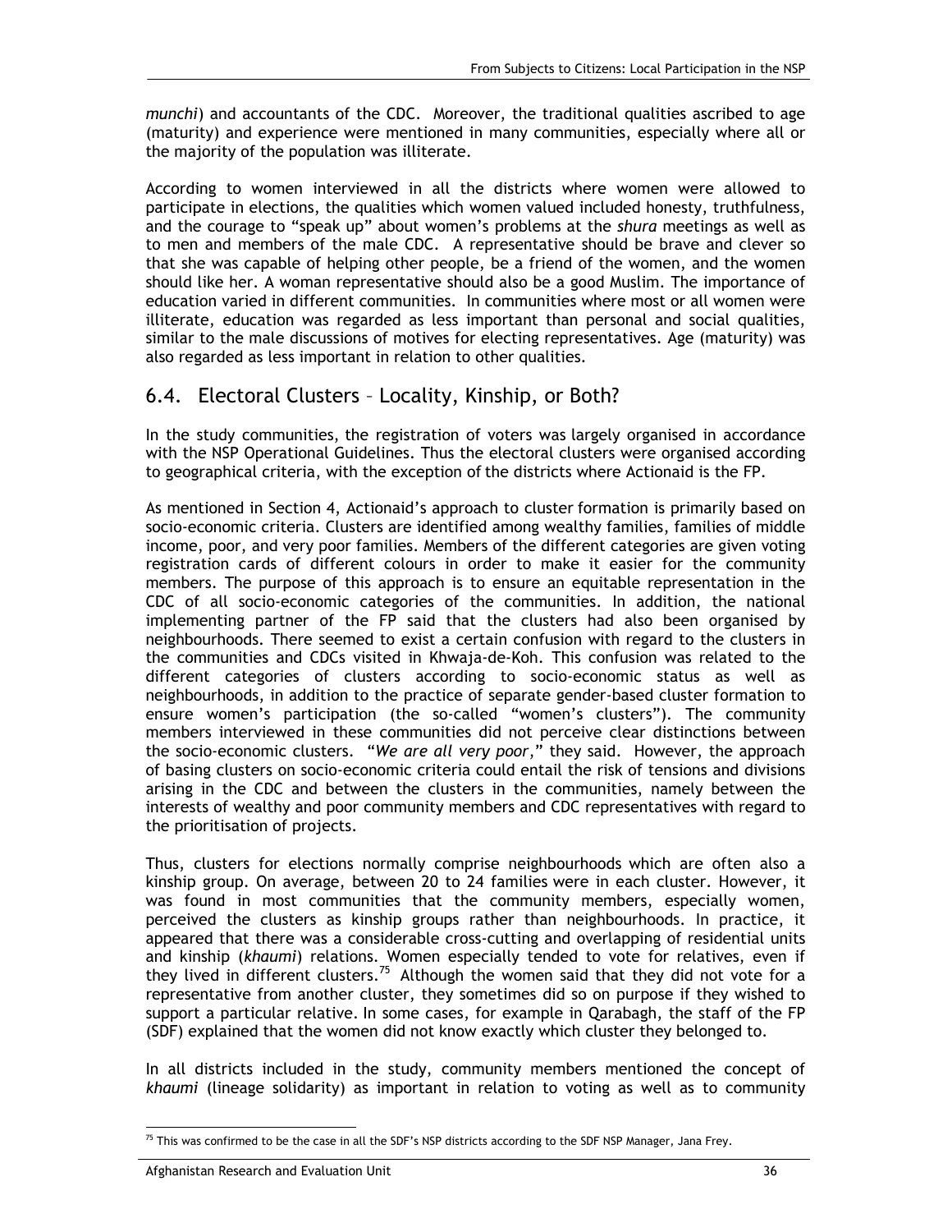*munchi*) and accountants of the CDC. Moreover, the traditional qualities ascribed to age (maturity) and experience were mentioned in many communities, especially where all or the majority of the population was illiterate.

According to women interviewed in all the districts where women were allowed to participate in elections, the qualities which women valued included honesty, truthfulness, and the courage to "speak up" about women's problems at the *shura* meetings as well as to men and members of the male CDC. A representative should be brave and clever so that she was capable of helping other people, be a friend of the women, and the women should like her. A woman representative should also be a good Muslim. The importance of education varied in different communities. In communities where most or all women were illiterate, education was regarded as less important than personal and social qualities, similar to the male discussions of motives for electing representatives. Age (maturity) was also regarded as less important in relation to other qualities.

## 6.4. Electoral Clusters – Locality, Kinship, or Both?

In the study communities, the registration of voters was largely organised in accordance with the NSP Operational Guidelines. Thus the electoral clusters were organised according to geographical criteria, with the exception of the districts where Actionaid is the FP.

As mentioned in Section 4, Actionaid's approach to cluster formation is primarily based on socio-economic criteria. Clusters are identified among wealthy families, families of middle income, poor, and very poor families. Members of the different categories are given voting registration cards of different colours in order to make it easier for the community members. The purpose of this approach is to ensure an equitable representation in the CDC of all socio-economic categories of the communities. In addition, the national implementing partner of the FP said that the clusters had also been organised by neighbourhoods. There seemed to exist a certain confusion with regard to the clusters in the communities and CDCs visited in Khwaja-de-Koh. This confusion was related to the different categories of clusters according to socio-economic status as well as neighbourhoods, in addition to the practice of separate gender-based cluster formation to ensure women's participation (the so-called "women's clusters"). The community members interviewed in these communities did not perceive clear distinctions between the socio-economic clusters. "*We are all very poor*," they said. However, the approach of basing clusters on socio-economic criteria could entail the risk of tensions and divisions arising in the CDC and between the clusters in the communities, namely between the interests of wealthy and poor community members and CDC representatives with regard to the prioritisation of projects.

Thus, clusters for elections normally comprise neighbourhoods which are often also a kinship group. On average, between 20 to 24 families were in each cluster. However, it was found in most communities that the community members, especially women, perceived the clusters as kinship groups rather than neighbourhoods. In practice, it appeared that there was a considerable cross-cutting and overlapping of residential units and kinship (*khaumi*) relations. Women especially tended to vote for relatives, even if they lived in different clusters.[75] Although the women said that they did not vote for a representative from another cluster, they sometimes did so on purpose if they wished to support a particular relative. In some cases, for example in Qarabagh, the staff of the FP (SDF) explained that the women did not know exactly which cluster they belonged to.

In all districts included in the study, community members mentioned the concept of *khaumi* (lineage solidarity) as important in relation to voting as well as to community

[75] This was confirmed to be the case in all the SDF's NSP districts according to the SDF NSP Manager, Jana Frey.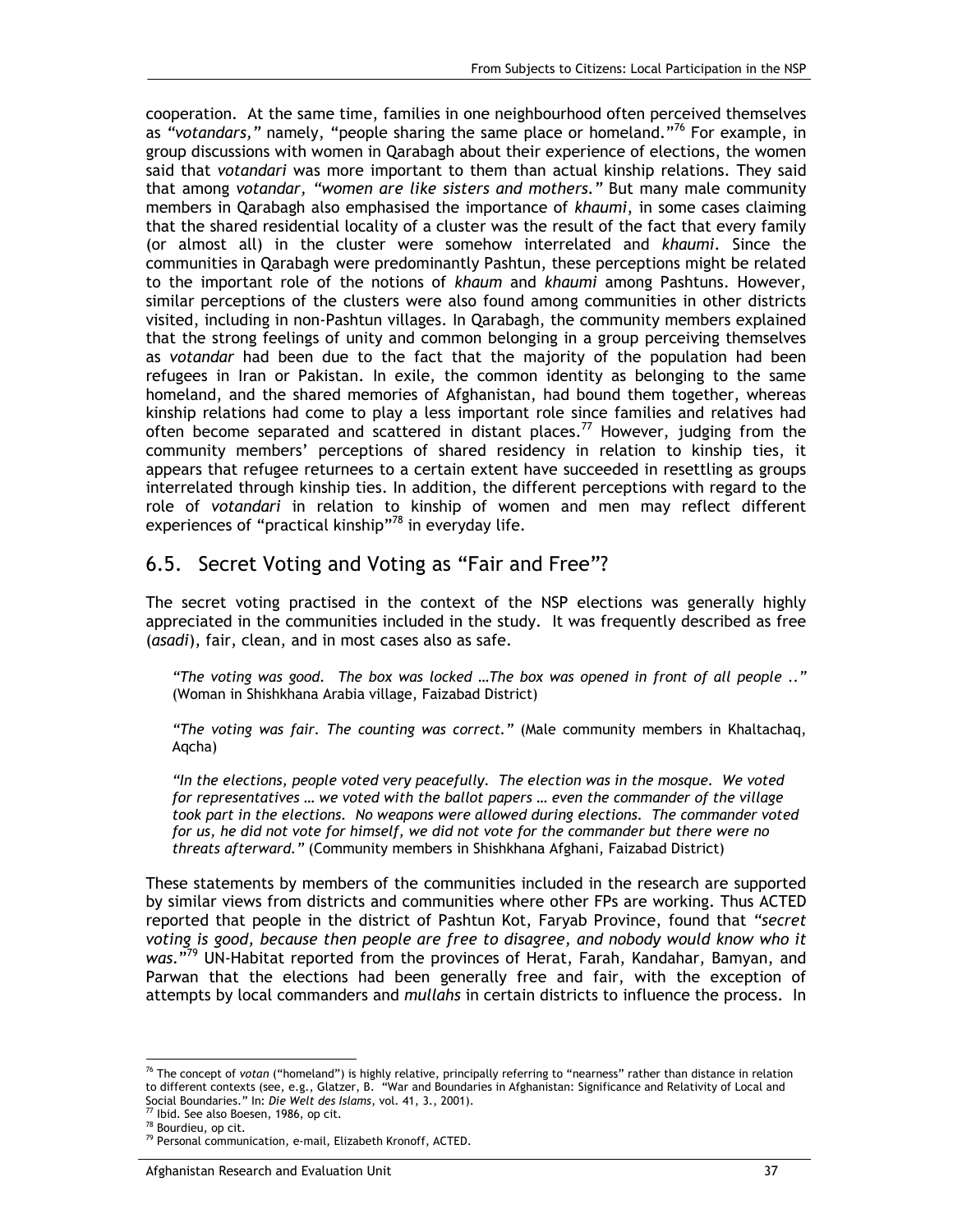cooperation. At the same time, families in one neighbourhood often perceived themselves as *"votandars,"* namely, "people sharing the same place or homeland."[76] For example, in group discussions with women in Qarabagh about their experience of elections, the women said that *votandari* was more important to them than actual kinship relations. They said that among *votandar, "women are like sisters and mothers."* But many male community members in Qarabagh also emphasised the importance of *khaumi*, in some cases claiming that the shared residential locality of a cluster was the result of the fact that every family (or almost all) in the cluster were somehow interrelated and *khaumi*. Since the communities in Qarabagh were predominantly Pashtun, these perceptions might be related to the important role of the notions of *khaum* and *khaumi* among Pashtuns. However, similar perceptions of the clusters were also found among communities in other districts visited, including in non-Pashtun villages. In Qarabagh, the community members explained that the strong feelings of unity and common belonging in a group perceiving themselves as *votandar* had been due to the fact that the majority of the population had been refugees in Iran or Pakistan. In exile, the common identity as belonging to the same homeland, and the shared memories of Afghanistan, had bound them together, whereas kinship relations had come to play a less important role since families and relatives had often become separated and scattered in distant places.[77] However, judging from the community members' perceptions of shared residency in relation to kinship ties, it appears that refugee returnees to a certain extent have succeeded in resettling as groups interrelated through kinship ties. In addition, the different perceptions with regard to the role of *votandari* in relation to kinship of women and men may reflect different experiences of "practical kinship"[78] in everyday life.

## 6.5. Secret Voting and Voting as "Fair and Free"?

The secret voting practised in the context of the NSP elections was generally highly appreciated in the communities included in the study. It was frequently described as free (*asadi*), fair, clean, and in most cases also as safe.

> *"The voting was good. The box was locked …The box was opened in front of all people .."* (Woman in Shishkhana Arabia village, Faizabad District)

> *"The voting was fair. The counting was correct."* (Male community members in Khaltachaq, Aqcha)

> *"In the elections, people voted very peacefully. The election was in the mosque. We voted for representatives … we voted with the ballot papers … even the commander of the village took part in the elections. No weapons were allowed during elections. The commander voted for us, he did not vote for himself, we did not vote for the commander but there were no threats afterward."* (Community members in Shishkhana Afghani, Faizabad District)

These statements by members of the communities included in the research are supported by similar views from districts and communities where other FPs are working. Thus ACTED reported that people in the district of Pashtun Kot, Faryab Province, found that *"secret voting is good, because then people are free to disagree, and nobody would know who it was."*[79] UN-Habitat reported from the provinces of Herat, Farah, Kandahar, Bamyan, and Parwan that the elections had been generally free and fair, with the exception of attempts by local commanders and *mullahs* in certain districts to influence the process. In

---

[76] The concept of *votan* ("homeland") is highly relative, principally referring to "nearness" rather than distance in relation to different contexts (see, e.g., Glatzer, B. "War and Boundaries in Afghanistan: Significance and Relativity of Local and Social Boundaries." In: *Die Welt des Islams*, vol. 41, 3., 2001).

[77] Ibid. See also Boesen, 1986, op cit.

[78] Bourdieu, op cit.

[79] Personal communication, e-mail, Elizabeth Kronoff, ACTED.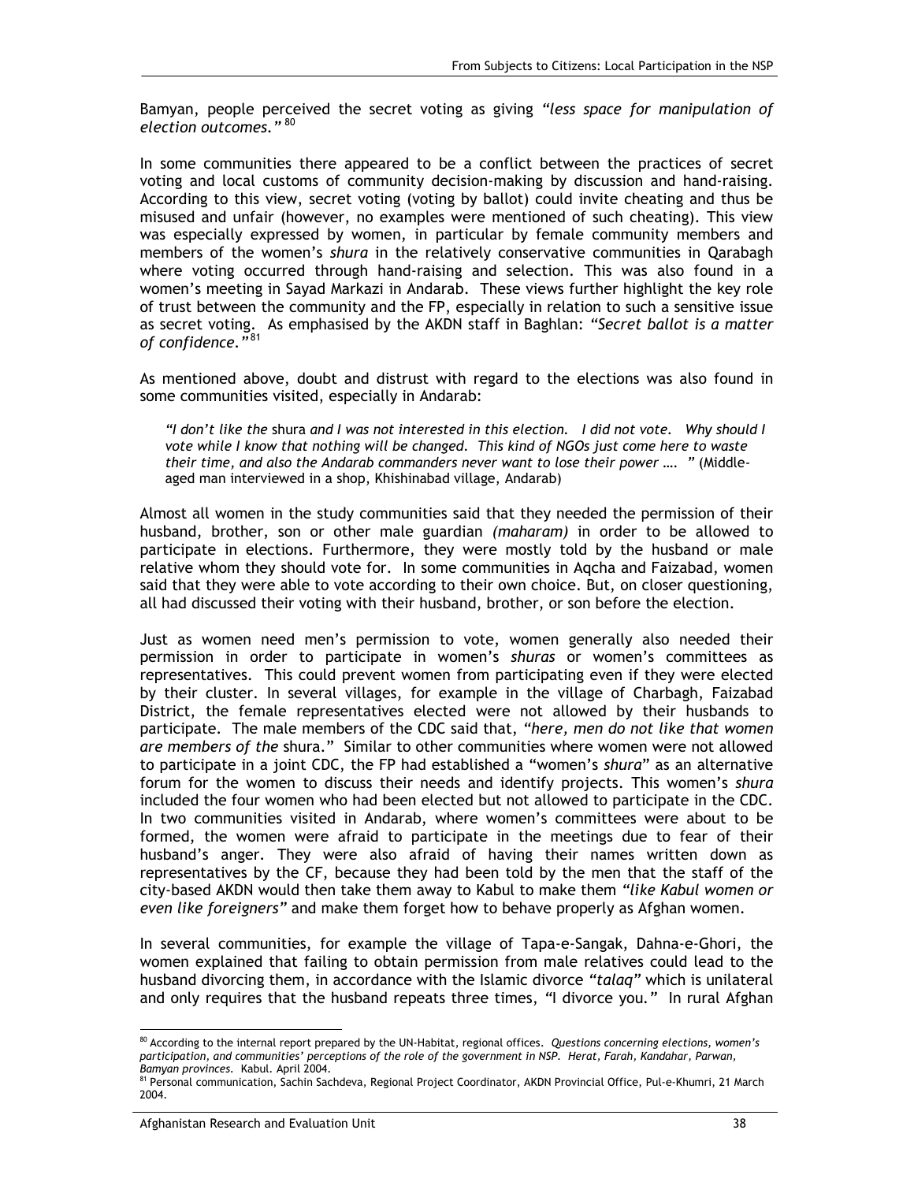Bamyan, people perceived the secret voting as giving *"less space for manipulation of election outcomes."* [80]

In some communities there appeared to be a conflict between the practices of secret voting and local customs of community decision-making by discussion and hand-raising. According to this view, secret voting (voting by ballot) could invite cheating and thus be misused and unfair (however, no examples were mentioned of such cheating). This view was especially expressed by women, in particular by female community members and members of the women's *shura* in the relatively conservative communities in Qarabagh where voting occurred through hand-raising and selection. This was also found in a women's meeting in Sayad Markazi in Andarab. These views further highlight the key role of trust between the community and the FP, especially in relation to such a sensitive issue as secret voting. As emphasised by the AKDN staff in Baghlan: *"Secret ballot is a matter of confidence."* [81]

As mentioned above, doubt and distrust with regard to the elections was also found in some communities visited, especially in Andarab:

> *"I don't like the* shura *and I was not interested in this election. I did not vote. Why should I vote while I know that nothing will be changed. This kind of NGOs just come here to waste their time, and also the Andarab commanders never want to lose their power …. "* (Middle-aged man interviewed in a shop, Khishinabad village, Andarab)

Almost all women in the study communities said that they needed the permission of their husband, brother, son or other male guardian *(maharam)* in order to be allowed to participate in elections. Furthermore, they were mostly told by the husband or male relative whom they should vote for. In some communities in Aqcha and Faizabad, women said that they were able to vote according to their own choice. But, on closer questioning, all had discussed their voting with their husband, brother, or son before the election.

Just as women need men's permission to vote, women generally also needed their permission in order to participate in women's *shuras* or women's committees as representatives. This could prevent women from participating even if they were elected by their cluster. In several villages, for example in the village of Charbagh, Faizabad District, the female representatives elected were not allowed by their husbands to participate. The male members of the CDC said that, *"here, men do not like that women are members of the* shura." Similar to other communities where women were not allowed to participate in a joint CDC, the FP had established a "women's *shura*" as an alternative forum for the women to discuss their needs and identify projects. This women's *shura* included the four women who had been elected but not allowed to participate in the CDC. In two communities visited in Andarab, where women's committees were about to be formed, the women were afraid to participate in the meetings due to fear of their husband's anger. They were also afraid of having their names written down as representatives by the CF, because they had been told by the men that the staff of the city-based AKDN would then take them away to Kabul to make them *"like Kabul women or even like foreigners"* and make them forget how to behave properly as Afghan women.

In several communities, for example the village of Tapa-e-Sangak, Dahna-e-Ghori, the women explained that failing to obtain permission from male relatives could lead to the husband divorcing them, in accordance with the Islamic divorce *"talaq"* which is unilateral and only requires that the husband repeats three times, "I divorce you." In rural Afghan

---

[80] According to the internal report prepared by the UN-Habitat, regional offices. *Questions concerning elections, women's participation, and communities' perceptions of the role of the government in NSP. Herat, Farah, Kandahar, Parwan, Bamyan provinces.* Kabul. April 2004.

[81] Personal communication, Sachin Sachdeva, Regional Project Coordinator, AKDN Provincial Office, Pul-e-Khumri, 21 March 2004.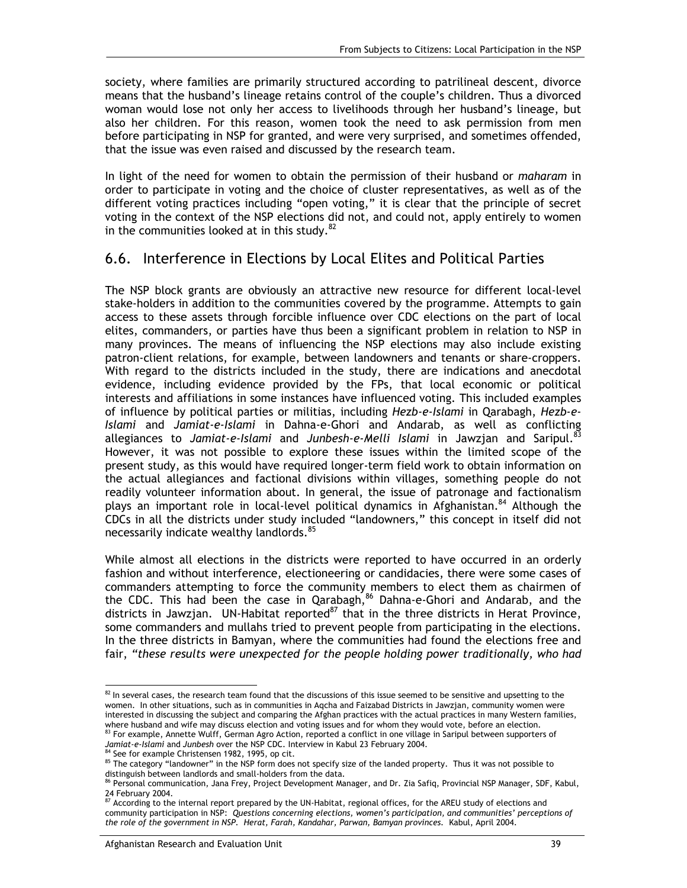society, where families are primarily structured according to patrilineal descent, divorce means that the husband's lineage retains control of the couple's children. Thus a divorced woman would lose not only her access to livelihoods through her husband's lineage, but also her children. For this reason, women took the need to ask permission from men before participating in NSP for granted, and were very surprised, and sometimes offended, that the issue was even raised and discussed by the research team.

In light of the need for women to obtain the permission of their husband or *maharam* in order to participate in voting and the choice of cluster representatives, as well as of the different voting practices including "open voting," it is clear that the principle of secret voting in the context of the NSP elections did not, and could not, apply entirely to women in the communities looked at in this study.[82]

## 6.6. Interference in Elections by Local Elites and Political Parties

The NSP block grants are obviously an attractive new resource for different local-level stake-holders in addition to the communities covered by the programme. Attempts to gain access to these assets through forcible influence over CDC elections on the part of local elites, commanders, or parties have thus been a significant problem in relation to NSP in many provinces. The means of influencing the NSP elections may also include existing patron-client relations, for example, between landowners and tenants or share-croppers. With regard to the districts included in the study, there are indications and anecdotal evidence, including evidence provided by the FPs, that local economic or political interests and affiliations in some instances have influenced voting. This included examples of influence by political parties or militias, including *Hezb-e-Islami* in Qarabagh, *Hezb-e-Islami* and *Jamiat-e-Islami* in Dahna-e-Ghori and Andarab, as well as conflicting allegiances to *Jamiat-e-Islami* and *Junbesh-e-Melli Islami* in Jawzjan and Saripul.[83] However, it was not possible to explore these issues within the limited scope of the present study, as this would have required longer-term field work to obtain information on the actual allegiances and factional divisions within villages, something people do not readily volunteer information about. In general, the issue of patronage and factionalism plays an important role in local-level political dynamics in Afghanistan.[84] Although the CDCs in all the districts under study included "landowners," this concept in itself did not necessarily indicate wealthy landlords.[85]

While almost all elections in the districts were reported to have occurred in an orderly fashion and without interference, electioneering or candidacies, there were some cases of commanders attempting to force the community members to elect them as chairmen of the CDC. This had been the case in Qarabagh,[86] Dahna-e-Ghori and Andarab, and the districts in Jawzjan. UN-Habitat reported[87] that in the three districts in Herat Province, some commanders and mullahs tried to prevent people from participating in the elections. In the three districts in Bamyan, where the communities had found the elections free and fair, *"these results were unexpected for the people holding power traditionally, who had*

---

[82] In several cases, the research team found that the discussions of this issue seemed to be sensitive and upsetting to the women. In other situations, such as in communities in Aqcha and Faizabad Districts in Jawzjan, community women were interested in discussing the subject and comparing the Afghan practices with the actual practices in many Western families, where husband and wife may discuss election and voting issues and for whom they would vote, before an election.

[83] For example, Annette Wulff, German Agro Action, reported a conflict in one village in Saripul between supporters of *Jamiat-e-Islami* and *Junbesh* over the NSP CDC. Interview in Kabul 23 February 2004.

[84] See for example Christensen 1982, 1995, op cit.

[85] The category "landowner" in the NSP form does not specify size of the landed property. Thus it was not possible to distinguish between landlords and small-holders from the data.

[86] Personal communication, Jana Frey, Project Development Manager, and Dr. Zia Safiq, Provincial NSP Manager, SDF, Kabul, 24 February 2004.

[87] According to the internal report prepared by the UN-Habitat, regional offices, for the AREU study of elections and community participation in NSP: *Questions concerning elections, women's participation, and communities' perceptions of the role of the government in NSP. Herat, Farah, Kandahar, Parwan, Bamyan provinces.* Kabul, April 2004.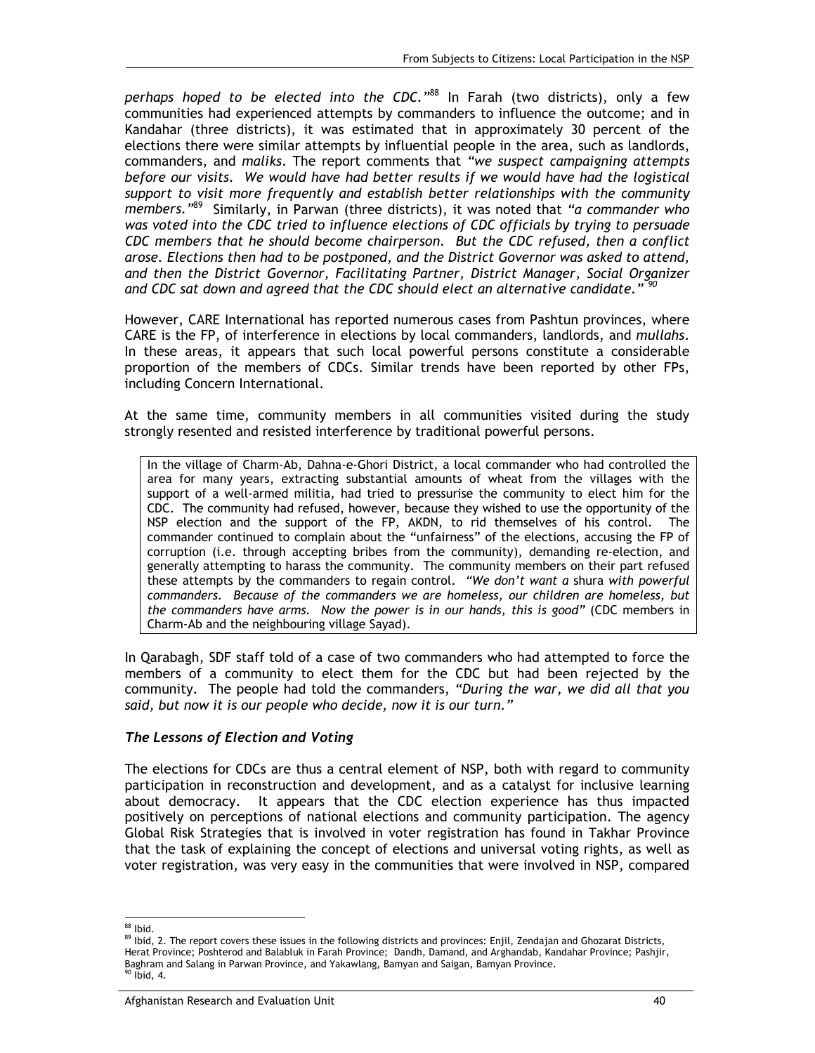*perhaps hoped to be elected into the CDC."*[88] In Farah (two districts), only a few communities had experienced attempts by commanders to influence the outcome; and in Kandahar (three districts), it was estimated that in approximately 30 percent of the elections there were similar attempts by influential people in the area, such as landlords, commanders, and *maliks*. The report comments that *"we suspect campaigning attempts before our visits. We would have had better results if we would have had the logistical support to visit more frequently and establish better relationships with the community members."*[89] Similarly, in Parwan (three districts), it was noted that *"a commander who was voted into the CDC tried to influence elections of CDC officials by trying to persuade CDC members that he should become chairperson. But the CDC refused, then a conflict arose. Elections then had to be postponed, and the District Governor was asked to attend, and then the District Governor, Facilitating Partner, District Manager, Social Organizer and CDC sat down and agreed that the CDC should elect an alternative candidate."* [90]

However, CARE International has reported numerous cases from Pashtun provinces, where CARE is the FP, of interference in elections by local commanders, landlords, and *mullahs*. In these areas, it appears that such local powerful persons constitute a considerable proportion of the members of CDCs. Similar trends have been reported by other FPs, including Concern International.

At the same time, community members in all communities visited during the study strongly resented and resisted interference by traditional powerful persons.

> In the village of Charm-Ab, Dahna-e-Ghori District, a local commander who had controlled the area for many years, extracting substantial amounts of wheat from the villages with the support of a well-armed militia, had tried to pressurise the community to elect him for the CDC. The community had refused, however, because they wished to use the opportunity of the NSP election and the support of the FP, AKDN, to rid themselves of his control. The commander continued to complain about the "unfairness" of the elections, accusing the FP of corruption (i.e. through accepting bribes from the community), demanding re-election, and generally attempting to harass the community. The community members on their part refused these attempts by the commanders to regain control. *"We don't want a* shura *with powerful commanders. Because of the commanders we are homeless, our children are homeless, but the commanders have arms. Now the power is in our hands, this is good"* (CDC members in Charm-Ab and the neighbouring village Sayad).

In Qarabagh, SDF staff told of a case of two commanders who had attempted to force the members of a community to elect them for the CDC but had been rejected by the community. The people had told the commanders, *"During the war, we did all that you said, but now it is our people who decide, now it is our turn."*

### *The Lessons of Election and Voting*

The elections for CDCs are thus a central element of NSP, both with regard to community participation in reconstruction and development, and as a catalyst for inclusive learning about democracy. It appears that the CDC election experience has thus impacted positively on perceptions of national elections and community participation. The agency Global Risk Strategies that is involved in voter registration has found in Takhar Province that the task of explaining the concept of elections and universal voting rights, as well as voter registration, was very easy in the communities that were involved in NSP, compared

---

[88] Ibid.

[89] Ibid, 2. The report covers these issues in the following districts and provinces: Enjil, Zendajan and Ghozarat Districts, Herat Province; Poshterod and Balabluk in Farah Province; Dandh, Damand, and Arghandab, Kandahar Province; Pashjir, Baghram and Salang in Parwan Province, and Yakawlang, Bamyan and Saigan, Bamyan Province.

[90] Ibid, 4.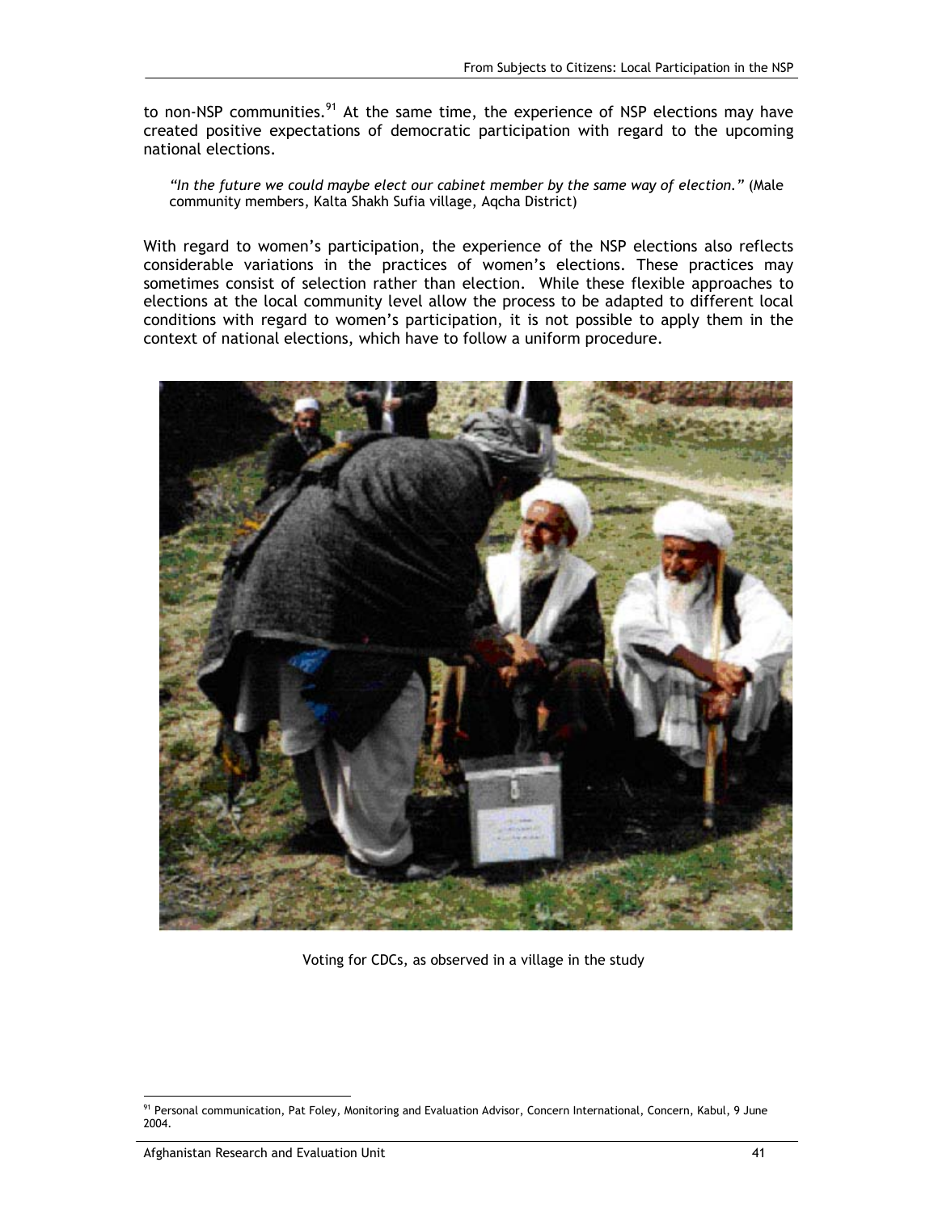to non-NSP communities.[91] At the same time, the experience of NSP elections may have created positive expectations of democratic participation with regard to the upcoming national elections.

> *"In the future we could maybe elect our cabinet member by the same way of election."* (Male community members, Kalta Shakh Sufia village, Aqcha District)

With regard to women's participation, the experience of the NSP elections also reflects considerable variations in the practices of women's elections. These practices may sometimes consist of selection rather than election. While these flexible approaches to elections at the local community level allow the process to be adapted to different local conditions with regard to women's participation, it is not possible to apply them in the context of national elections, which have to follow a uniform procedure.

Voting for CDCs, as observed in a village in the study

[91] Personal communication, Pat Foley, Monitoring and Evaluation Advisor, Concern International, Concern, Kabul, 9 June 2004.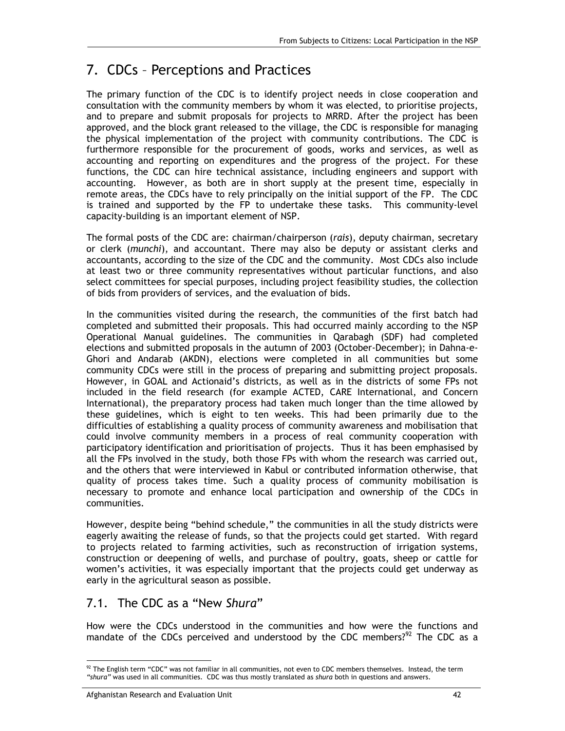# 7. CDCs – Perceptions and Practices

The primary function of the CDC is to identify project needs in close cooperation and consultation with the community members by whom it was elected, to prioritise projects, and to prepare and submit proposals for projects to MRRD. After the project has been approved, and the block grant released to the village, the CDC is responsible for managing the physical implementation of the project with community contributions. The CDC is furthermore responsible for the procurement of goods, works and services, as well as accounting and reporting on expenditures and the progress of the project. For these functions, the CDC can hire technical assistance, including engineers and support with accounting. However, as both are in short supply at the present time, especially in remote areas, the CDCs have to rely principally on the initial support of the FP. The CDC is trained and supported by the FP to undertake these tasks. This community-level capacity-building is an important element of NSP.

The formal posts of the CDC are: chairman/chairperson (*rais*), deputy chairman, secretary or clerk (*munchi*), and accountant. There may also be deputy or assistant clerks and accountants, according to the size of the CDC and the community. Most CDCs also include at least two or three community representatives without particular functions, and also select committees for special purposes, including project feasibility studies, the collection of bids from providers of services, and the evaluation of bids.

In the communities visited during the research, the communities of the first batch had completed and submitted their proposals. This had occurred mainly according to the NSP Operational Manual guidelines. The communities in Qarabagh (SDF) had completed elections and submitted proposals in the autumn of 2003 (October-December); in Dahna-e-Ghori and Andarab (AKDN), elections were completed in all communities but some community CDCs were still in the process of preparing and submitting project proposals. However, in GOAL and Actionaid's districts, as well as in the districts of some FPs not included in the field research (for example ACTED, CARE International, and Concern International), the preparatory process had taken much longer than the time allowed by these guidelines, which is eight to ten weeks. This had been primarily due to the difficulties of establishing a quality process of community awareness and mobilisation that could involve community members in a process of real community cooperation with participatory identification and prioritisation of projects. Thus it has been emphasised by all the FPs involved in the study, both those FPs with whom the research was carried out, and the others that were interviewed in Kabul or contributed information otherwise, that quality of process takes time. Such a quality process of community mobilisation is necessary to promote and enhance local participation and ownership of the CDCs in communities.

However, despite being "behind schedule," the communities in all the study districts were eagerly awaiting the release of funds, so that the projects could get started. With regard to projects related to farming activities, such as reconstruction of irrigation systems, construction or deepening of wells, and purchase of poultry, goats, sheep or cattle for women's activities, it was especially important that the projects could get underway as early in the agricultural season as possible.

## 7.1. The CDC as a "New *Shura*"

How were the CDCs understood in the communities and how were the functions and mandate of the CDCs perceived and understood by the CDC members?[92] The CDC as a

[92] The English term "CDC" was not familiar in all communities, not even to CDC members themselves. Instead, the term *"shura"* was used in all communities. CDC was thus mostly translated as *shura* both in questions and answers.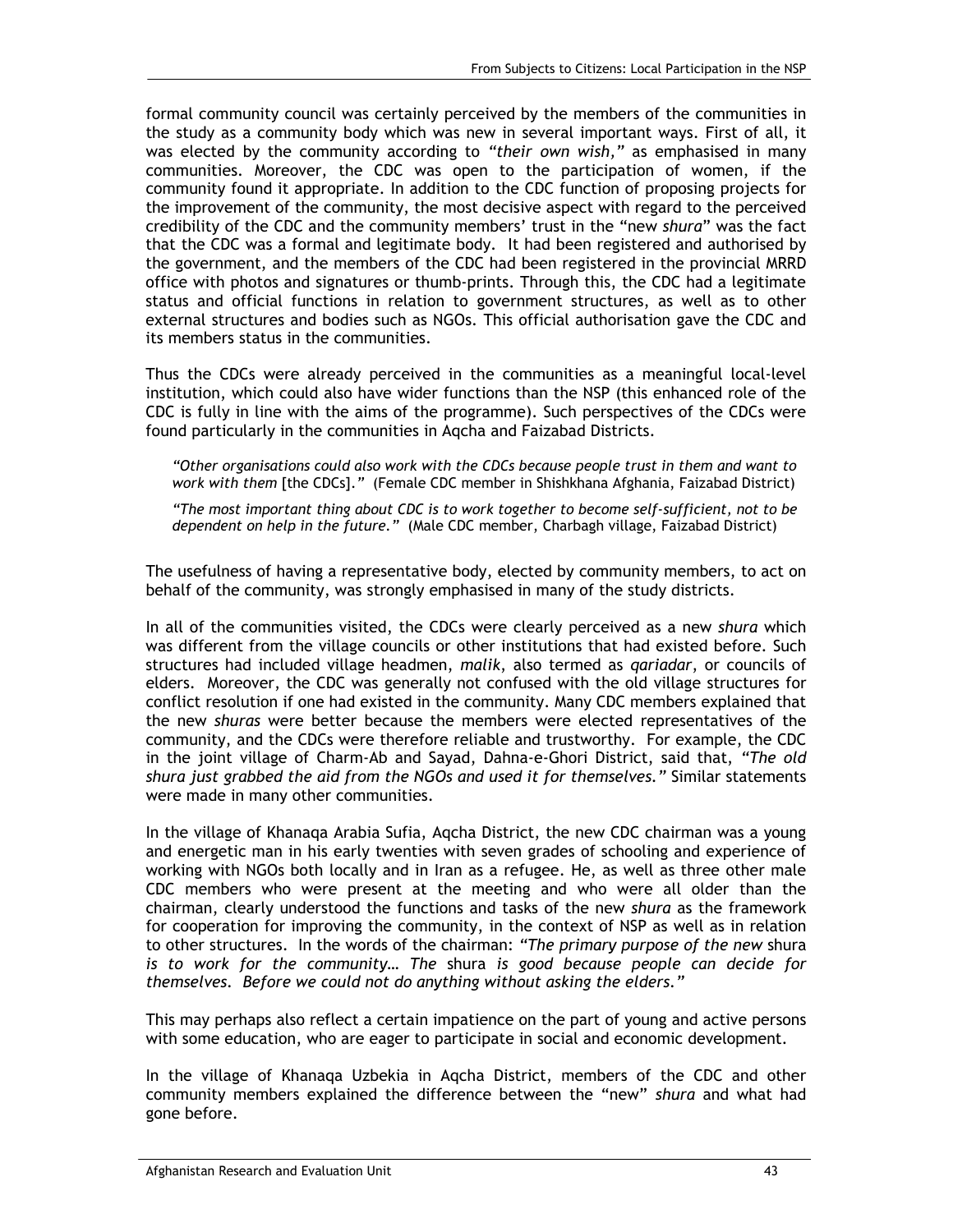formal community council was certainly perceived by the members of the communities in the study as a community body which was new in several important ways. First of all, it was elected by the community according to *"their own wish,"* as emphasised in many communities. Moreover, the CDC was open to the participation of women, if the community found it appropriate. In addition to the CDC function of proposing projects for the improvement of the community, the most decisive aspect with regard to the perceived credibility of the CDC and the community members' trust in the "new *shura*" was the fact that the CDC was a formal and legitimate body. It had been registered and authorised by the government, and the members of the CDC had been registered in the provincial MRRD office with photos and signatures or thumb-prints. Through this, the CDC had a legitimate status and official functions in relation to government structures, as well as to other external structures and bodies such as NGOs. This official authorisation gave the CDC and its members status in the communities.

Thus the CDCs were already perceived in the communities as a meaningful local-level institution, which could also have wider functions than the NSP (this enhanced role of the CDC is fully in line with the aims of the programme). Such perspectives of the CDCs were found particularly in the communities in Aqcha and Faizabad Districts.

> *"Other organisations could also work with the CDCs because people trust in them and want to work with them* [the CDCs]*."* (Female CDC member in Shishkhana Afghania, Faizabad District)
>
> *"The most important thing about CDC is to work together to become self-sufficient, not to be dependent on help in the future."* (Male CDC member, Charbagh village, Faizabad District)

The usefulness of having a representative body, elected by community members, to act on behalf of the community, was strongly emphasised in many of the study districts.

In all of the communities visited, the CDCs were clearly perceived as a new *shura* which was different from the village councils or other institutions that had existed before. Such structures had included village headmen, *malik*, also termed as *qariadar*, or councils of elders. Moreover, the CDC was generally not confused with the old village structures for conflict resolution if one had existed in the community. Many CDC members explained that the new *shuras* were better because the members were elected representatives of the community, and the CDCs were therefore reliable and trustworthy. For example, the CDC in the joint village of Charm-Ab and Sayad, Dahna-e-Ghori District, said that, *"The old shura just grabbed the aid from the NGOs and used it for themselves."* Similar statements were made in many other communities.

In the village of Khanaqa Arabia Sufia, Aqcha District, the new CDC chairman was a young and energetic man in his early twenties with seven grades of schooling and experience of working with NGOs both locally and in Iran as a refugee. He, as well as three other male CDC members who were present at the meeting and who were all older than the chairman, clearly understood the functions and tasks of the new *shura* as the framework for cooperation for improving the community, in the context of NSP as well as in relation to other structures. In the words of the chairman: *"The primary purpose of the new* shura *is to work for the community… The* shura *is good because people can decide for themselves. Before we could not do anything without asking the elders."*

This may perhaps also reflect a certain impatience on the part of young and active persons with some education, who are eager to participate in social and economic development.

In the village of Khanaqa Uzbekia in Aqcha District, members of the CDC and other community members explained the difference between the "new" *shura* and what had gone before.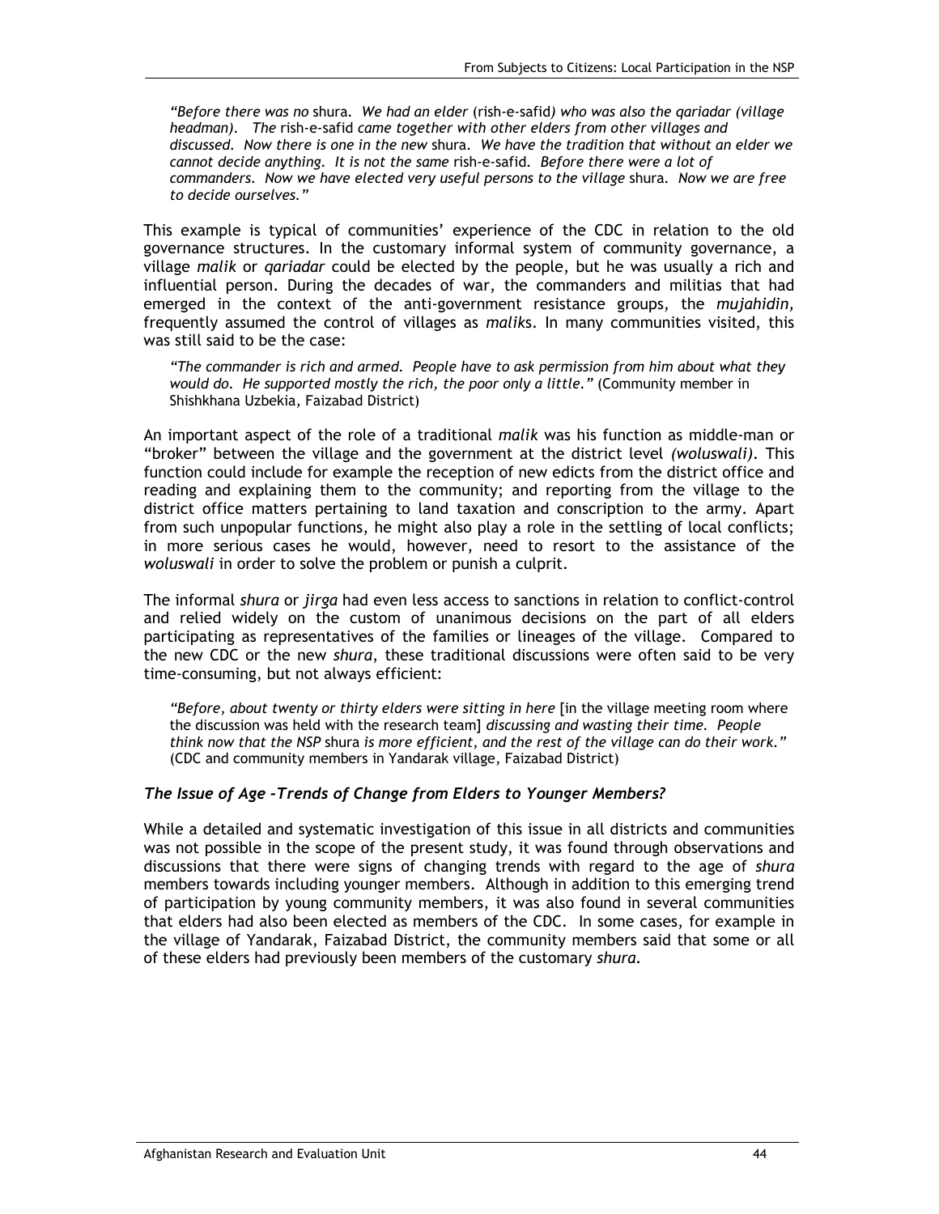> *"Before there was no* shura. *We had an elder* (rish-e-safid*) who was also the qariadar (village headman). The* rish-e-safid *came together with other elders from other villages and discussed. Now there is one in the new* shura. *We have the tradition that without an elder we cannot decide anything. It is not the same* rish-e-safid. *Before there were a lot of commanders. Now we have elected very useful persons to the village* shura. *Now we are free to decide ourselves."*

This example is typical of communities' experience of the CDC in relation to the old governance structures. In the customary informal system of community governance, a village *malik* or *qariadar* could be elected by the people, but he was usually a rich and influential person. During the decades of war, the commanders and militias that had emerged in the context of the anti-government resistance groups, the *mujahidin,* frequently assumed the control of villages as *malik*s. In many communities visited, this was still said to be the case:

> *"The commander is rich and armed. People have to ask permission from him about what they would do. He supported mostly the rich, the poor only a little."* (Community member in Shishkhana Uzbekia, Faizabad District)

An important aspect of the role of a traditional *malik* was his function as middle-man or "broker" between the village and the government at the district level *(woluswali)*. This function could include for example the reception of new edicts from the district office and reading and explaining them to the community; and reporting from the village to the district office matters pertaining to land taxation and conscription to the army. Apart from such unpopular functions, he might also play a role in the settling of local conflicts; in more serious cases he would, however, need to resort to the assistance of the *woluswali* in order to solve the problem or punish a culprit.

The informal *shura* or *jirga* had even less access to sanctions in relation to conflict-control and relied widely on the custom of unanimous decisions on the part of all elders participating as representatives of the families or lineages of the village. Compared to the new CDC or the new *shura*, these traditional discussions were often said to be very time-consuming, but not always efficient:

> *"Before, about twenty or thirty elders were sitting in here* [in the village meeting room where the discussion was held with the research team] *discussing and wasting their time. People think now that the NSP* shura *is more efficient, and the rest of the village can do their work."* (CDC and community members in Yandarak village, Faizabad District)

### *The Issue of Age –Trends of Change from Elders to Younger Members?*

While a detailed and systematic investigation of this issue in all districts and communities was not possible in the scope of the present study, it was found through observations and discussions that there were signs of changing trends with regard to the age of *shura* members towards including younger members. Although in addition to this emerging trend of participation by young community members, it was also found in several communities that elders had also been elected as members of the CDC. In some cases, for example in the village of Yandarak, Faizabad District, the community members said that some or all of these elders had previously been members of the customary *shura.*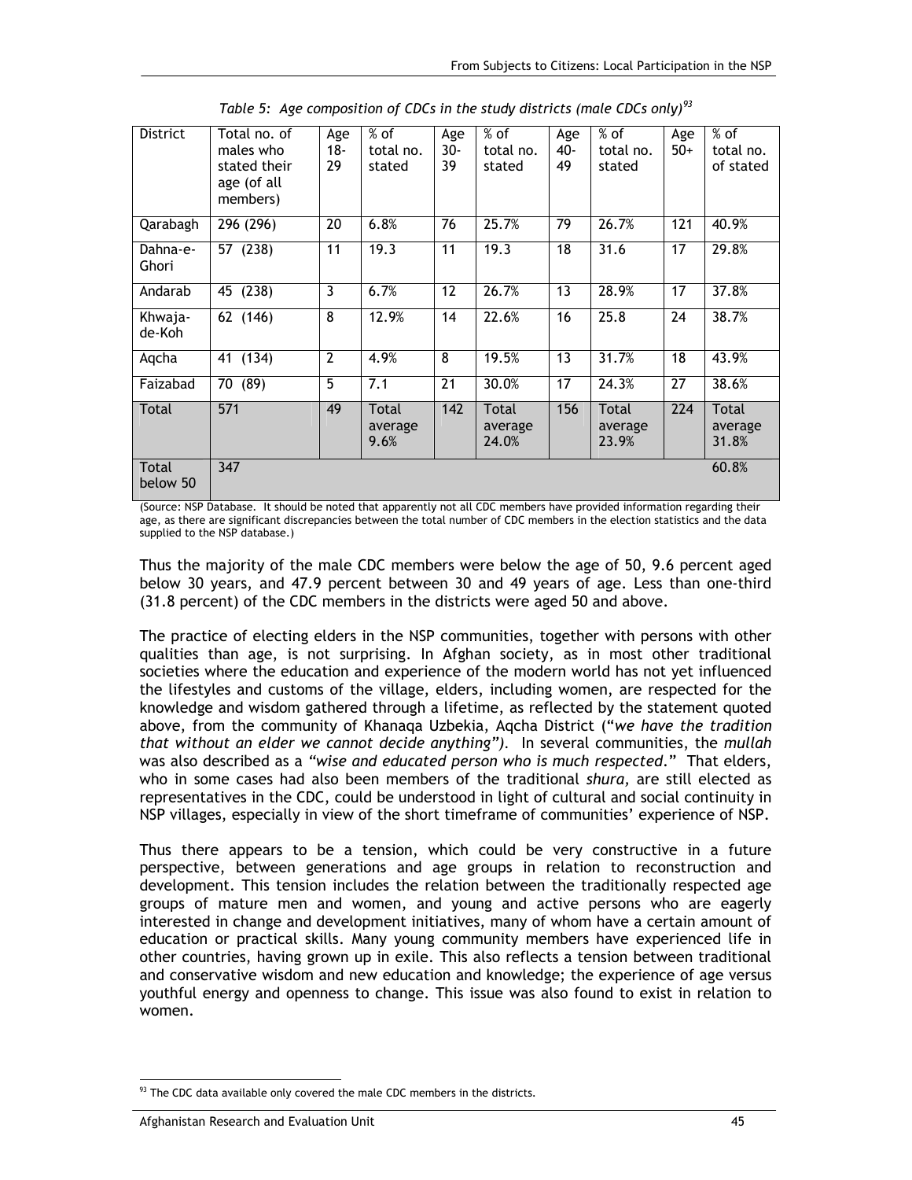*Table 5: Age composition of CDCs in the study districts (male CDCs only)*[93]

| District | Total no. of males who stated their age (of all members) | Age 18-29 | % of total no. stated | Age 30-39 | % of total no. stated | Age 40-49 | % of total no. stated | Age 50+ | % of total no. of stated |
|---|---|---|---|---|---|---|---|---|---|
| Qarabagh | 296 (296) | 20 | 6.8% | 76 | 25.7% | 79 | 26.7% | 121 | 40.9% |
| Dahna-e-Ghori | 57 (238) | 11 | 19.3 | 11 | 19.3 | 18 | 31.6 | 17 | 29.8% |
| Andarab | 45 (238) | 3 | 6.7% | 12 | 26.7% | 13 | 28.9% | 17 | 37.8% |
| Khwaja-de-Koh | 62 (146) | 8 | 12.9% | 14 | 22.6% | 16 | 25.8 | 24 | 38.7% |
| Aqcha | 41 (134) | 2 | 4.9% | 8 | 19.5% | 13 | 31.7% | 18 | 43.9% |
| Faizabad | 70 (89) | 5 | 7.1 | 21 | 30.0% | 17 | 24.3% | 27 | 38.6% |
| Total | 571 | 49 | Total average 9.6% | 142 | Total average 24.0% | 156 | Total average 23.9% | 224 | Total average 31.8% |
| Total below 50 | 347 | | | | | | | | 60.8% |

(Source: NSP Database. It should be noted that apparently not all CDC members have provided information regarding their age, as there are significant discrepancies between the total number of CDC members in the election statistics and the data supplied to the NSP database.)

Thus the majority of the male CDC members were below the age of 50, 9.6 percent aged below 30 years, and 47.9 percent between 30 and 49 years of age. Less than one-third (31.8 percent) of the CDC members in the districts were aged 50 and above.

The practice of electing elders in the NSP communities, together with persons with other qualities than age, is not surprising. In Afghan society, as in most other traditional societies where the education and experience of the modern world has not yet influenced the lifestyles and customs of the village, elders, including women, are respected for the knowledge and wisdom gathered through a lifetime, as reflected by the statement quoted above, from the community of Khanaqa Uzbekia, Aqcha District ("*we have the tradition that without an elder we cannot decide anything")*. In several communities, the *mullah* was also described as a *"wise and educated person who is much respected*." That elders, who in some cases had also been members of the traditional *shura*, are still elected as representatives in the CDC, could be understood in light of cultural and social continuity in NSP villages, especially in view of the short timeframe of communities' experience of NSP.

Thus there appears to be a tension, which could be very constructive in a future perspective, between generations and age groups in relation to reconstruction and development. This tension includes the relation between the traditionally respected age groups of mature men and women, and young and active persons who are eagerly interested in change and development initiatives, many of whom have a certain amount of education or practical skills. Many young community members have experienced life in other countries, having grown up in exile. This also reflects a tension between traditional and conservative wisdom and new education and knowledge; the experience of age versus youthful energy and openness to change. This issue was also found to exist in relation to women.

[93] The CDC data available only covered the male CDC members in the districts.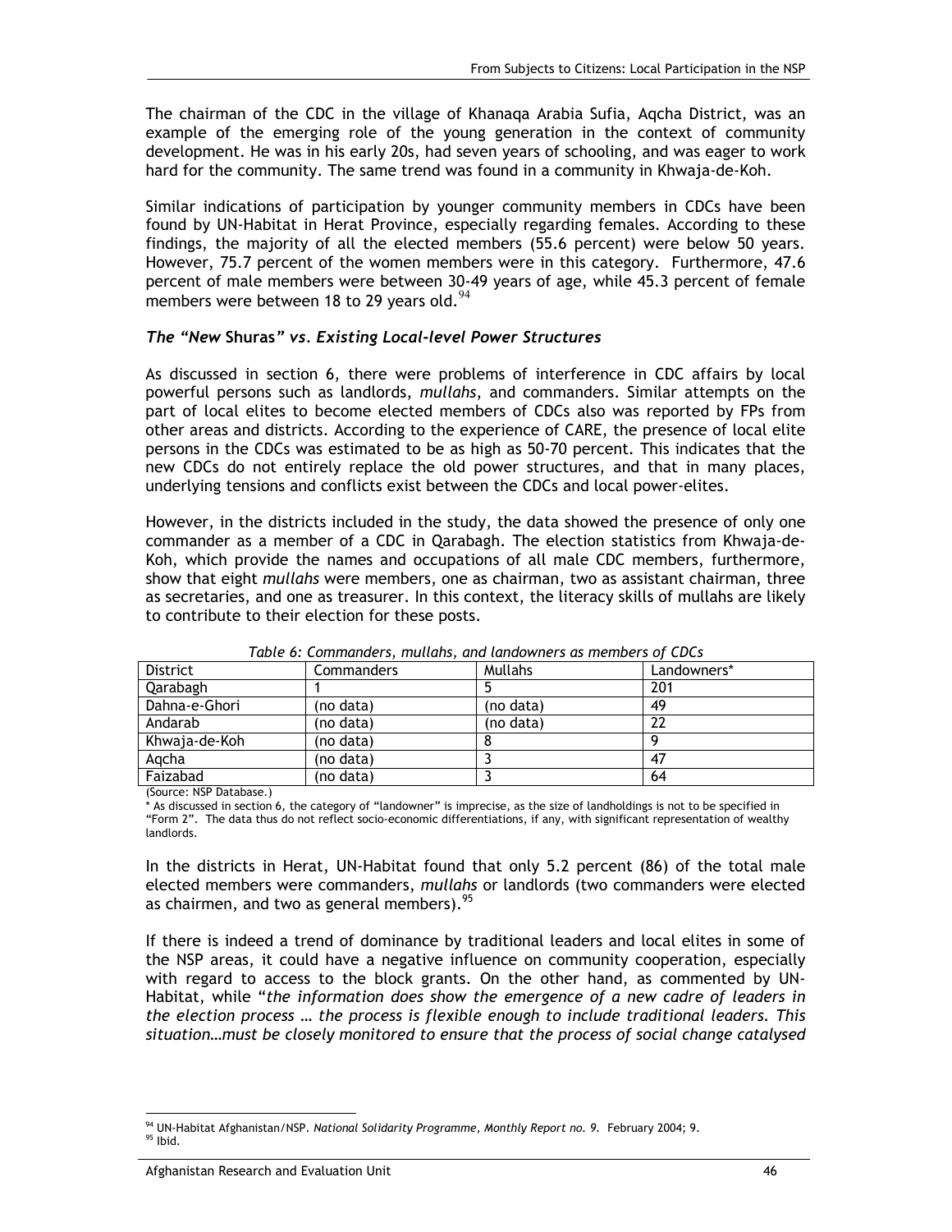The chairman of the CDC in the village of Khanaqa Arabia Sufia, Aqcha District, was an example of the emerging role of the young generation in the context of community development. He was in his early 20s, had seven years of schooling, and was eager to work hard for the community. The same trend was found in a community in Khwaja-de-Koh.

Similar indications of participation by younger community members in CDCs have been found by UN-Habitat in Herat Province, especially regarding females. According to these findings, the majority of all the elected members (55.6 percent) were below 50 years. However, 75.7 percent of the women members were in this category. Furthermore, 47.6 percent of male members were between 30-49 years of age, while 45.3 percent of female members were between 18 to 29 years old.[94]

### *The "New* **Shuras***" vs. Existing Local-level Power Structures*

As discussed in section 6, there were problems of interference in CDC affairs by local powerful persons such as landlords, *mullahs*, and commanders. Similar attempts on the part of local elites to become elected members of CDCs also was reported by FPs from other areas and districts. According to the experience of CARE, the presence of local elite persons in the CDCs was estimated to be as high as 50-70 percent. This indicates that the new CDCs do not entirely replace the old power structures, and that in many places, underlying tensions and conflicts exist between the CDCs and local power-elites.

However, in the districts included in the study, the data showed the presence of only one commander as a member of a CDC in Qarabagh. The election statistics from Khwaja-de-Koh, which provide the names and occupations of all male CDC members, furthermore, show that eight *mullahs* were members, one as chairman, two as assistant chairman, three as secretaries, and one as treasurer. In this context, the literacy skills of mullahs are likely to contribute to their election for these posts.

*Table 6: Commanders, mullahs, and landowners as members of CDCs*

| District | Commanders | Mullahs | Landowners* |
|---|---|---|---|
| Qarabagh | 1 | 5 | 201 |
| Dahna-e-Ghori | (no data) | (no data) | 49 |
| Andarab | (no data) | (no data) | 22 |
| Khwaja-de-Koh | (no data) | 8 | 9 |
| Aqcha | (no data) | 3 | 47 |
| Faizabad | (no data) | 3 | 64 |

(Source: NSP Database.)

* As discussed in section 6, the category of "landowner" is imprecise, as the size of landholdings is not to be specified in "Form 2". The data thus do not reflect socio-economic differentiations, if any, with significant representation of wealthy landlords.

In the districts in Herat, UN-Habitat found that only 5.2 percent (86) of the total male elected members were commanders, *mullahs* or landlords (two commanders were elected as chairmen, and two as general members).[95]

If there is indeed a trend of dominance by traditional leaders and local elites in some of the NSP areas, it could have a negative influence on community cooperation, especially with regard to access to the block grants. On the other hand, as commented by UN-Habitat, while "*the information does show the emergence of a new cadre of leaders in the election process … the process is flexible enough to include traditional leaders. This situation…must be closely monitored to ensure that the process of social change catalysed*

---

[94] UN-Habitat Afghanistan/NSP. *National Solidarity Programme, Monthly Report no. 9.* February 2004; 9.

[95] Ibid.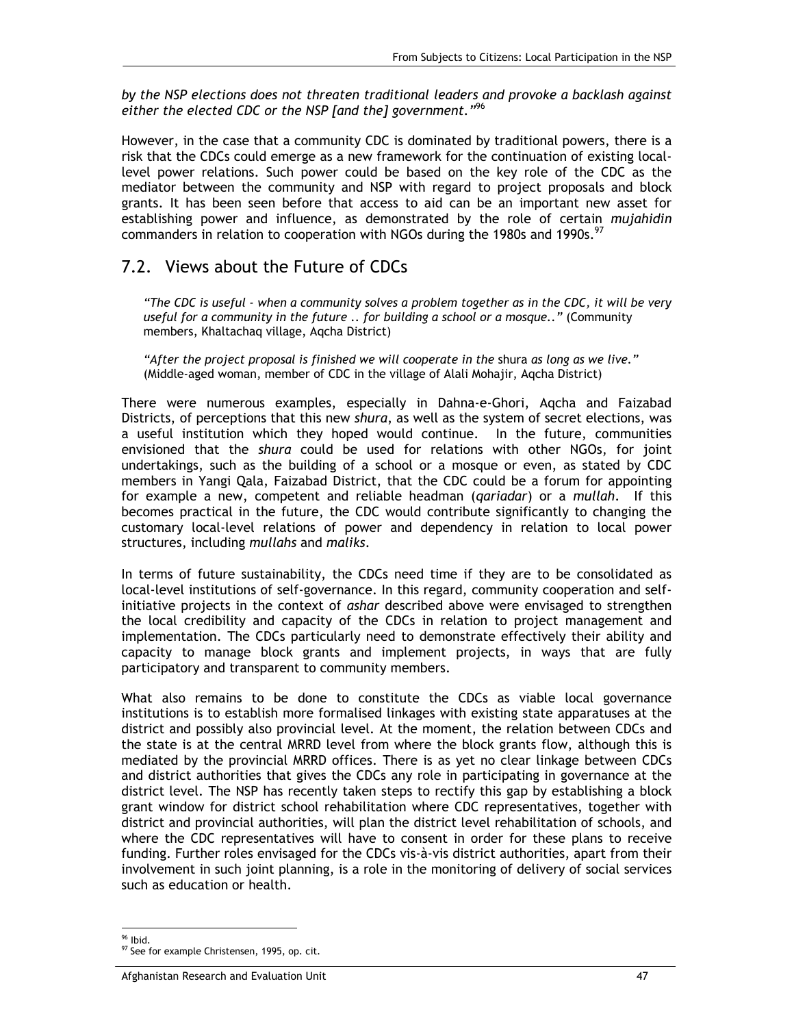*by the NSP elections does not threaten traditional leaders and provoke a backlash against either the elected CDC or the NSP [and the] government."*[96]

However, in the case that a community CDC is dominated by traditional powers, there is a risk that the CDCs could emerge as a new framework for the continuation of existing local-level power relations. Such power could be based on the key role of the CDC as the mediator between the community and NSP with regard to project proposals and block grants. It has been seen before that access to aid can be an important new asset for establishing power and influence, as demonstrated by the role of certain *mujahidin* commanders in relation to cooperation with NGOs during the 1980s and 1990s.[97]

## 7.2. Views about the Future of CDCs

> *"The CDC is useful - when a community solves a problem together as in the CDC, it will be very useful for a community in the future .. for building a school or a mosque.."* (Community members, Khaltachaq village, Aqcha District)

> *"After the project proposal is finished we will cooperate in the* shura *as long as we live."* (Middle-aged woman, member of CDC in the village of Alali Mohajir, Aqcha District)

There were numerous examples, especially in Dahna-e-Ghori, Aqcha and Faizabad Districts, of perceptions that this new *shura*, as well as the system of secret elections, was a useful institution which they hoped would continue. In the future, communities envisioned that the *shura* could be used for relations with other NGOs, for joint undertakings, such as the building of a school or a mosque or even, as stated by CDC members in Yangi Qala, Faizabad District, that the CDC could be a forum for appointing for example a new, competent and reliable headman (*qariadar*) or a *mullah*. If this becomes practical in the future, the CDC would contribute significantly to changing the customary local-level relations of power and dependency in relation to local power structures, including *mullahs* and *maliks*.

In terms of future sustainability, the CDCs need time if they are to be consolidated as local-level institutions of self-governance. In this regard, community cooperation and self-initiative projects in the context of *ashar* described above were envisaged to strengthen the local credibility and capacity of the CDCs in relation to project management and implementation. The CDCs particularly need to demonstrate effectively their ability and capacity to manage block grants and implement projects, in ways that are fully participatory and transparent to community members.

What also remains to be done to constitute the CDCs as viable local governance institutions is to establish more formalised linkages with existing state apparatuses at the district and possibly also provincial level. At the moment, the relation between CDCs and the state is at the central MRRD level from where the block grants flow, although this is mediated by the provincial MRRD offices. There is as yet no clear linkage between CDCs and district authorities that gives the CDCs any role in participating in governance at the district level. The NSP has recently taken steps to rectify this gap by establishing a block grant window for district school rehabilitation where CDC representatives, together with district and provincial authorities, will plan the district level rehabilitation of schools, and where the CDC representatives will have to consent in order for these plans to receive funding. Further roles envisaged for the CDCs vis-à-vis district authorities, apart from their involvement in such joint planning, is a role in the monitoring of delivery of social services such as education or health.

---

[96] Ibid.

[97] See for example Christensen, 1995, op. cit.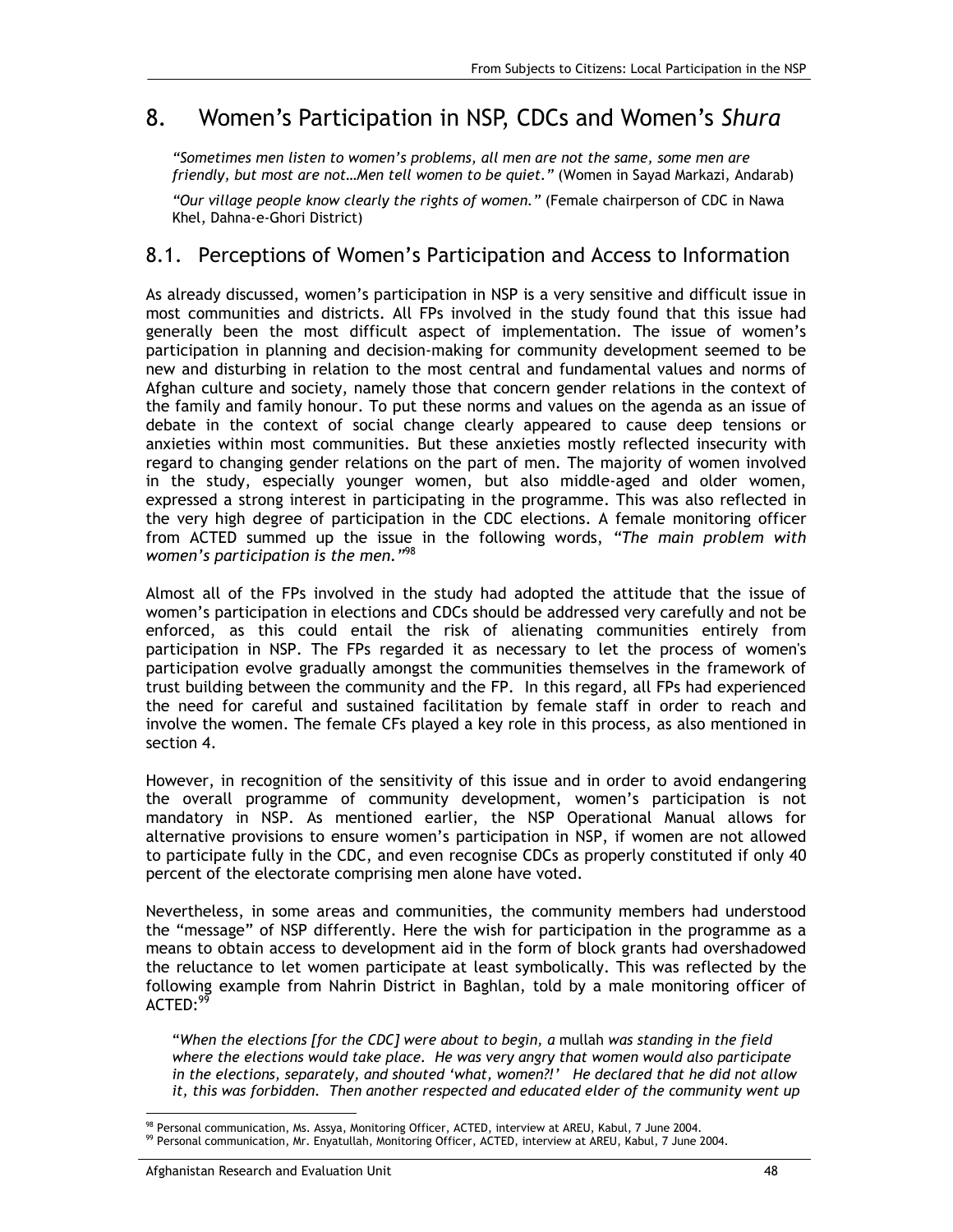# 8. Women's Participation in NSP, CDCs and Women's *Shura*

*"Sometimes men listen to women's problems, all men are not the same, some men are friendly, but most are not…Men tell women to be quiet."* (Women in Sayad Markazi, Andarab)

*"Our village people know clearly the rights of women."* (Female chairperson of CDC in Nawa Khel, Dahna-e-Ghori District)

## 8.1. Perceptions of Women's Participation and Access to Information

As already discussed, women's participation in NSP is a very sensitive and difficult issue in most communities and districts. All FPs involved in the study found that this issue had generally been the most difficult aspect of implementation. The issue of women's participation in planning and decision-making for community development seemed to be new and disturbing in relation to the most central and fundamental values and norms of Afghan culture and society, namely those that concern gender relations in the context of the family and family honour. To put these norms and values on the agenda as an issue of debate in the context of social change clearly appeared to cause deep tensions or anxieties within most communities. But these anxieties mostly reflected insecurity with regard to changing gender relations on the part of men. The majority of women involved in the study, especially younger women, but also middle-aged and older women, expressed a strong interest in participating in the programme. This was also reflected in the very high degree of participation in the CDC elections. A female monitoring officer from ACTED summed up the issue in the following words, *"The main problem with women's participation is the men."*[98]

Almost all of the FPs involved in the study had adopted the attitude that the issue of women's participation in elections and CDCs should be addressed very carefully and not be enforced, as this could entail the risk of alienating communities entirely from participation in NSP. The FPs regarded it as necessary to let the process of women's participation evolve gradually amongst the communities themselves in the framework of trust building between the community and the FP. In this regard, all FPs had experienced the need for careful and sustained facilitation by female staff in order to reach and involve the women. The female CFs played a key role in this process, as also mentioned in section 4.

However, in recognition of the sensitivity of this issue and in order to avoid endangering the overall programme of community development, women's participation is not mandatory in NSP. As mentioned earlier, the NSP Operational Manual allows for alternative provisions to ensure women's participation in NSP, if women are not allowed to participate fully in the CDC, and even recognise CDCs as properly constituted if only 40 percent of the electorate comprising men alone have voted.

Nevertheless, in some areas and communities, the community members had understood the "message" of NSP differently. Here the wish for participation in the programme as a means to obtain access to development aid in the form of block grants had overshadowed the reluctance to let women participate at least symbolically. This was reflected by the following example from Nahrin District in Baghlan, told by a male monitoring officer of ACTED:[99]

"*When the elections [for the CDC] were about to begin, a* mullah *was standing in the field where the elections would take place. He was very angry that women would also participate in the elections, separately, and shouted 'what, women?!' He declared that he did not allow it, this was forbidden. Then another respected and educated elder of the community went up*

[98] Personal communication, Ms. Assya, Monitoring Officer, ACTED, interview at AREU, Kabul, 7 June 2004.

[99] Personal communication, Mr. Enyatullah, Monitoring Officer, ACTED, interview at AREU, Kabul, 7 June 2004.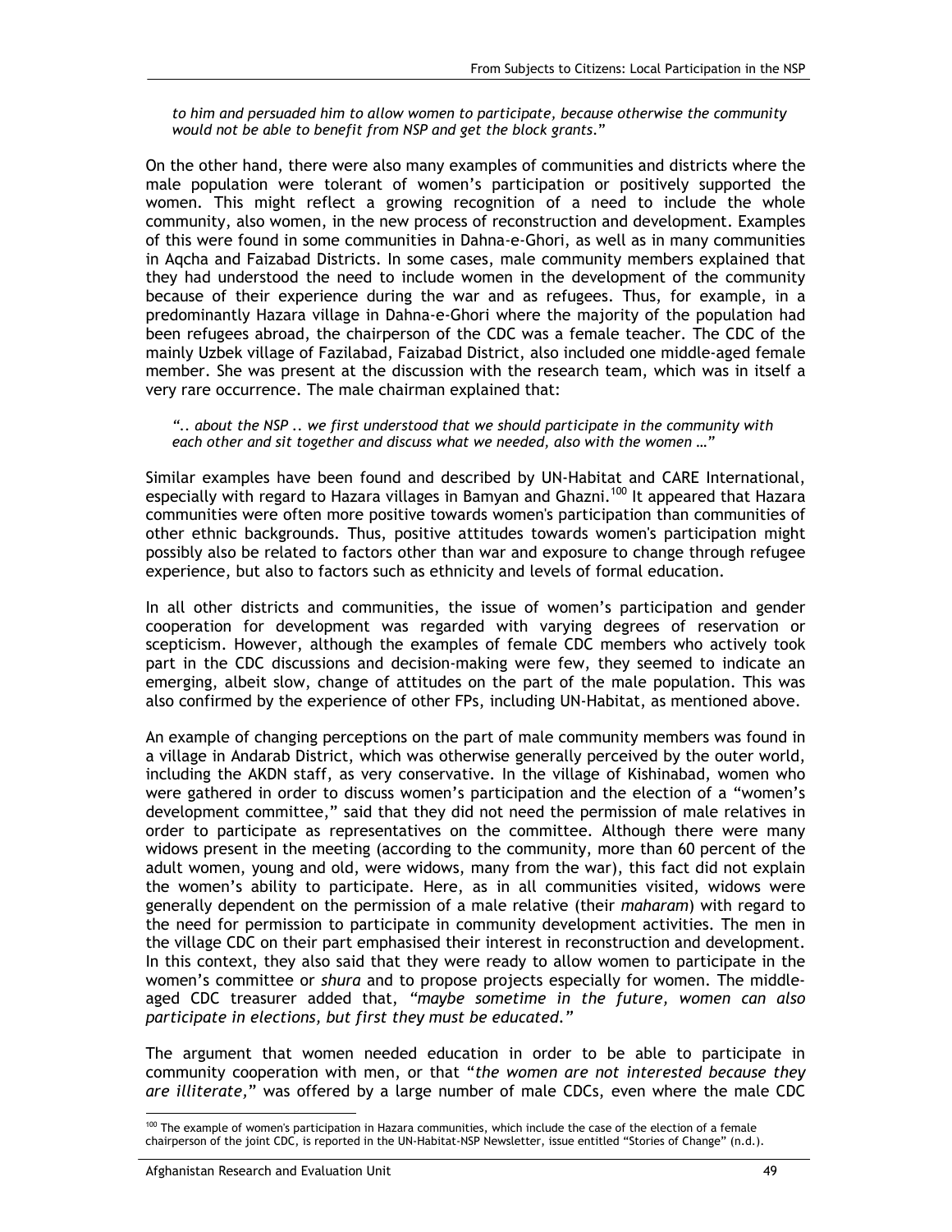*to him and persuaded him to allow women to participate, because otherwise the community would not be able to benefit from NSP and get the block grants.*"

On the other hand, there were also many examples of communities and districts where the male population were tolerant of women's participation or positively supported the women. This might reflect a growing recognition of a need to include the whole community, also women, in the new process of reconstruction and development. Examples of this were found in some communities in Dahna-e-Ghori, as well as in many communities in Aqcha and Faizabad Districts. In some cases, male community members explained that they had understood the need to include women in the development of the community because of their experience during the war and as refugees. Thus, for example, in a predominantly Hazara village in Dahna-e-Ghori where the majority of the population had been refugees abroad, the chairperson of the CDC was a female teacher. The CDC of the mainly Uzbek village of Fazilabad, Faizabad District, also included one middle-aged female member. She was present at the discussion with the research team, which was in itself a very rare occurrence. The male chairman explained that:

*".. about the NSP .. we first understood that we should participate in the community with each other and sit together and discuss what we needed, also with the women …"*

Similar examples have been found and described by UN-Habitat and CARE International, especially with regard to Hazara villages in Bamyan and Ghazni.[100] It appeared that Hazara communities were often more positive towards women's participation than communities of other ethnic backgrounds. Thus, positive attitudes towards women's participation might possibly also be related to factors other than war and exposure to change through refugee experience, but also to factors such as ethnicity and levels of formal education.

In all other districts and communities, the issue of women's participation and gender cooperation for development was regarded with varying degrees of reservation or scepticism. However, although the examples of female CDC members who actively took part in the CDC discussions and decision-making were few, they seemed to indicate an emerging, albeit slow, change of attitudes on the part of the male population. This was also confirmed by the experience of other FPs, including UN-Habitat, as mentioned above.

An example of changing perceptions on the part of male community members was found in a village in Andarab District, which was otherwise generally perceived by the outer world, including the AKDN staff, as very conservative. In the village of Kishinabad, women who were gathered in order to discuss women's participation and the election of a "women's development committee," said that they did not need the permission of male relatives in order to participate as representatives on the committee. Although there were many widows present in the meeting (according to the community, more than 60 percent of the adult women, young and old, were widows, many from the war), this fact did not explain the women's ability to participate. Here, as in all communities visited, widows were generally dependent on the permission of a male relative (their *maharam*) with regard to the need for permission to participate in community development activities. The men in the village CDC on their part emphasised their interest in reconstruction and development. In this context, they also said that they were ready to allow women to participate in the women's committee or *shura* and to propose projects especially for women. The middle-aged CDC treasurer added that, *"maybe sometime in the future, women can also participate in elections, but first they must be educated."*

The argument that women needed education in order to be able to participate in community cooperation with men, or that "*the women are not interested because they are illiterate,*" was offered by a large number of male CDCs, even where the male CDC

---

[100] The example of women's participation in Hazara communities, which include the case of the election of a female chairperson of the joint CDC, is reported in the UN-Habitat-NSP Newsletter, issue entitled "Stories of Change" (n.d.).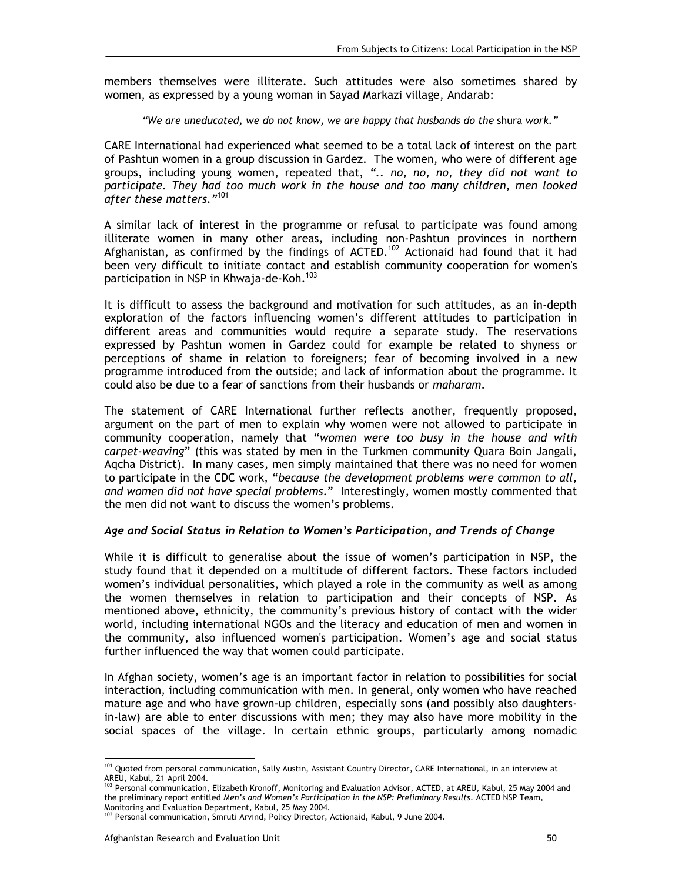members themselves were illiterate. Such attitudes were also sometimes shared by women, as expressed by a young woman in Sayad Markazi village, Andarab:

> *"We are uneducated, we do not know, we are happy that husbands do the* shura *work."*

CARE International had experienced what seemed to be a total lack of interest on the part of Pashtun women in a group discussion in Gardez. The women, who were of different age groups, including young women, repeated that, *".. no, no, no, they did not want to participate. They had too much work in the house and too many children, men looked after these matters."*[101]

A similar lack of interest in the programme or refusal to participate was found among illiterate women in many other areas, including non-Pashtun provinces in northern Afghanistan, as confirmed by the findings of ACTED.[102] Actionaid had found that it had been very difficult to initiate contact and establish community cooperation for women's participation in NSP in Khwaja-de-Koh.[103]

It is difficult to assess the background and motivation for such attitudes, as an in-depth exploration of the factors influencing women's different attitudes to participation in different areas and communities would require a separate study. The reservations expressed by Pashtun women in Gardez could for example be related to shyness or perceptions of shame in relation to foreigners; fear of becoming involved in a new programme introduced from the outside; and lack of information about the programme. It could also be due to a fear of sanctions from their husbands or *maharam*.

The statement of CARE International further reflects another, frequently proposed, argument on the part of men to explain why women were not allowed to participate in community cooperation, namely that "*women were too busy in the house and with carpet-weaving*" (this was stated by men in the Turkmen community Quara Boin Jangali, Aqcha District). In many cases, men simply maintained that there was no need for women to participate in the CDC work, "*because the development problems were common to all, and women did not have special problems*." Interestingly, women mostly commented that the men did not want to discuss the women's problems.

### *Age and Social Status in Relation to Women's Participation, and Trends of Change*

While it is difficult to generalise about the issue of women's participation in NSP, the study found that it depended on a multitude of different factors. These factors included women's individual personalities, which played a role in the community as well as among the women themselves in relation to participation and their concepts of NSP. As mentioned above, ethnicity, the community's previous history of contact with the wider world, including international NGOs and the literacy and education of men and women in the community, also influenced women's participation. Women's age and social status further influenced the way that women could participate.

In Afghan society, women's age is an important factor in relation to possibilities for social interaction, including communication with men. In general, only women who have reached mature age and who have grown-up children, especially sons (and possibly also daughters-in-law) are able to enter discussions with men; they may also have more mobility in the social spaces of the village. In certain ethnic groups, particularly among nomadic

---

[101] Quoted from personal communication, Sally Austin, Assistant Country Director, CARE International, in an interview at AREU, Kabul, 21 April 2004.

[102] Personal communication, Elizabeth Kronoff, Monitoring and Evaluation Advisor, ACTED, at AREU, Kabul, 25 May 2004 and the preliminary report entitled *Men's and Women's Participation in the NSP: Preliminary Results*. ACTED NSP Team, Monitoring and Evaluation Department, Kabul, 25 May 2004.

[103] Personal communication, Smruti Arvind, Policy Director, Actionaid, Kabul, 9 June 2004.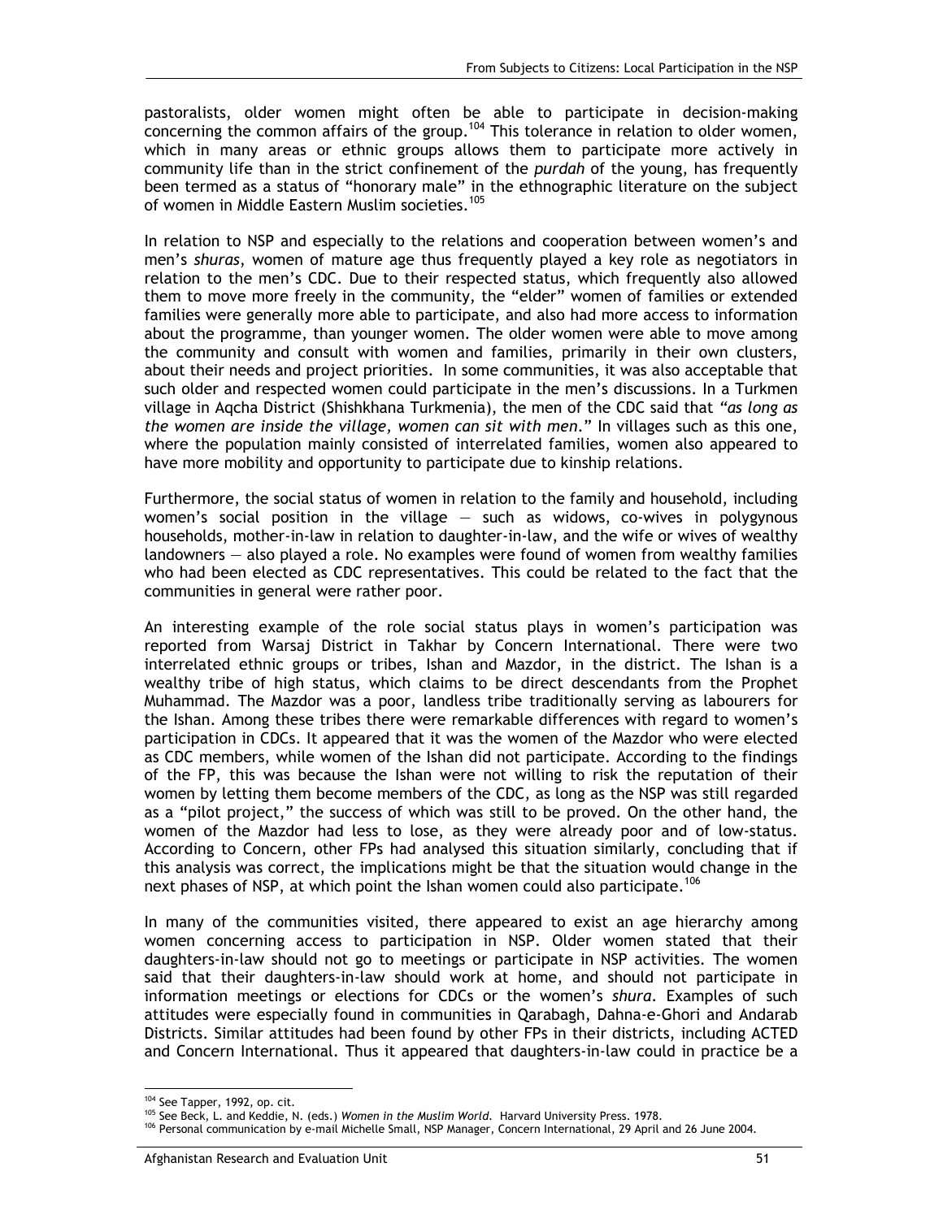pastoralists, older women might often be able to participate in decision-making concerning the common affairs of the group.[104] This tolerance in relation to older women, which in many areas or ethnic groups allows them to participate more actively in community life than in the strict confinement of the *purdah* of the young, has frequently been termed as a status of "honorary male" in the ethnographic literature on the subject of women in Middle Eastern Muslim societies.[105]

In relation to NSP and especially to the relations and cooperation between women's and men's *shuras*, women of mature age thus frequently played a key role as negotiators in relation to the men's CDC. Due to their respected status, which frequently also allowed them to move more freely in the community, the "elder" women of families or extended families were generally more able to participate, and also had more access to information about the programme, than younger women. The older women were able to move among the community and consult with women and families, primarily in their own clusters, about their needs and project priorities. In some communities, it was also acceptable that such older and respected women could participate in the men's discussions. In a Turkmen village in Aqcha District (Shishkhana Turkmenia), the men of the CDC said that *"as long as the women are inside the village, women can sit with men."* In villages such as this one, where the population mainly consisted of interrelated families, women also appeared to have more mobility and opportunity to participate due to kinship relations.

Furthermore, the social status of women in relation to the family and household, including women's social position in the village — such as widows, co-wives in polygynous households, mother-in-law in relation to daughter-in-law, and the wife or wives of wealthy landowners — also played a role. No examples were found of women from wealthy families who had been elected as CDC representatives. This could be related to the fact that the communities in general were rather poor.

An interesting example of the role social status plays in women's participation was reported from Warsaj District in Takhar by Concern International. There were two interrelated ethnic groups or tribes, Ishan and Mazdor, in the district. The Ishan is a wealthy tribe of high status, which claims to be direct descendants from the Prophet Muhammad. The Mazdor was a poor, landless tribe traditionally serving as labourers for the Ishan. Among these tribes there were remarkable differences with regard to women's participation in CDCs. It appeared that it was the women of the Mazdor who were elected as CDC members, while women of the Ishan did not participate. According to the findings of the FP, this was because the Ishan were not willing to risk the reputation of their women by letting them become members of the CDC, as long as the NSP was still regarded as a "pilot project," the success of which was still to be proved. On the other hand, the women of the Mazdor had less to lose, as they were already poor and of low-status. According to Concern, other FPs had analysed this situation similarly, concluding that if this analysis was correct, the implications might be that the situation would change in the next phases of NSP, at which point the Ishan women could also participate.[106]

In many of the communities visited, there appeared to exist an age hierarchy among women concerning access to participation in NSP. Older women stated that their daughters-in-law should not go to meetings or participate in NSP activities. The women said that their daughters-in-law should work at home, and should not participate in information meetings or elections for CDCs or the women's *shura*. Examples of such attitudes were especially found in communities in Qarabagh, Dahna-e-Ghori and Andarab Districts. Similar attitudes had been found by other FPs in their districts, including ACTED and Concern International. Thus it appeared that daughters-in-law could in practice be a

---

[104] See Tapper, 1992, op. cit.

[105] See Beck, L. and Keddie, N. (eds.) *Women in the Muslim World*. Harvard University Press. 1978.

[106] Personal communication by e-mail Michelle Small, NSP Manager, Concern International, 29 April and 26 June 2004.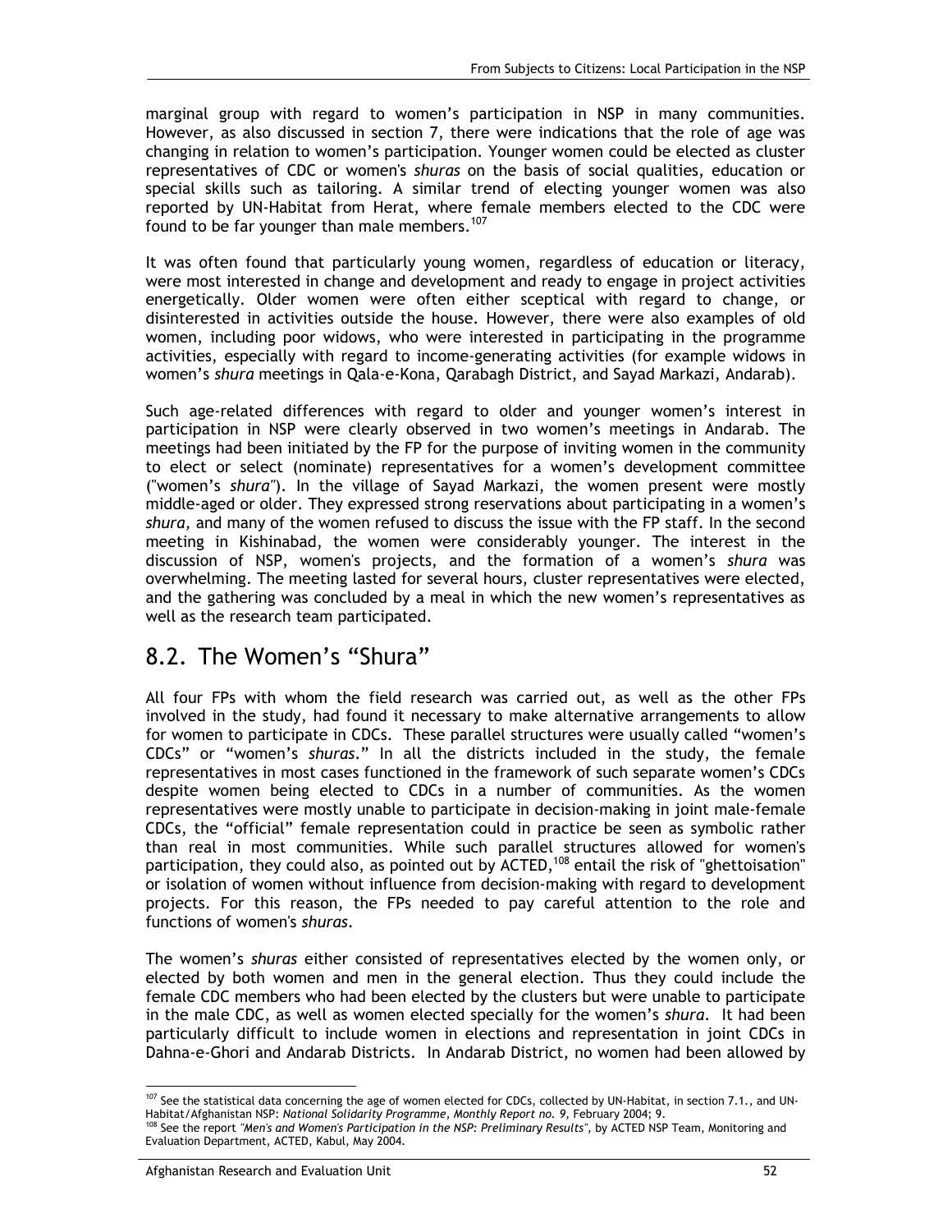marginal group with regard to women's participation in NSP in many communities. However, as also discussed in section 7, there were indications that the role of age was changing in relation to women's participation. Younger women could be elected as cluster representatives of CDC or women's *shuras* on the basis of social qualities, education or special skills such as tailoring. A similar trend of electing younger women was also reported by UN-Habitat from Herat, where female members elected to the CDC were found to be far younger than male members.[107]

It was often found that particularly young women, regardless of education or literacy, were most interested in change and development and ready to engage in project activities energetically. Older women were often either sceptical with regard to change, or disinterested in activities outside the house. However, there were also examples of old women, including poor widows, who were interested in participating in the programme activities, especially with regard to income-generating activities (for example widows in women's *shura* meetings in Qala-e-Kona, Qarabagh District, and Sayad Markazi, Andarab).

Such age-related differences with regard to older and younger women's interest in participation in NSP were clearly observed in two women's meetings in Andarab. The meetings had been initiated by the FP for the purpose of inviting women in the community to elect or select (nominate) representatives for a women's development committee ("women's *shura*"). In the village of Sayad Markazi, the women present were mostly middle-aged or older. They expressed strong reservations about participating in a women's *shura*, and many of the women refused to discuss the issue with the FP staff. In the second meeting in Kishinabad, the women were considerably younger. The interest in the discussion of NSP, women's projects, and the formation of a women's *shura* was overwhelming. The meeting lasted for several hours, cluster representatives were elected, and the gathering was concluded by a meal in which the new women's representatives as well as the research team participated.

## 8.2. The Women's "Shura"

All four FPs with whom the field research was carried out, as well as the other FPs involved in the study, had found it necessary to make alternative arrangements to allow for women to participate in CDCs. These parallel structures were usually called "women's CDCs" or "women's *shuras*." In all the districts included in the study, the female representatives in most cases functioned in the framework of such separate women's CDCs despite women being elected to CDCs in a number of communities. As the women representatives were mostly unable to participate in decision-making in joint male-female CDCs, the "official" female representation could in practice be seen as symbolic rather than real in most communities. While such parallel structures allowed for women's participation, they could also, as pointed out by ACTED,[108] entail the risk of "ghettoisation" or isolation of women without influence from decision-making with regard to development projects. For this reason, the FPs needed to pay careful attention to the role and functions of women's *shuras*.

The women's *shuras* either consisted of representatives elected by the women only, or elected by both women and men in the general election. Thus they could include the female CDC members who had been elected by the clusters but were unable to participate in the male CDC, as well as women elected specially for the women's *shura*. It had been particularly difficult to include women in elections and representation in joint CDCs in Dahna-e-Ghori and Andarab Districts. In Andarab District, no women had been allowed by

---

[107] See the statistical data concerning the age of women elected for CDCs, collected by UN-Habitat, in section 7.1., and UN-Habitat/Afghanistan NSP: *National Solidarity Programme, Monthly Report no. 9,* February 2004; 9.

[108] See the report *"Men's and Women's Participation in the NSP: Preliminary Results",* by ACTED NSP Team, Monitoring and Evaluation Department, ACTED, Kabul, May 2004.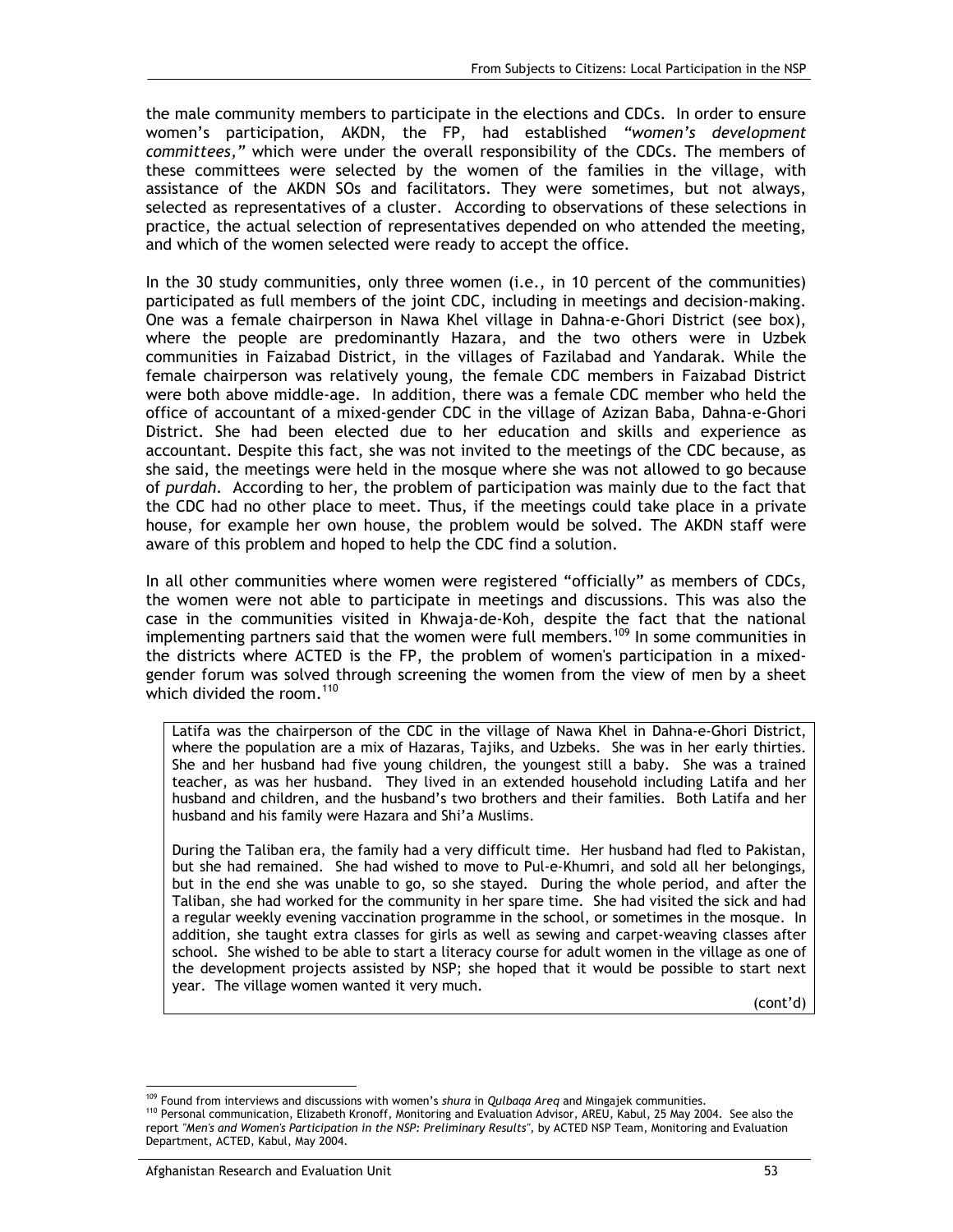the male community members to participate in the elections and CDCs. In order to ensure women's participation, AKDN, the FP, had established *"women's development committees,"* which were under the overall responsibility of the CDCs. The members of these committees were selected by the women of the families in the village, with assistance of the AKDN SOs and facilitators. They were sometimes, but not always, selected as representatives of a cluster. According to observations of these selections in practice, the actual selection of representatives depended on who attended the meeting, and which of the women selected were ready to accept the office.

In the 30 study communities, only three women (i.e., in 10 percent of the communities) participated as full members of the joint CDC, including in meetings and decision-making. One was a female chairperson in Nawa Khel village in Dahna-e-Ghori District (see box), where the people are predominantly Hazara, and the two others were in Uzbek communities in Faizabad District, in the villages of Fazilabad and Yandarak. While the female chairperson was relatively young, the female CDC members in Faizabad District were both above middle-age. In addition, there was a female CDC member who held the office of accountant of a mixed-gender CDC in the village of Azizan Baba, Dahna-e-Ghori District. She had been elected due to her education and skills and experience as accountant. Despite this fact, she was not invited to the meetings of the CDC because, as she said, the meetings were held in the mosque where she was not allowed to go because of *purdah*. According to her, the problem of participation was mainly due to the fact that the CDC had no other place to meet. Thus, if the meetings could take place in a private house, for example her own house, the problem would be solved. The AKDN staff were aware of this problem and hoped to help the CDC find a solution.

In all other communities where women were registered "officially" as members of CDCs, the women were not able to participate in meetings and discussions. This was also the case in the communities visited in Khwaja-de-Koh, despite the fact that the national implementing partners said that the women were full members.[109] In some communities in the districts where ACTED is the FP, the problem of women's participation in a mixed-gender forum was solved through screening the women from the view of men by a sheet which divided the room.[110]

> Latifa was the chairperson of the CDC in the village of Nawa Khel in Dahna-e-Ghori District, where the population are a mix of Hazaras, Tajiks, and Uzbeks. She was in her early thirties. She and her husband had five young children, the youngest still a baby. She was a trained teacher, as was her husband. They lived in an extended household including Latifa and her husband and children, and the husband's two brothers and their families. Both Latifa and her husband and his family were Hazara and Shi'a Muslims.
>
> During the Taliban era, the family had a very difficult time. Her husband had fled to Pakistan, but she had remained. She had wished to move to Pul-e-Khumri, and sold all her belongings, but in the end she was unable to go, so she stayed. During the whole period, and after the Taliban, she had worked for the community in her spare time. She had visited the sick and had a regular weekly evening vaccination programme in the school, or sometimes in the mosque. In addition, she taught extra classes for girls as well as sewing and carpet-weaving classes after school. She wished to be able to start a literacy course for adult women in the village as one of the development projects assisted by NSP; she hoped that it would be possible to start next year. The village women wanted it very much.
>
> (cont'd)

---

[109] Found from interviews and discussions with women's *shura* in *Qulbaqa Areq* and Mingajek communities.

[110] Personal communication, Elizabeth Kronoff, Monitoring and Evaluation Advisor, AREU, Kabul, 25 May 2004. See also the report *"Men's and Women's Participation in the NSP: Preliminary Results"*, by ACTED NSP Team, Monitoring and Evaluation Department, ACTED, Kabul, May 2004.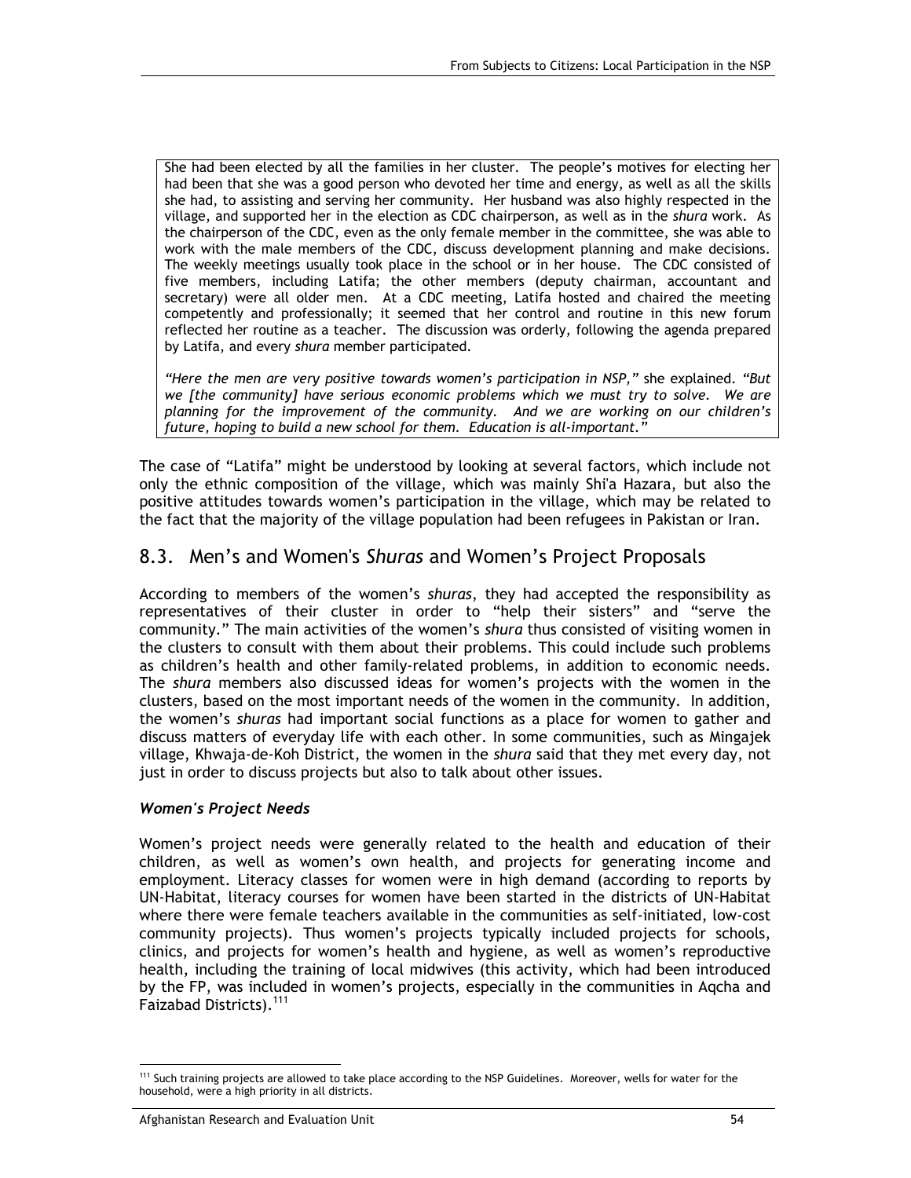> She had been elected by all the families in her cluster. The people's motives for electing her had been that she was a good person who devoted her time and energy, as well as all the skills she had, to assisting and serving her community. Her husband was also highly respected in the village, and supported her in the election as CDC chairperson, as well as in the *shura* work. As the chairperson of the CDC, even as the only female member in the committee, she was able to work with the male members of the CDC, discuss development planning and make decisions. The weekly meetings usually took place in the school or in her house. The CDC consisted of five members, including Latifa; the other members (deputy chairman, accountant and secretary) were all older men. At a CDC meeting, Latifa hosted and chaired the meeting competently and professionally; it seemed that her control and routine in this new forum reflected her routine as a teacher. The discussion was orderly, following the agenda prepared by Latifa, and every *shura* member participated.
>
> *"Here the men are very positive towards women's participation in NSP,"* she explained. *"But we [the community] have serious economic problems which we must try to solve. We are planning for the improvement of the community. And we are working on our children's future, hoping to build a new school for them. Education is all-important."*

The case of "Latifa" might be understood by looking at several factors, which include not only the ethnic composition of the village, which was mainly Shi'a Hazara, but also the positive attitudes towards women's participation in the village, which may be related to the fact that the majority of the village population had been refugees in Pakistan or Iran.

## 8.3. Men's and Women's *Shuras* and Women's Project Proposals

According to members of the women's *shuras*, they had accepted the responsibility as representatives of their cluster in order to "help their sisters" and "serve the community." The main activities of the women's *shura* thus consisted of visiting women in the clusters to consult with them about their problems. This could include such problems as children's health and other family-related problems, in addition to economic needs. The *shura* members also discussed ideas for women's projects with the women in the clusters, based on the most important needs of the women in the community. In addition, the women's *shuras* had important social functions as a place for women to gather and discuss matters of everyday life with each other. In some communities, such as Mingajek village, Khwaja-de-Koh District, the women in the *shura* said that they met every day, not just in order to discuss projects but also to talk about other issues.

### *Women's Project Needs*

Women's project needs were generally related to the health and education of their children, as well as women's own health, and projects for generating income and employment. Literacy classes for women were in high demand (according to reports by UN-Habitat, literacy courses for women have been started in the districts of UN-Habitat where there were female teachers available in the communities as self-initiated, low-cost community projects). Thus women's projects typically included projects for schools, clinics, and projects for women's health and hygiene, as well as women's reproductive health, including the training of local midwives (this activity, which had been introduced by the FP, was included in women's projects, especially in the communities in Aqcha and Faizabad Districts).[111]

[111] Such training projects are allowed to take place according to the NSP Guidelines. Moreover, wells for water for the household, were a high priority in all districts.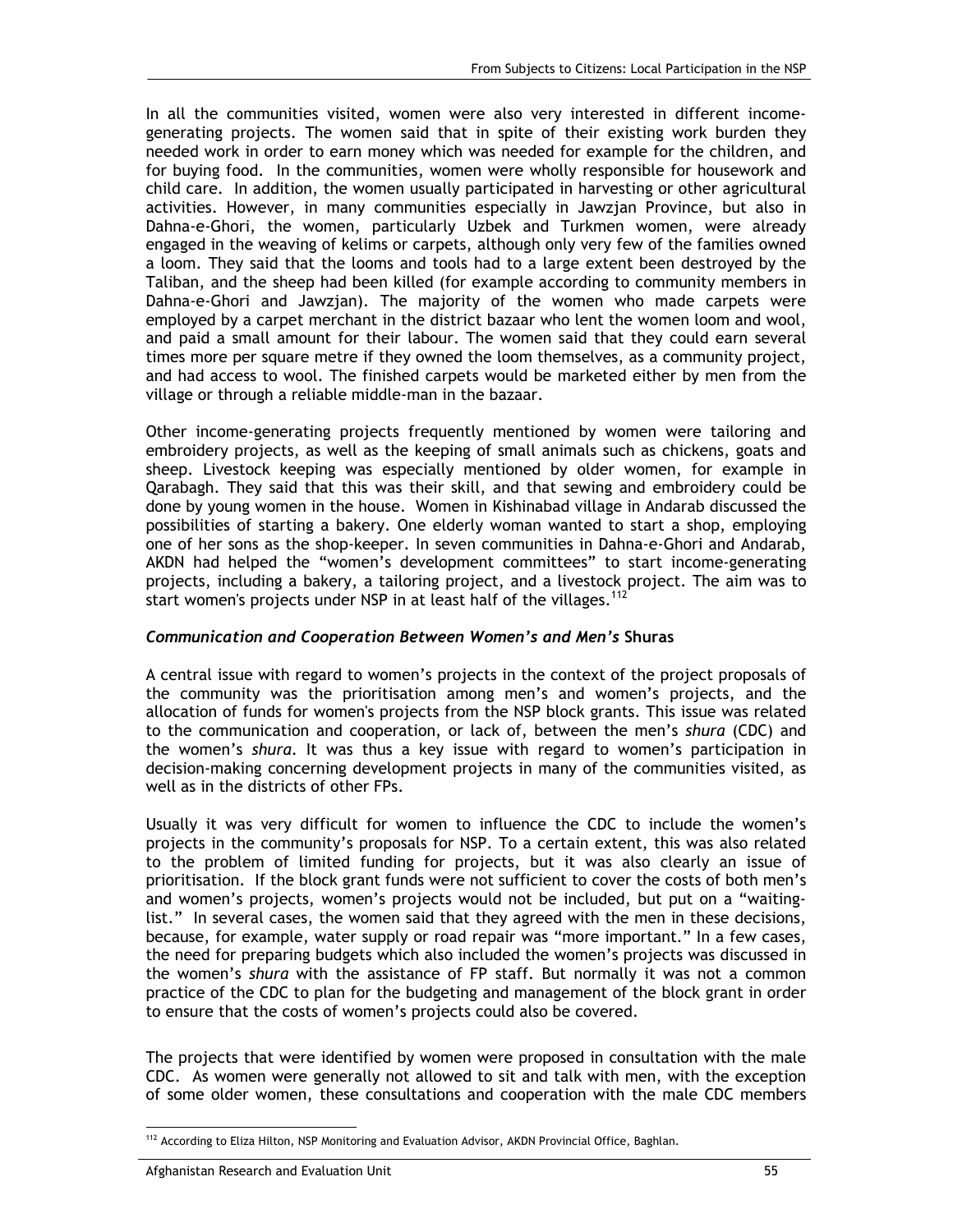In all the communities visited, women were also very interested in different income-generating projects. The women said that in spite of their existing work burden they needed work in order to earn money which was needed for example for the children, and for buying food. In the communities, women were wholly responsible for housework and child care. In addition, the women usually participated in harvesting or other agricultural activities. However, in many communities especially in Jawzjan Province, but also in Dahna-e-Ghori, the women, particularly Uzbek and Turkmen women, were already engaged in the weaving of kelims or carpets, although only very few of the families owned a loom. They said that the looms and tools had to a large extent been destroyed by the Taliban, and the sheep had been killed (for example according to community members in Dahna-e-Ghori and Jawzjan). The majority of the women who made carpets were employed by a carpet merchant in the district bazaar who lent the women loom and wool, and paid a small amount for their labour. The women said that they could earn several times more per square metre if they owned the loom themselves, as a community project, and had access to wool. The finished carpets would be marketed either by men from the village or through a reliable middle-man in the bazaar.

Other income-generating projects frequently mentioned by women were tailoring and embroidery projects, as well as the keeping of small animals such as chickens, goats and sheep. Livestock keeping was especially mentioned by older women, for example in Qarabagh. They said that this was their skill, and that sewing and embroidery could be done by young women in the house. Women in Kishinabad village in Andarab discussed the possibilities of starting a bakery. One elderly woman wanted to start a shop, employing one of her sons as the shop-keeper. In seven communities in Dahna-e-Ghori and Andarab, AKDN had helped the "women's development committees" to start income-generating projects, including a bakery, a tailoring project, and a livestock project. The aim was to start women's projects under NSP in at least half of the villages.[112]

### *Communication and Cooperation Between Women's and Men's* Shuras

A central issue with regard to women's projects in the context of the project proposals of the community was the prioritisation among men's and women's projects, and the allocation of funds for women's projects from the NSP block grants. This issue was related to the communication and cooperation, or lack of, between the men's *shura* (CDC) and the women's *shura*. It was thus a key issue with regard to women's participation in decision-making concerning development projects in many of the communities visited, as well as in the districts of other FPs.

Usually it was very difficult for women to influence the CDC to include the women's projects in the community's proposals for NSP. To a certain extent, this was also related to the problem of limited funding for projects, but it was also clearly an issue of prioritisation. If the block grant funds were not sufficient to cover the costs of both men's and women's projects, women's projects would not be included, but put on a "waiting-list." In several cases, the women said that they agreed with the men in these decisions, because, for example, water supply or road repair was "more important." In a few cases, the need for preparing budgets which also included the women's projects was discussed in the women's *shura* with the assistance of FP staff. But normally it was not a common practice of the CDC to plan for the budgeting and management of the block grant in order to ensure that the costs of women's projects could also be covered.

The projects that were identified by women were proposed in consultation with the male CDC. As women were generally not allowed to sit and talk with men, with the exception of some older women, these consultations and cooperation with the male CDC members

[112] According to Eliza Hilton, NSP Monitoring and Evaluation Advisor, AKDN Provincial Office, Baghlan.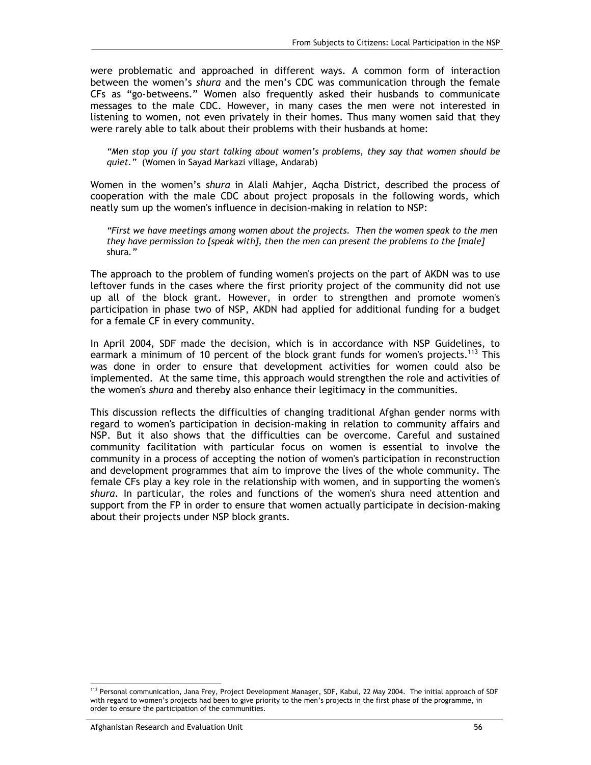were problematic and approached in different ways. A common form of interaction between the women's *shura* and the men's CDC was communication through the female CFs as "go-betweens." Women also frequently asked their husbands to communicate messages to the male CDC. However, in many cases the men were not interested in listening to women, not even privately in their homes. Thus many women said that they were rarely able to talk about their problems with their husbands at home:

> *"Men stop you if you start talking about women's problems, they say that women should be quiet."* (Women in Sayad Markazi village, Andarab)

Women in the women's *shura* in Alali Mahjer, Aqcha District, described the process of cooperation with the male CDC about project proposals in the following words, which neatly sum up the women's influence in decision-making in relation to NSP:

> *"First we have meetings among women about the projects. Then the women speak to the men they have permission to [speak with], then the men can present the problems to the [male]* shura.*"*

The approach to the problem of funding women's projects on the part of AKDN was to use leftover funds in the cases where the first priority project of the community did not use up all of the block grant. However, in order to strengthen and promote women's participation in phase two of NSP, AKDN had applied for additional funding for a budget for a female CF in every community.

In April 2004, SDF made the decision, which is in accordance with NSP Guidelines, to earmark a minimum of 10 percent of the block grant funds for women's projects.[113] This was done in order to ensure that development activities for women could also be implemented. At the same time, this approach would strengthen the role and activities of the women's *shura* and thereby also enhance their legitimacy in the communities.

This discussion reflects the difficulties of changing traditional Afghan gender norms with regard to women's participation in decision-making in relation to community affairs and NSP. But it also shows that the difficulties can be overcome. Careful and sustained community facilitation with particular focus on women is essential to involve the community in a process of accepting the notion of women's participation in reconstruction and development programmes that aim to improve the lives of the whole community. The female CFs play a key role in the relationship with women, and in supporting the women's *shura*. In particular, the roles and functions of the women's shura need attention and support from the FP in order to ensure that women actually participate in decision-making about their projects under NSP block grants.

[113] Personal communication, Jana Frey, Project Development Manager, SDF, Kabul, 22 May 2004. The initial approach of SDF with regard to women's projects had been to give priority to the men's projects in the first phase of the programme, in order to ensure the participation of the communities.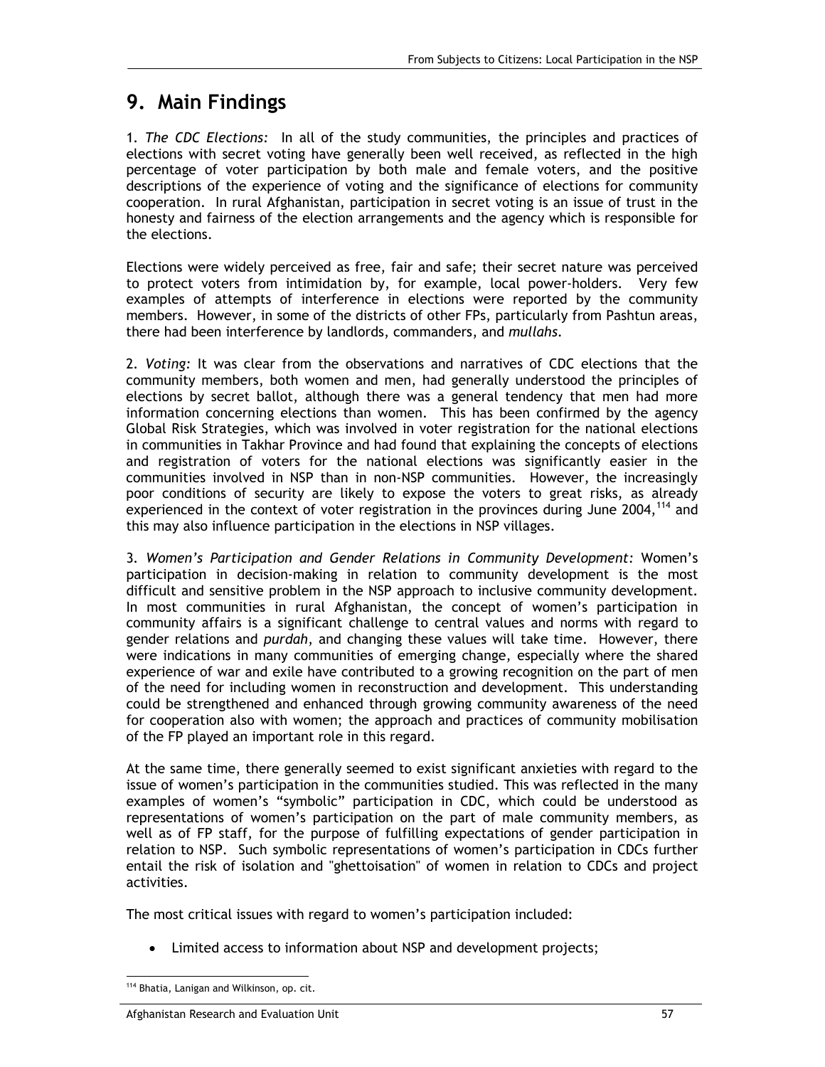# 9. Main Findings

1. *The CDC Elections:* In all of the study communities, the principles and practices of elections with secret voting have generally been well received, as reflected in the high percentage of voter participation by both male and female voters, and the positive descriptions of the experience of voting and the significance of elections for community cooperation. In rural Afghanistan, participation in secret voting is an issue of trust in the honesty and fairness of the election arrangements and the agency which is responsible for the elections.

Elections were widely perceived as free, fair and safe; their secret nature was perceived to protect voters from intimidation by, for example, local power-holders. Very few examples of attempts of interference in elections were reported by the community members. However, in some of the districts of other FPs, particularly from Pashtun areas, there had been interference by landlords, commanders, and *mullahs*.

2. *Voting:* It was clear from the observations and narratives of CDC elections that the community members, both women and men, had generally understood the principles of elections by secret ballot, although there was a general tendency that men had more information concerning elections than women. This has been confirmed by the agency Global Risk Strategies, which was involved in voter registration for the national elections in communities in Takhar Province and had found that explaining the concepts of elections and registration of voters for the national elections was significantly easier in the communities involved in NSP than in non-NSP communities. However, the increasingly poor conditions of security are likely to expose the voters to great risks, as already experienced in the context of voter registration in the provinces during June 2004,[114] and this may also influence participation in the elections in NSP villages.

3. *Women's Participation and Gender Relations in Community Development:* Women's participation in decision-making in relation to community development is the most difficult and sensitive problem in the NSP approach to inclusive community development. In most communities in rural Afghanistan, the concept of women's participation in community affairs is a significant challenge to central values and norms with regard to gender relations and *purdah*, and changing these values will take time. However, there were indications in many communities of emerging change, especially where the shared experience of war and exile have contributed to a growing recognition on the part of men of the need for including women in reconstruction and development. This understanding could be strengthened and enhanced through growing community awareness of the need for cooperation also with women; the approach and practices of community mobilisation of the FP played an important role in this regard.

At the same time, there generally seemed to exist significant anxieties with regard to the issue of women's participation in the communities studied. This was reflected in the many examples of women's "symbolic" participation in CDC, which could be understood as representations of women's participation on the part of male community members, as well as of FP staff, for the purpose of fulfilling expectations of gender participation in relation to NSP. Such symbolic representations of women's participation in CDCs further entail the risk of isolation and "ghettoisation" of women in relation to CDCs and project activities.

The most critical issues with regard to women's participation included:

- Limited access to information about NSP and development projects;

[114] Bhatia, Lanigan and Wilkinson, op. cit.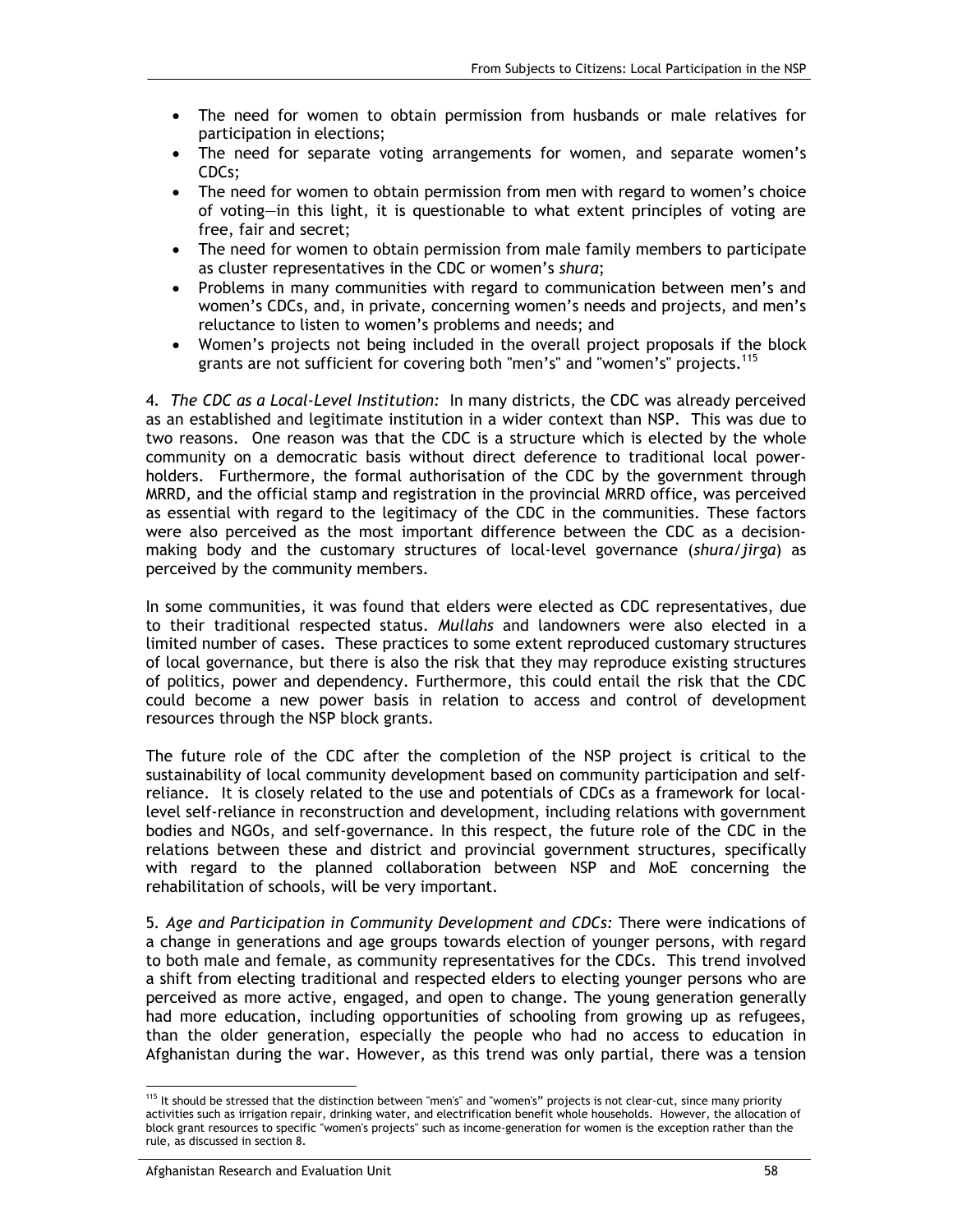- The need for women to obtain permission from husbands or male relatives for participation in elections;
- The need for separate voting arrangements for women, and separate women's CDCs;
- The need for women to obtain permission from men with regard to women's choice of voting—in this light, it is questionable to what extent principles of voting are free, fair and secret;
- The need for women to obtain permission from male family members to participate as cluster representatives in the CDC or women's *shura*;
- Problems in many communities with regard to communication between men's and women's CDCs, and, in private, concerning women's needs and projects, and men's reluctance to listen to women's problems and needs; and
- Women's projects not being included in the overall project proposals if the block grants are not sufficient for covering both "men's" and "women's" projects.[115]

4. *The CDC as a Local-Level Institution:* In many districts, the CDC was already perceived as an established and legitimate institution in a wider context than NSP. This was due to two reasons. One reason was that the CDC is a structure which is elected by the whole community on a democratic basis without direct deference to traditional local power-holders. Furthermore, the formal authorisation of the CDC by the government through MRRD, and the official stamp and registration in the provincial MRRD office, was perceived as essential with regard to the legitimacy of the CDC in the communities. These factors were also perceived as the most important difference between the CDC as a decision-making body and the customary structures of local-level governance (*shura/jirga*) as perceived by the community members.

In some communities, it was found that elders were elected as CDC representatives, due to their traditional respected status. *Mullahs* and landowners were also elected in a limited number of cases. These practices to some extent reproduced customary structures of local governance, but there is also the risk that they may reproduce existing structures of politics, power and dependency. Furthermore, this could entail the risk that the CDC could become a new power basis in relation to access and control of development resources through the NSP block grants.

The future role of the CDC after the completion of the NSP project is critical to the sustainability of local community development based on community participation and self-reliance. It is closely related to the use and potentials of CDCs as a framework for local-level self-reliance in reconstruction and development, including relations with government bodies and NGOs, and self-governance. In this respect, the future role of the CDC in the relations between these and district and provincial government structures, specifically with regard to the planned collaboration between NSP and MoE concerning the rehabilitation of schools, will be very important.

5. *Age and Participation in Community Development and CDCs:* There were indications of a change in generations and age groups towards election of younger persons, with regard to both male and female, as community representatives for the CDCs. This trend involved a shift from electing traditional and respected elders to electing younger persons who are perceived as more active, engaged, and open to change. The young generation generally had more education, including opportunities of schooling from growing up as refugees, than the older generation, especially the people who had no access to education in Afghanistan during the war. However, as this trend was only partial, there was a tension

[115] It should be stressed that the distinction between "men's" and "women's" projects is not clear-cut, since many priority activities such as irrigation repair, drinking water, and electrification benefit whole households. However, the allocation of block grant resources to specific "women's projects" such as income-generation for women is the exception rather than the rule, as discussed in section 8.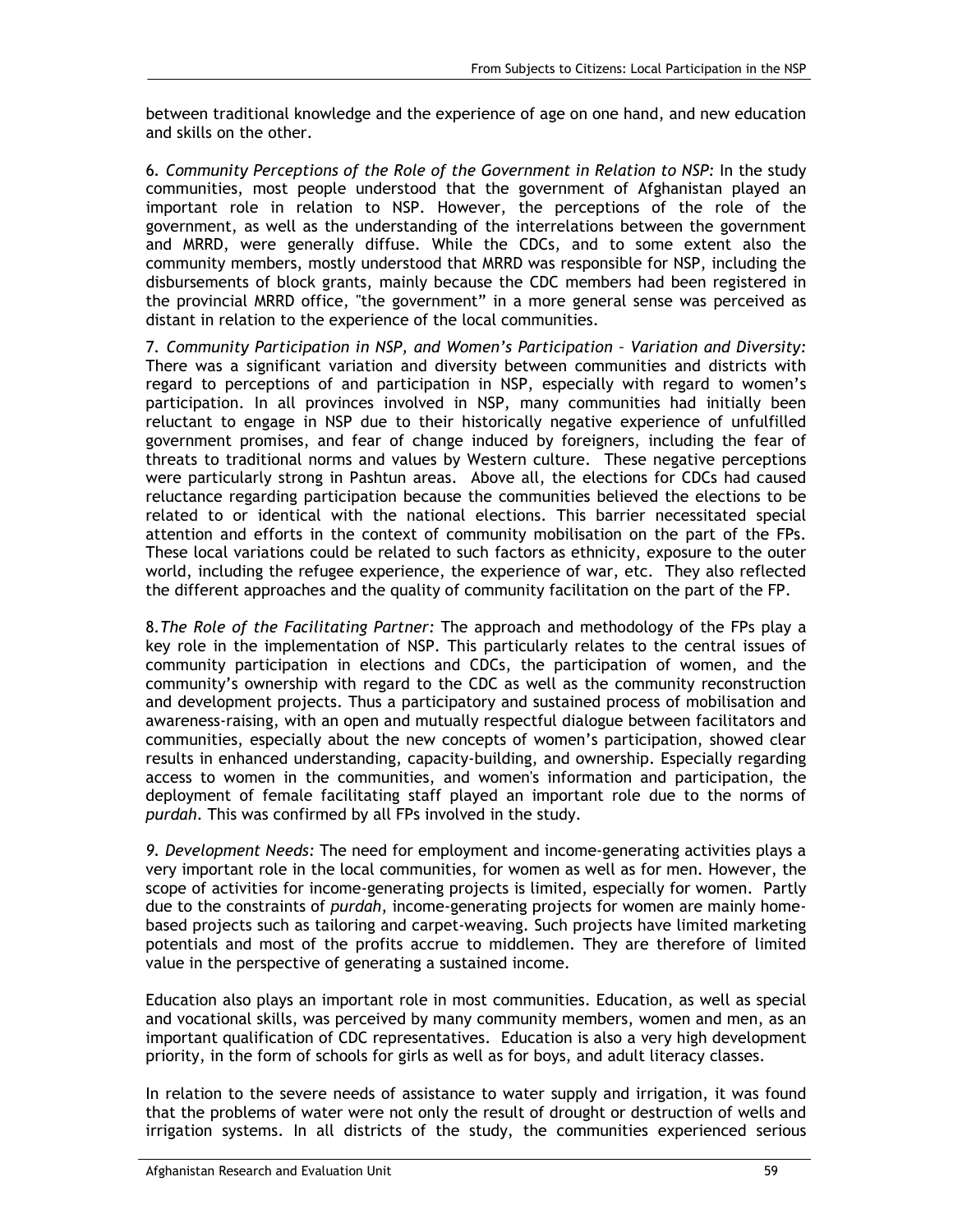between traditional knowledge and the experience of age on one hand, and new education and skills on the other.

6. *Community Perceptions of the Role of the Government in Relation to NSP:* In the study communities, most people understood that the government of Afghanistan played an important role in relation to NSP. However, the perceptions of the role of the government, as well as the understanding of the interrelations between the government and MRRD, were generally diffuse. While the CDCs, and to some extent also the community members, mostly understood that MRRD was responsible for NSP, including the disbursements of block grants, mainly because the CDC members had been registered in the provincial MRRD office, "the government" in a more general sense was perceived as distant in relation to the experience of the local communities.

7. *Community Participation in NSP, and Women's Participation – Variation and Diversity:* There was a significant variation and diversity between communities and districts with regard to perceptions of and participation in NSP, especially with regard to women's participation. In all provinces involved in NSP, many communities had initially been reluctant to engage in NSP due to their historically negative experience of unfulfilled government promises, and fear of change induced by foreigners, including the fear of threats to traditional norms and values by Western culture. These negative perceptions were particularly strong in Pashtun areas. Above all, the elections for CDCs had caused reluctance regarding participation because the communities believed the elections to be related to or identical with the national elections. This barrier necessitated special attention and efforts in the context of community mobilisation on the part of the FPs. These local variations could be related to such factors as ethnicity, exposure to the outer world, including the refugee experience, the experience of war, etc. They also reflected the different approaches and the quality of community facilitation on the part of the FP.

8. *The Role of the Facilitating Partner:* The approach and methodology of the FPs play a key role in the implementation of NSP. This particularly relates to the central issues of community participation in elections and CDCs, the participation of women, and the community's ownership with regard to the CDC as well as the community reconstruction and development projects. Thus a participatory and sustained process of mobilisation and awareness-raising, with an open and mutually respectful dialogue between facilitators and communities, especially about the new concepts of women's participation, showed clear results in enhanced understanding, capacity-building, and ownership. Especially regarding access to women in the communities, and women's information and participation, the deployment of female facilitating staff played an important role due to the norms of *purdah*. This was confirmed by all FPs involved in the study.

*9. Development Needs:* The need for employment and income-generating activities plays a very important role in the local communities, for women as well as for men. However, the scope of activities for income-generating projects is limited, especially for women. Partly due to the constraints of *purdah*, income-generating projects for women are mainly home-based projects such as tailoring and carpet-weaving. Such projects have limited marketing potentials and most of the profits accrue to middlemen. They are therefore of limited value in the perspective of generating a sustained income.

Education also plays an important role in most communities. Education, as well as special and vocational skills, was perceived by many community members, women and men, as an important qualification of CDC representatives. Education is also a very high development priority, in the form of schools for girls as well as for boys, and adult literacy classes.

In relation to the severe needs of assistance to water supply and irrigation, it was found that the problems of water were not only the result of drought or destruction of wells and irrigation systems. In all districts of the study, the communities experienced serious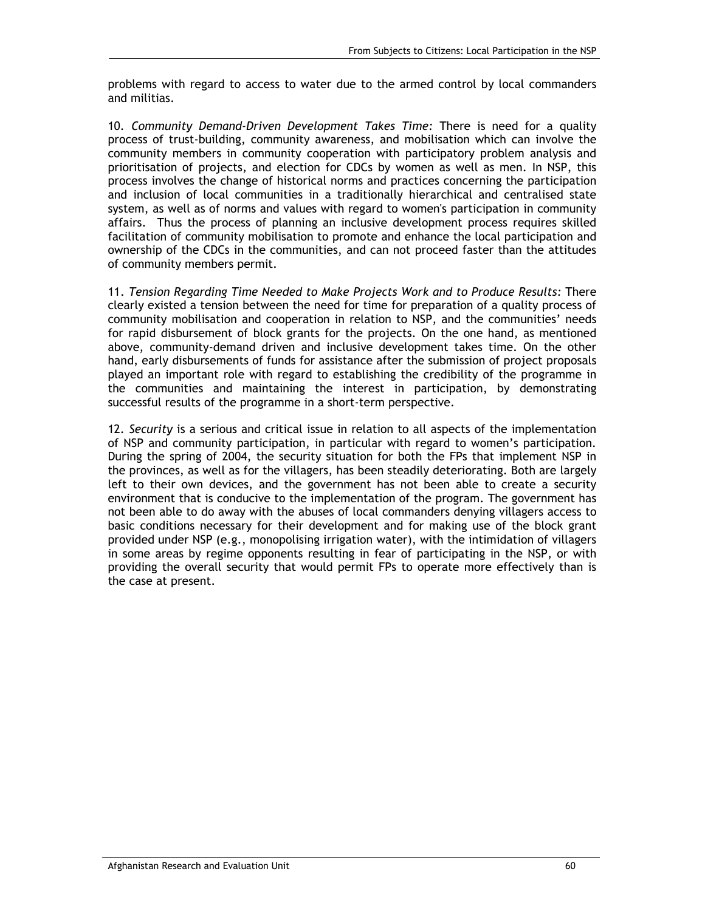problems with regard to access to water due to the armed control by local commanders and militias.

10. *Community Demand-Driven Development Takes Time:* There is need for a quality process of trust-building, community awareness, and mobilisation which can involve the community members in community cooperation with participatory problem analysis and prioritisation of projects, and election for CDCs by women as well as men. In NSP, this process involves the change of historical norms and practices concerning the participation and inclusion of local communities in a traditionally hierarchical and centralised state system, as well as of norms and values with regard to women's participation in community affairs. Thus the process of planning an inclusive development process requires skilled facilitation of community mobilisation to promote and enhance the local participation and ownership of the CDCs in the communities, and can not proceed faster than the attitudes of community members permit.

11. *Tension Regarding Time Needed to Make Projects Work and to Produce Results:* There clearly existed a tension between the need for time for preparation of a quality process of community mobilisation and cooperation in relation to NSP, and the communities' needs for rapid disbursement of block grants for the projects. On the one hand, as mentioned above, community-demand driven and inclusive development takes time. On the other hand, early disbursements of funds for assistance after the submission of project proposals played an important role with regard to establishing the credibility of the programme in the communities and maintaining the interest in participation, by demonstrating successful results of the programme in a short-term perspective.

12. *Security* is a serious and critical issue in relation to all aspects of the implementation of NSP and community participation, in particular with regard to women's participation. During the spring of 2004, the security situation for both the FPs that implement NSP in the provinces, as well as for the villagers, has been steadily deteriorating. Both are largely left to their own devices, and the government has not been able to create a security environment that is conducive to the implementation of the program. The government has not been able to do away with the abuses of local commanders denying villagers access to basic conditions necessary for their development and for making use of the block grant provided under NSP (e.g., monopolising irrigation water), with the intimidation of villagers in some areas by regime opponents resulting in fear of participating in the NSP, or with providing the overall security that would permit FPs to operate more effectively than is the case at present.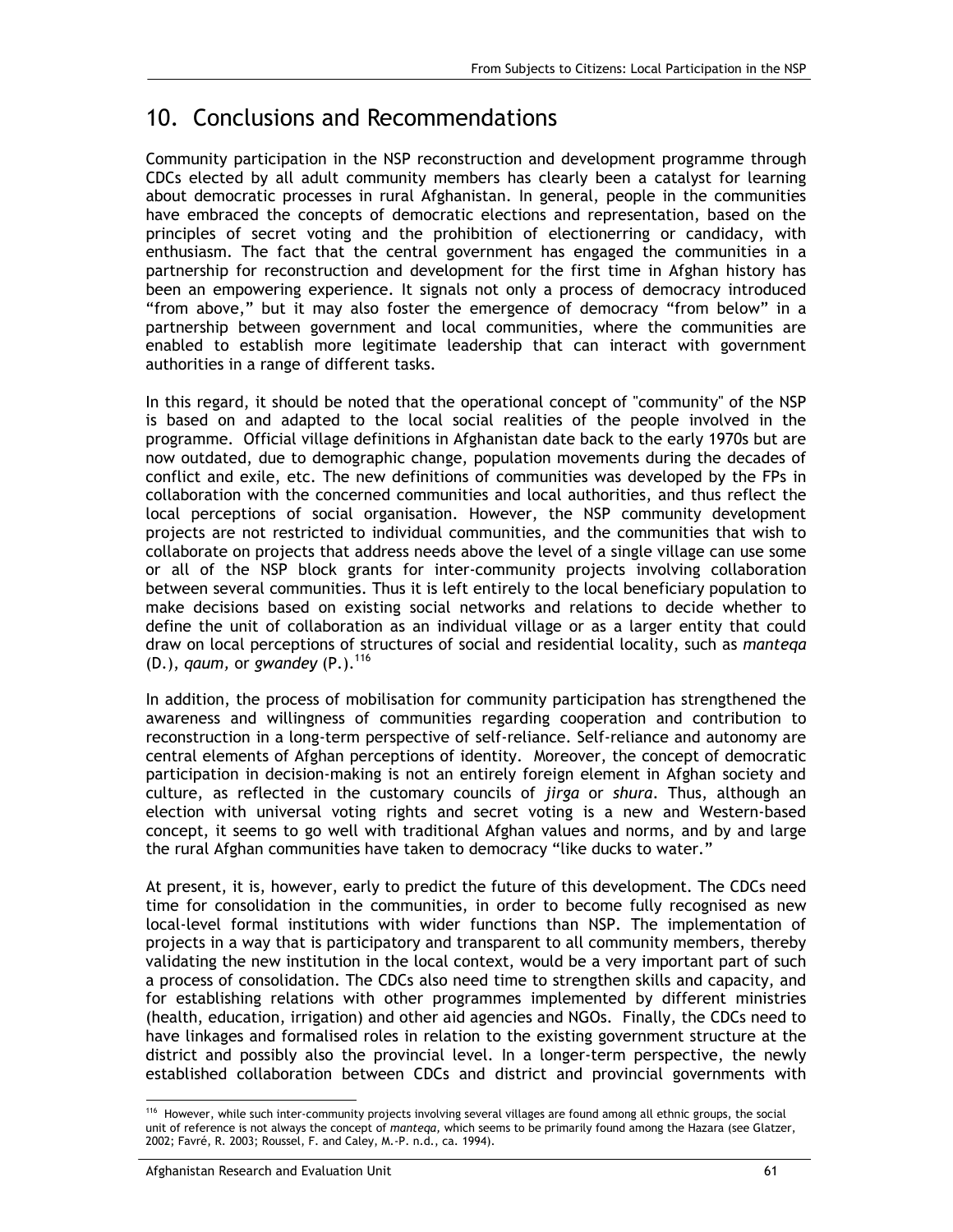# 10. Conclusions and Recommendations

Community participation in the NSP reconstruction and development programme through CDCs elected by all adult community members has clearly been a catalyst for learning about democratic processes in rural Afghanistan. In general, people in the communities have embraced the concepts of democratic elections and representation, based on the principles of secret voting and the prohibition of electionerring or candidacy, with enthusiasm. The fact that the central government has engaged the communities in a partnership for reconstruction and development for the first time in Afghan history has been an empowering experience. It signals not only a process of democracy introduced "from above," but it may also foster the emergence of democracy "from below" in a partnership between government and local communities, where the communities are enabled to establish more legitimate leadership that can interact with government authorities in a range of different tasks.

In this regard, it should be noted that the operational concept of "community" of the NSP is based on and adapted to the local social realities of the people involved in the programme. Official village definitions in Afghanistan date back to the early 1970s but are now outdated, due to demographic change, population movements during the decades of conflict and exile, etc. The new definitions of communities was developed by the FPs in collaboration with the concerned communities and local authorities, and thus reflect the local perceptions of social organisation. However, the NSP community development projects are not restricted to individual communities, and the communities that wish to collaborate on projects that address needs above the level of a single village can use some or all of the NSP block grants for inter-community projects involving collaboration between several communities. Thus it is left entirely to the local beneficiary population to make decisions based on existing social networks and relations to decide whether to define the unit of collaboration as an individual village or as a larger entity that could draw on local perceptions of structures of social and residential locality, such as *manteqa* (D.), *qaum,* or *gwandey* (P.).[116]

In addition, the process of mobilisation for community participation has strengthened the awareness and willingness of communities regarding cooperation and contribution to reconstruction in a long-term perspective of self-reliance. Self-reliance and autonomy are central elements of Afghan perceptions of identity. Moreover, the concept of democratic participation in decision-making is not an entirely foreign element in Afghan society and culture, as reflected in the customary councils of *jirga* or *shura*. Thus, although an election with universal voting rights and secret voting is a new and Western-based concept, it seems to go well with traditional Afghan values and norms, and by and large the rural Afghan communities have taken to democracy "like ducks to water."

At present, it is, however, early to predict the future of this development. The CDCs need time for consolidation in the communities, in order to become fully recognised as new local-level formal institutions with wider functions than NSP. The implementation of projects in a way that is participatory and transparent to all community members, thereby validating the new institution in the local context, would be a very important part of such a process of consolidation. The CDCs also need time to strengthen skills and capacity, and for establishing relations with other programmes implemented by different ministries (health, education, irrigation) and other aid agencies and NGOs. Finally, the CDCs need to have linkages and formalised roles in relation to the existing government structure at the district and possibly also the provincial level. In a longer-term perspective, the newly established collaboration between CDCs and district and provincial governments with

---

[116] However, while such inter-community projects involving several villages are found among all ethnic groups, the social unit of reference is not always the concept of *manteqa*, which seems to be primarily found among the Hazara (see Glatzer, 2002; Favré, R. 2003; Roussel, F. and Caley, M.-P. n.d., ca. 1994).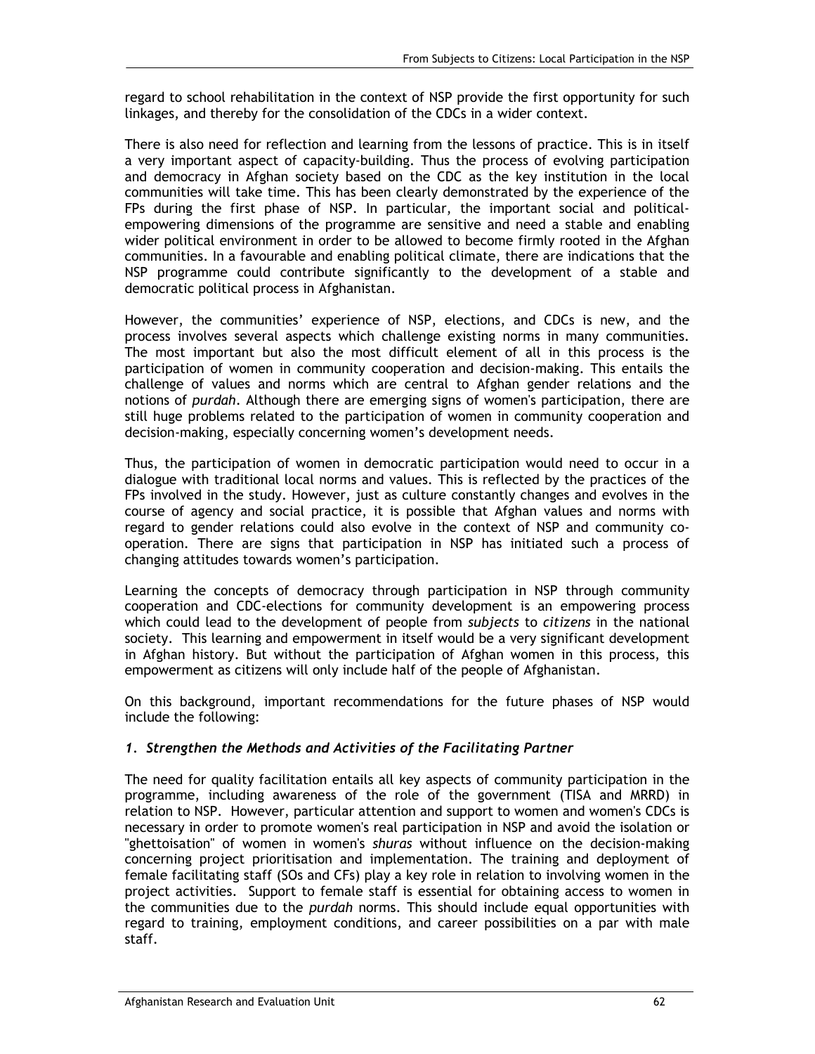regard to school rehabilitation in the context of NSP provide the first opportunity for such linkages, and thereby for the consolidation of the CDCs in a wider context.

There is also need for reflection and learning from the lessons of practice. This is in itself a very important aspect of capacity-building. Thus the process of evolving participation and democracy in Afghan society based on the CDC as the key institution in the local communities will take time. This has been clearly demonstrated by the experience of the FPs during the first phase of NSP. In particular, the important social and political-empowering dimensions of the programme are sensitive and need a stable and enabling wider political environment in order to be allowed to become firmly rooted in the Afghan communities. In a favourable and enabling political climate, there are indications that the NSP programme could contribute significantly to the development of a stable and democratic political process in Afghanistan.

However, the communities' experience of NSP, elections, and CDCs is new, and the process involves several aspects which challenge existing norms in many communities. The most important but also the most difficult element of all in this process is the participation of women in community cooperation and decision-making. This entails the challenge of values and norms which are central to Afghan gender relations and the notions of *purdah*. Although there are emerging signs of women's participation, there are still huge problems related to the participation of women in community cooperation and decision-making, especially concerning women's development needs.

Thus, the participation of women in democratic participation would need to occur in a dialogue with traditional local norms and values. This is reflected by the practices of the FPs involved in the study. However, just as culture constantly changes and evolves in the course of agency and social practice, it is possible that Afghan values and norms with regard to gender relations could also evolve in the context of NSP and community co-operation. There are signs that participation in NSP has initiated such a process of changing attitudes towards women's participation.

Learning the concepts of democracy through participation in NSP through community cooperation and CDC-elections for community development is an empowering process which could lead to the development of people from *subjects* to *citizens* in the national society. This learning and empowerment in itself would be a very significant development in Afghan history. But without the participation of Afghan women in this process, this empowerment as citizens will only include half of the people of Afghanistan.

On this background, important recommendations for the future phases of NSP would include the following:

### *1. Strengthen the Methods and Activities of the Facilitating Partner*

The need for quality facilitation entails all key aspects of community participation in the programme, including awareness of the role of the government (TISA and MRRD) in relation to NSP. However, particular attention and support to women and women's CDCs is necessary in order to promote women's real participation in NSP and avoid the isolation or "ghettoisation" of women in women's *shuras* without influence on the decision-making concerning project prioritisation and implementation. The training and deployment of female facilitating staff (SOs and CFs) play a key role in relation to involving women in the project activities. Support to female staff is essential for obtaining access to women in the communities due to the *purdah* norms. This should include equal opportunities with regard to training, employment conditions, and career possibilities on a par with male staff.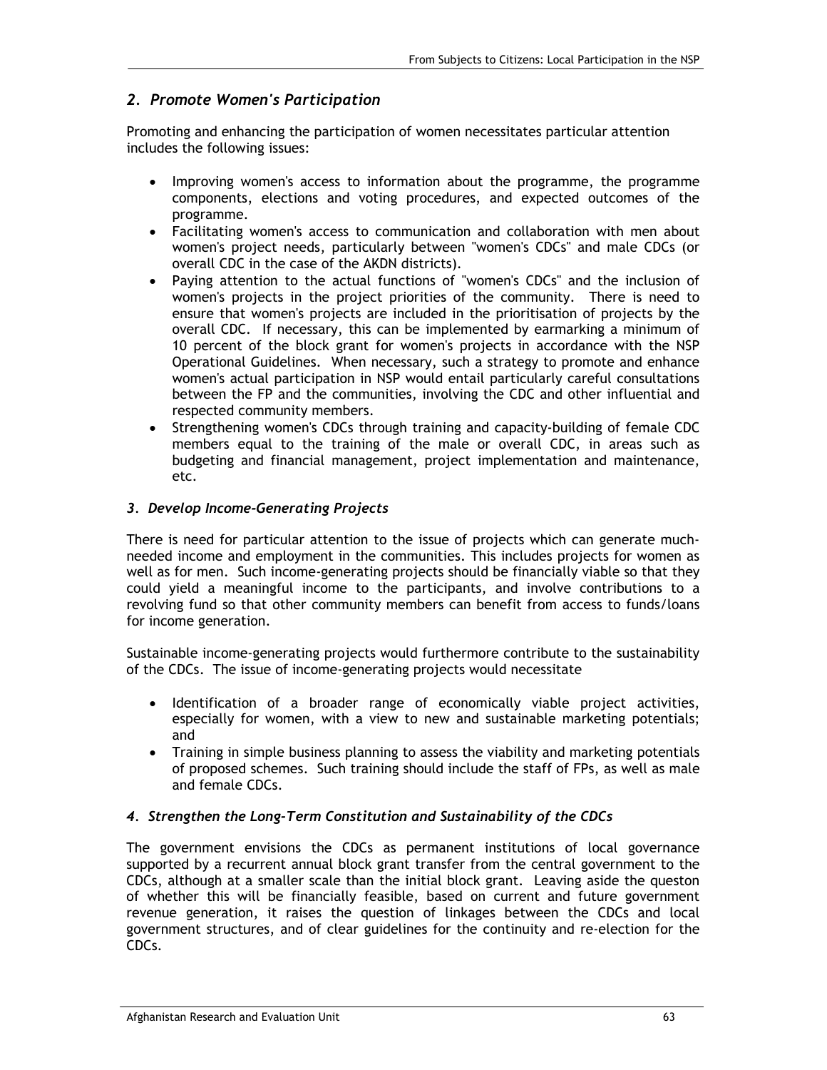## *2. Promote Women's Participation*

Promoting and enhancing the participation of women necessitates particular attention includes the following issues:

- Improving women's access to information about the programme, the programme components, elections and voting procedures, and expected outcomes of the programme.
- Facilitating women's access to communication and collaboration with men about women's project needs, particularly between "women's CDCs" and male CDCs (or overall CDC in the case of the AKDN districts).
- Paying attention to the actual functions of "women's CDCs" and the inclusion of women's projects in the project priorities of the community. There is need to ensure that women's projects are included in the prioritisation of projects by the overall CDC. If necessary, this can be implemented by earmarking a minimum of 10 percent of the block grant for women's projects in accordance with the NSP Operational Guidelines. When necessary, such a strategy to promote and enhance women's actual participation in NSP would entail particularly careful consultations between the FP and the communities, involving the CDC and other influential and respected community members.
- Strengthening women's CDCs through training and capacity-building of female CDC members equal to the training of the male or overall CDC, in areas such as budgeting and financial management, project implementation and maintenance, etc.

### *3. Develop Income-Generating Projects*

There is need for particular attention to the issue of projects which can generate much-needed income and employment in the communities. This includes projects for women as well as for men. Such income-generating projects should be financially viable so that they could yield a meaningful income to the participants, and involve contributions to a revolving fund so that other community members can benefit from access to funds/loans for income generation.

Sustainable income-generating projects would furthermore contribute to the sustainability of the CDCs. The issue of income-generating projects would necessitate

- Identification of a broader range of economically viable project activities, especially for women, with a view to new and sustainable marketing potentials; and
- Training in simple business planning to assess the viability and marketing potentials of proposed schemes. Such training should include the staff of FPs, as well as male and female CDCs.

### *4. Strengthen the Long-Term Constitution and Sustainability of the CDCs*

The government envisions the CDCs as permanent institutions of local governance supported by a recurrent annual block grant transfer from the central government to the CDCs, although at a smaller scale than the initial block grant. Leaving aside the queston of whether this will be financially feasible, based on current and future government revenue generation, it raises the question of linkages between the CDCs and local government structures, and of clear guidelines for the continuity and re-election for the CDCs.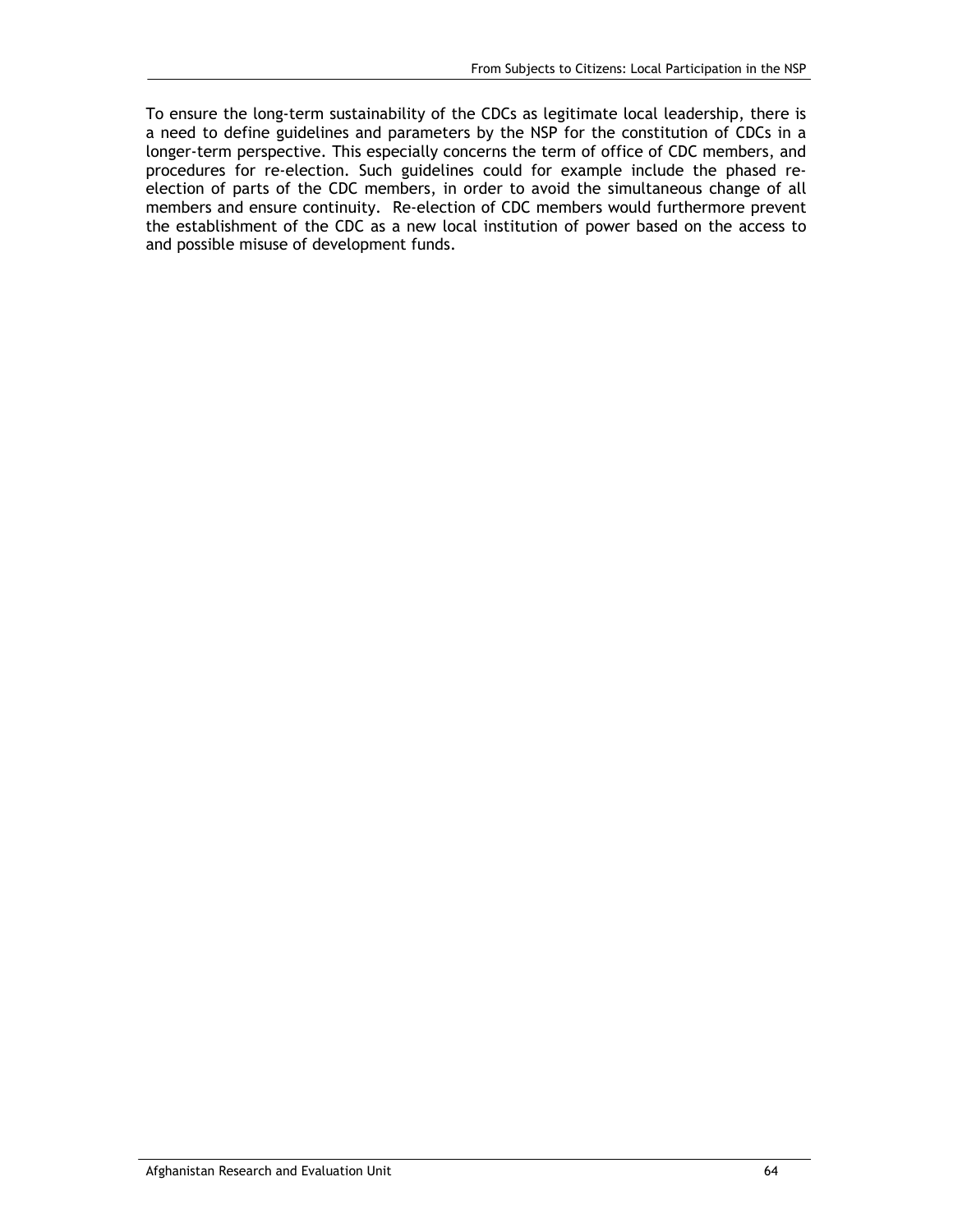To ensure the long-term sustainability of the CDCs as legitimate local leadership, there is a need to define guidelines and parameters by the NSP for the constitution of CDCs in a longer-term perspective. This especially concerns the term of office of CDC members, and procedures for re-election. Such guidelines could for example include the phased re-election of parts of the CDC members, in order to avoid the simultaneous change of all members and ensure continuity. Re-election of CDC members would furthermore prevent the establishment of the CDC as a new local institution of power based on the access to and possible misuse of development funds.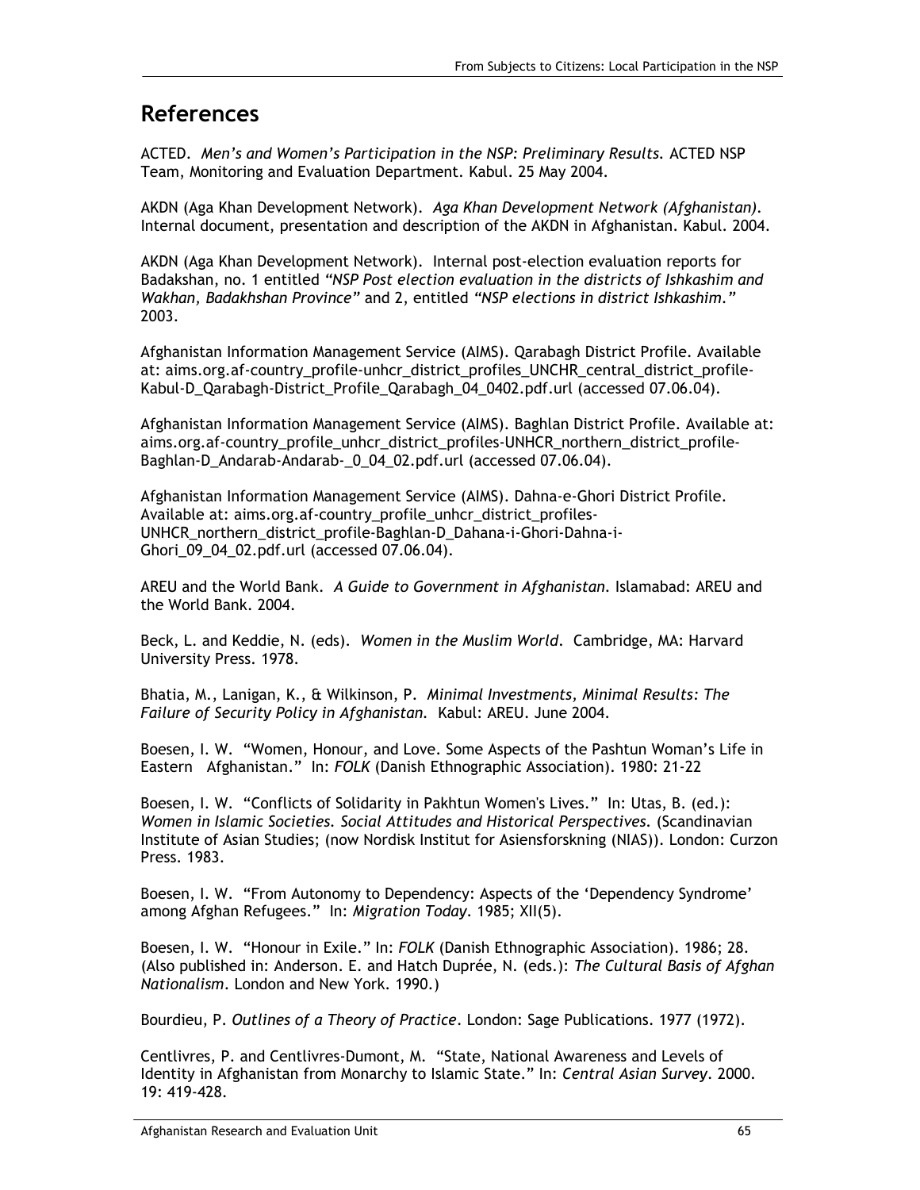## References

ACTED. *Men's and Women's Participation in the NSP: Preliminary Results.* ACTED NSP Team, Monitoring and Evaluation Department. Kabul. 25 May 2004.

AKDN (Aga Khan Development Network). *Aga Khan Development Network (Afghanistan).* Internal document, presentation and description of the AKDN in Afghanistan. Kabul. 2004.

AKDN (Aga Khan Development Network). Internal post-election evaluation reports for Badakshan, no. 1 entitled *"NSP Post election evaluation in the districts of Ishkashim and Wakhan, Badakhshan Province"* and 2, entitled *"NSP elections in district Ishkashim."* 2003.

Afghanistan Information Management Service (AIMS). Qarabagh District Profile. Available at: aims.org.af-country_profile-unhcr_district_profiles_UNCHR_central_district_profile-Kabul-D_Qarabagh-District_Profile_Qarabagh_04_0402.pdf.url (accessed 07.06.04).

Afghanistan Information Management Service (AIMS). Baghlan District Profile. Available at: aims.org.af-country_profile_unhcr_district_profiles-UNHCR_northern_district_profile-Baghlan-D_Andarab-Andarab-_0_04_02.pdf.url (accessed 07.06.04).

Afghanistan Information Management Service (AIMS). Dahna-e-Ghori District Profile. Available at: aims.org.af-country_profile_unhcr_district_profiles-UNHCR_northern_district_profile-Baghlan-D_Dahana-i-Ghori-Dahna-i-Ghori_09_04_02.pdf.url (accessed 07.06.04).

AREU and the World Bank. *A Guide to Government in Afghanistan.* Islamabad: AREU and the World Bank. 2004.

Beck, L. and Keddie, N. (eds). *Women in the Muslim World.* Cambridge, MA: Harvard University Press. 1978.

Bhatia, M., Lanigan, K., & Wilkinson, P. *Minimal Investments, Minimal Results: The Failure of Security Policy in Afghanistan.* Kabul: AREU. June 2004.

Boesen, I. W. "Women, Honour, and Love. Some Aspects of the Pashtun Woman's Life in Eastern Afghanistan." In: *FOLK* (Danish Ethnographic Association). 1980: 21-22

Boesen, I. W. "Conflicts of Solidarity in Pakhtun Women's Lives." In: Utas, B. (ed.): *Women in Islamic Societies. Social Attitudes and Historical Perspectives.* (Scandinavian Institute of Asian Studies; (now Nordisk Institut for Asiensforskning (NIAS)). London: Curzon Press. 1983.

Boesen, I. W. "From Autonomy to Dependency: Aspects of the 'Dependency Syndrome' among Afghan Refugees." In: *Migration Today*. 1985; XII(5).

Boesen, I. W. "Honour in Exile." In: *FOLK* (Danish Ethnographic Association). 1986; 28. (Also published in: Anderson. E. and Hatch Duprée, N. (eds.): *The Cultural Basis of Afghan Nationalism*. London and New York. 1990.)

Bourdieu, P. *Outlines of a Theory of Practice*. London: Sage Publications. 1977 (1972).

Centlivres, P. and Centlivres-Dumont, M. "State, National Awareness and Levels of Identity in Afghanistan from Monarchy to Islamic State." In: *Central Asian Survey*. 2000. 19: 419-428.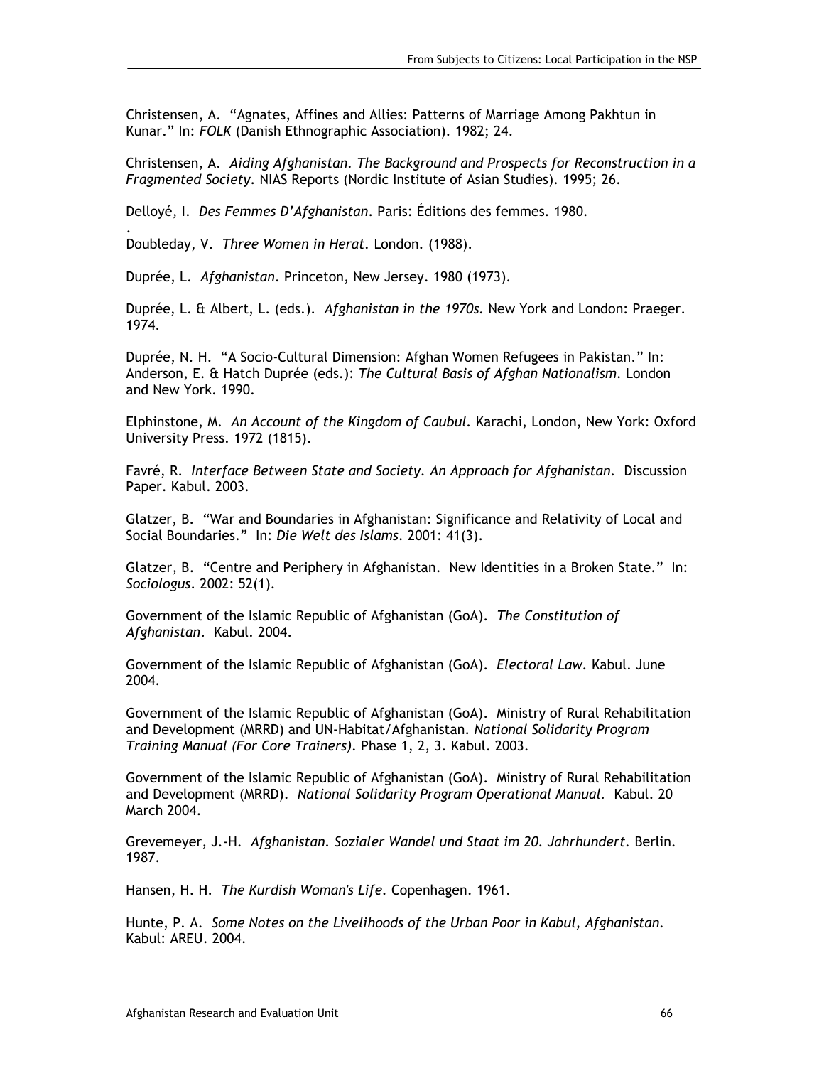Christensen, A. "Agnates, Affines and Allies: Patterns of Marriage Among Pakhtun in Kunar." In: *FOLK* (Danish Ethnographic Association). 1982; 24.

Christensen, A. *Aiding Afghanistan. The Background and Prospects for Reconstruction in a Fragmented Society*. NIAS Reports (Nordic Institute of Asian Studies). 1995; 26.

Delloyé, I. *Des Femmes D'Afghanistan*. Paris: Éditions des femmes. 1980.
.
Doubleday, V. *Three Women in Herat*. London. (1988).

Duprée, L. *Afghanistan*. Princeton, New Jersey. 1980 (1973).

Duprée, L. & Albert, L. (eds.). *Afghanistan in the 1970s.* New York and London: Praeger. 1974.

Duprée, N. H. "A Socio-Cultural Dimension: Afghan Women Refugees in Pakistan." In: Anderson, E. & Hatch Duprée (eds.): *The Cultural Basis of Afghan Nationalism*. London and New York. 1990.

Elphinstone, M. *An Account of the Kingdom of Caubul*. Karachi, London, New York: Oxford University Press. 1972 (1815).

Favré, R. *Interface Between State and Society. An Approach for Afghanistan.* Discussion Paper. Kabul. 2003.

Glatzer, B. "War and Boundaries in Afghanistan: Significance and Relativity of Local and Social Boundaries." In: *Die Welt des Islams*. 2001: 41(3).

Glatzer, B. "Centre and Periphery in Afghanistan. New Identities in a Broken State." In: *Sociologus*. 2002: 52(1).

Government of the Islamic Republic of Afghanistan (GoA). *The Constitution of Afghanistan*. Kabul. 2004.

Government of the Islamic Republic of Afghanistan (GoA). *Electoral Law*. Kabul. June 2004.

Government of the Islamic Republic of Afghanistan (GoA). Ministry of Rural Rehabilitation and Development (MRRD) and UN-Habitat/Afghanistan. *National Solidarity Program Training Manual (For Core Trainers)*. Phase 1, 2, 3. Kabul. 2003.

Government of the Islamic Republic of Afghanistan (GoA). Ministry of Rural Rehabilitation and Development (MRRD). *National Solidarity Program Operational Manual*. Kabul. 20 March 2004.

Grevemeyer, J.-H. *Afghanistan. Sozialer Wandel und Staat im 20. Jahrhundert*. Berlin. 1987.

Hansen, H. H. *The Kurdish Woman's Life*. Copenhagen. 1961.

Hunte, P. A. *Some Notes on the Livelihoods of the Urban Poor in Kabul, Afghanistan.* Kabul: AREU. 2004.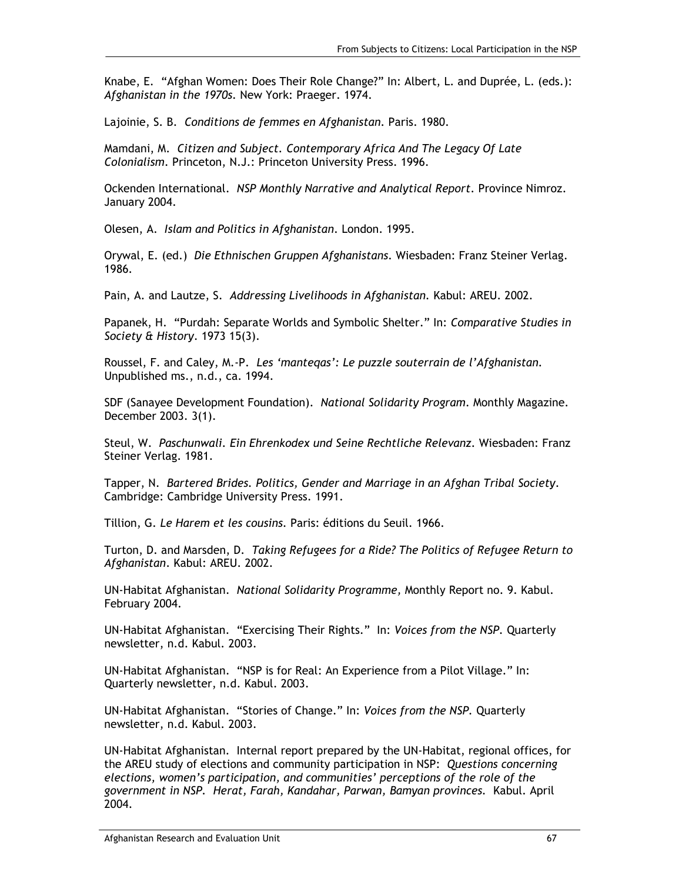Knabe, E. “Afghan Women: Does Their Role Change?” In: Albert, L. and Duprée, L. (eds.): *Afghanistan in the 1970s*. New York: Praeger. 1974.

Lajoinie, S. B. *Conditions de femmes en Afghanistan*. Paris. 1980.

Mamdani, M. *Citizen and Subject. Contemporary Africa And The Legacy Of Late Colonialism*. Princeton, N.J.: Princeton University Press. 1996.

Ockenden International. *NSP Monthly Narrative and Analytical Report*. Province Nimroz. January 2004.

Olesen, A. *Islam and Politics in Afghanistan*. London. 1995.

Orywal, E. (ed.) *Die Ethnischen Gruppen Afghanistans*. Wiesbaden: Franz Steiner Verlag. 1986.

Pain, A. and Lautze, S. *Addressing Livelihoods in Afghanistan*. Kabul: AREU. 2002.

Papanek, H. “Purdah: Separate Worlds and Symbolic Shelter.” In: *Comparative Studies in Society & History*. 1973 15(3).

Roussel, F. and Caley, M.-P. *Les ‘manteqas’: Le puzzle souterrain de l’Afghanistan*. Unpublished ms., n.d., ca. 1994.

SDF (Sanayee Development Foundation). *National Solidarity Program*. Monthly Magazine. December 2003. 3(1).

Steul, W. *Paschunwali. Ein Ehrenkodex und Seine Rechtliche Relevanz*. Wiesbaden: Franz Steiner Verlag. 1981.

Tapper, N. *Bartered Brides. Politics, Gender and Marriage in an Afghan Tribal Society*. Cambridge: Cambridge University Press. 1991.

Tillion, G. *Le Harem et les cousins*. Paris: éditions du Seuil. 1966.

Turton, D. and Marsden, D. *Taking Refugees for a Ride? The Politics of Refugee Return to Afghanistan*. Kabul: AREU. 2002.

UN-Habitat Afghanistan. *National Solidarity Programme,* Monthly Report no. 9. Kabul. February 2004.

UN-Habitat Afghanistan. “Exercising Their Rights.” In: *Voices from the NSP*. Quarterly newsletter, n.d. Kabul. 2003.

UN-Habitat Afghanistan. “NSP is for Real: An Experience from a Pilot Village.” In: Quarterly newsletter, n.d. Kabul. 2003.

UN-Habitat Afghanistan. “Stories of Change.” In: *Voices from the NSP*. Quarterly newsletter, n.d. Kabul. 2003.

UN-Habitat Afghanistan. Internal report prepared by the UN-Habitat, regional offices, for the AREU study of elections and community participation in NSP: *Questions concerning elections, women’s participation, and communities’ perceptions of the role of the government in NSP. Herat, Farah, Kandahar, Parwan, Bamyan provinces.* Kabul. April 2004.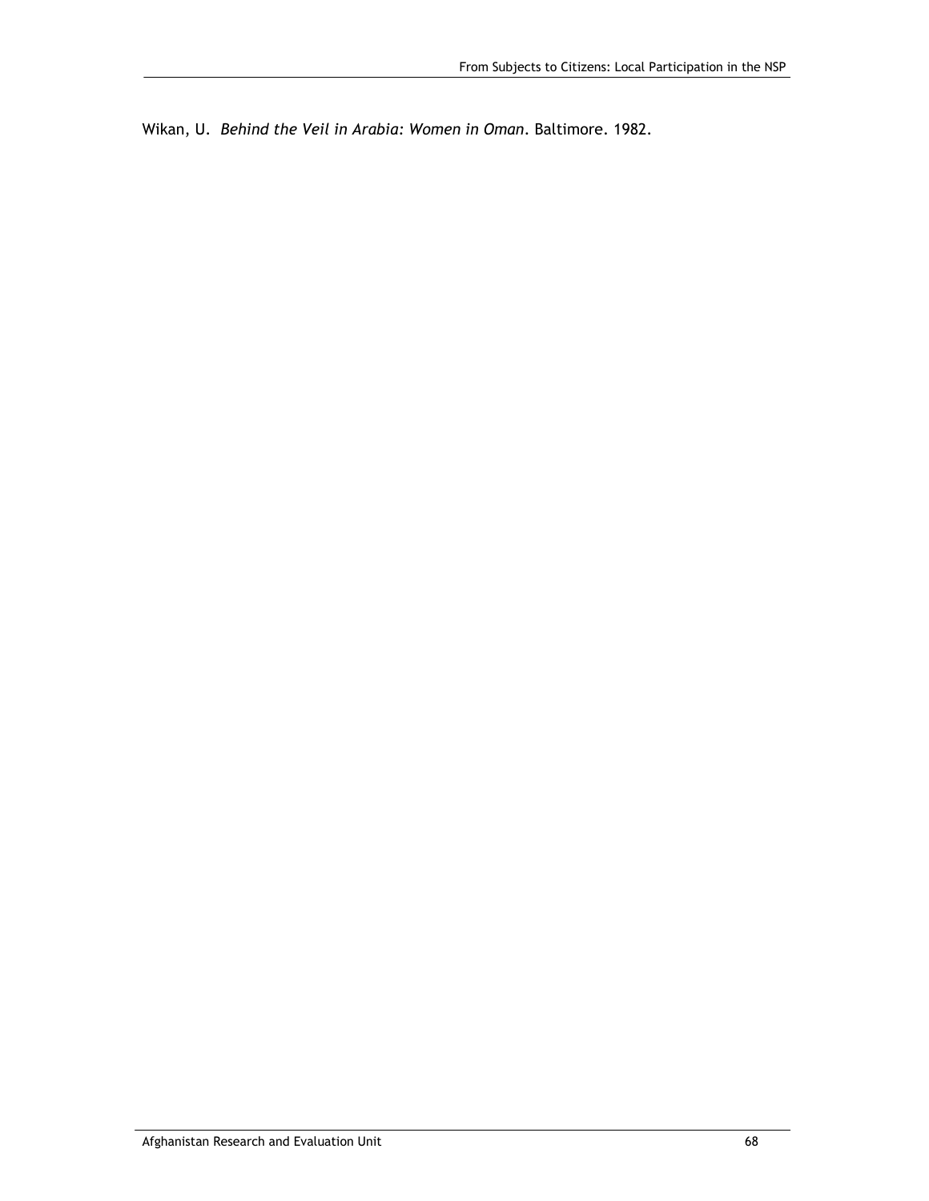Wikan, U. *Behind the Veil in Arabia: Women in Oman*. Baltimore. 1982.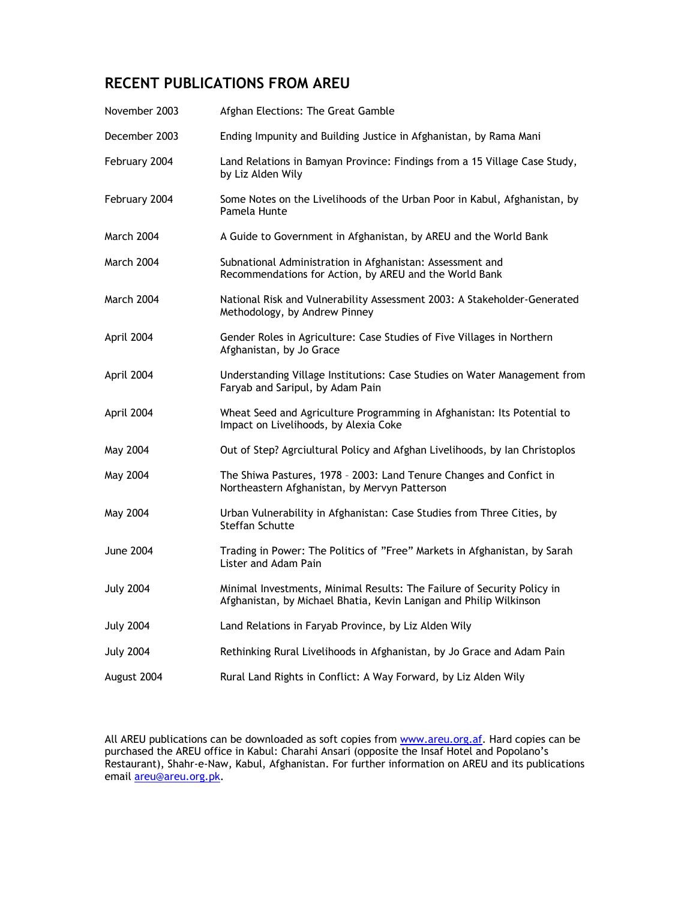## RECENT PUBLICATIONS FROM AREU

| | |
|---|---|
| November 2003 | Afghan Elections: The Great Gamble |
| December 2003 | Ending Impunity and Building Justice in Afghanistan, by Rama Mani |
| February 2004 | Land Relations in Bamyan Province: Findings from a 15 Village Case Study, by Liz Alden Wily |
| February 2004 | Some Notes on the Livelihoods of the Urban Poor in Kabul, Afghanistan, by Pamela Hunte |
| March 2004 | A Guide to Government in Afghanistan, by AREU and the World Bank |
| March 2004 | Subnational Administration in Afghanistan: Assessment and Recommendations for Action, by AREU and the World Bank |
| March 2004 | National Risk and Vulnerability Assessment 2003: A Stakeholder-Generated Methodology, by Andrew Pinney |
| April 2004 | Gender Roles in Agriculture: Case Studies of Five Villages in Northern Afghanistan, by Jo Grace |
| April 2004 | Understanding Village Institutions: Case Studies on Water Management from Faryab and Saripul, by Adam Pain |
| April 2004 | Wheat Seed and Agriculture Programming in Afghanistan: Its Potential to Impact on Livelihoods, by Alexia Coke |
| May 2004 | Out of Step? Agrciultural Policy and Afghan Livelihoods, by Ian Christoplos |
| May 2004 | The Shiwa Pastures, 1978 – 2003: Land Tenure Changes and Confict in Northeastern Afghanistan, by Mervyn Patterson |
| May 2004 | Urban Vulnerability in Afghanistan: Case Studies from Three Cities, by Steffan Schutte |
| June 2004 | Trading in Power: The Politics of "Free" Markets in Afghanistan, by Sarah Lister and Adam Pain |
| July 2004 | Minimal Investments, Minimal Results: The Failure of Security Policy in Afghanistan, by Michael Bhatia, Kevin Lanigan and Philip Wilkinson |
| July 2004 | Land Relations in Faryab Province, by Liz Alden Wily |
| July 2004 | Rethinking Rural Livelihoods in Afghanistan, by Jo Grace and Adam Pain |
| August 2004 | Rural Land Rights in Conflict: A Way Forward, by Liz Alden Wily |

All AREU publications can be downloaded as soft copies from www.areu.org.af. Hard copies can be purchased the AREU office in Kabul: Charahi Ansari (opposite the Insaf Hotel and Popolano's Restaurant), Shahr-e-Naw, Kabul, Afghanistan. For further information on AREU and its publications email areu@areu.org.pk.